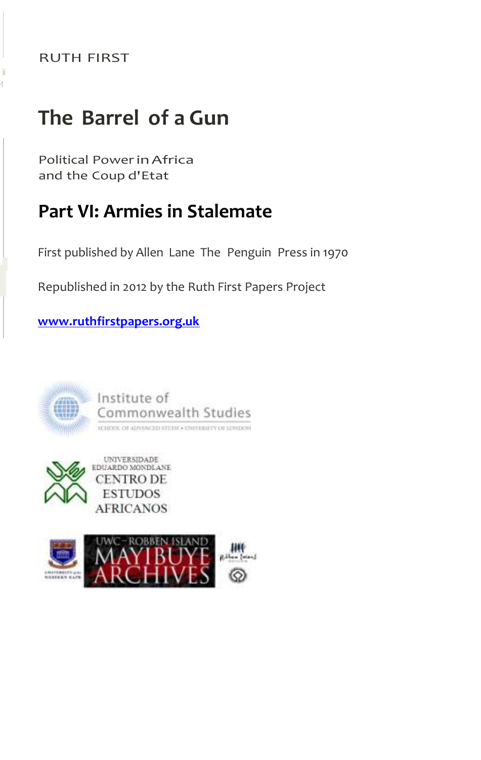RUTH FIRST

# The Barrel of a Gun

Political Power in Africa
and the Coup d'Etat

## Part VI: Armies in Stalemate

First published by Allen Lane The Penguin Press in 1970

Republished in 2012 by the Ruth First Papers Project

[www.ruthfirstpapers.org.uk](http://www.ruthfirstpapers.org.uk)

Institute of Commonwealth Studies
SCHOOL OF ADVANCED STUDY • UNIVERSITY OF LONDON

UNIVERSIDADE EDUARDO MONDLANE
CENTRO DE ESTUDOS AFRICANOS

UWC – ROBBEN ISLAND MAYIBUYE ARCHIVES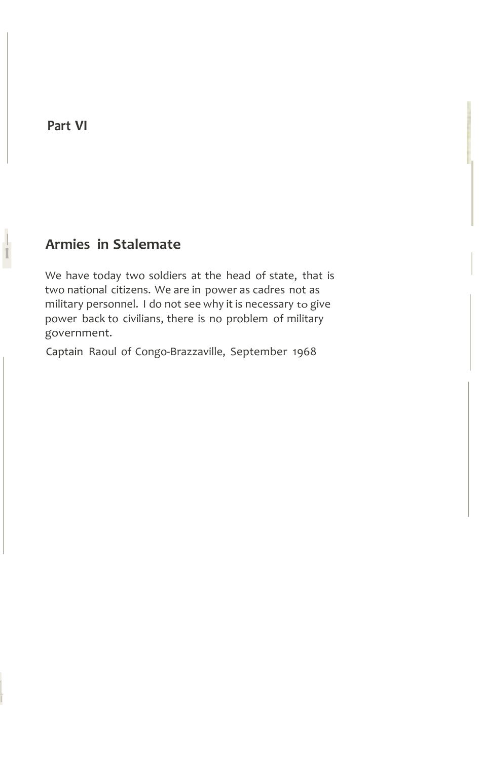# Part VI

## Armies in Stalemate

We have today two soldiers at the head of state, that is two national citizens. We are in power as cadres not as military personnel. I do not see why it is necessary to give power back to civilians, there is no problem of military government.

Captain Raoul of Congo-Brazzaville, September 1968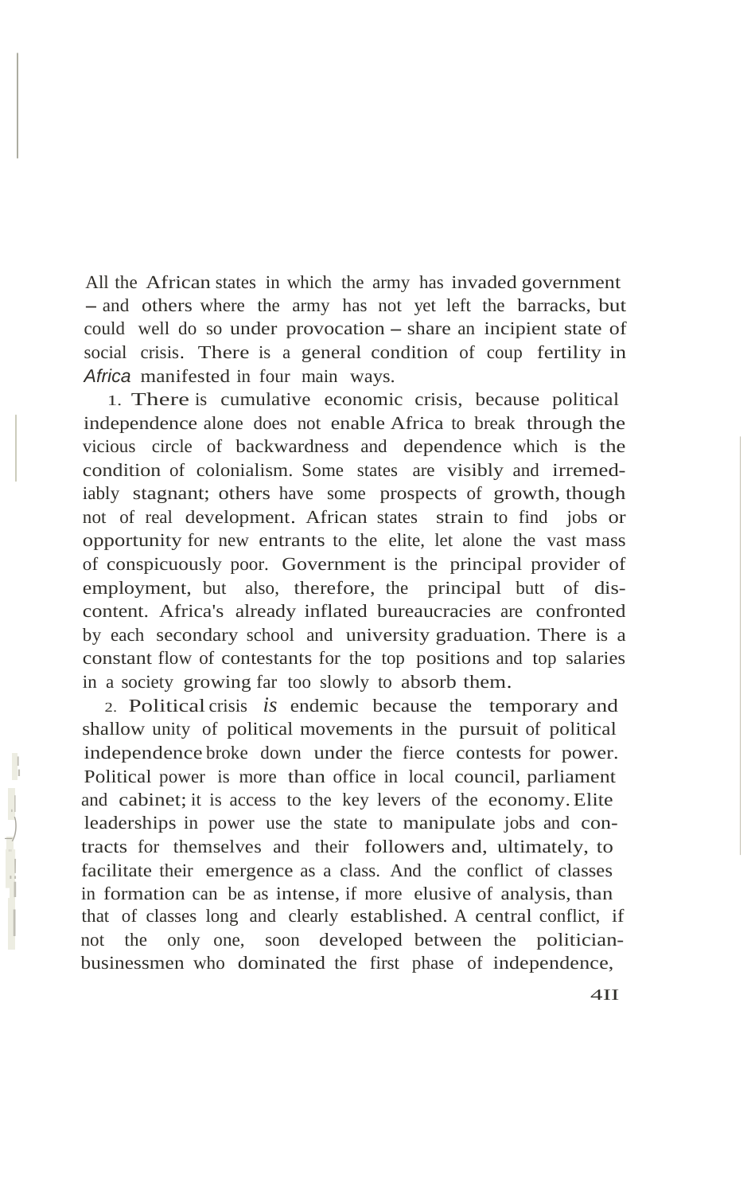All the African states in which the army has invaded government – and others where the army has not yet left the barracks, but could well do so under provocation – share an incipient state of social crisis. There is a general condition of coup fertility in *Africa* manifested in four main ways.

1. There is cumulative economic crisis, because political independence alone does not enable Africa to break through the vicious circle of backwardness and dependence which is the condition of colonialism. Some states are visibly and irremediably stagnant; others have some prospects of growth, though not of real development. African states strain to find jobs or opportunity for new entrants to the elite, let alone the vast mass of conspicuously poor. Government is the principal provider of employment, but also, therefore, the principal butt of discontent. Africa's already inflated bureaucracies are confronted by each secondary school and university graduation. There is a constant flow of contestants for the top positions and top salaries in a society growing far too slowly to absorb them.

2. Political crisis *is* endemic because the temporary and shallow unity of political movements in the pursuit of political independence broke down under the fierce contests for power. Political power is more than office in local council, parliament and cabinet; it is access to the key levers of the economy. Elite leaderships in power use the state to manipulate jobs and contracts for themselves and their followers and, ultimately, to facilitate their emergence as a class. And the conflict of classes in formation can be as intense, if more elusive of analysis, than that of classes long and clearly established. A central conflict, if not the only one, soon developed between the politician-businessmen who dominated the first phase of independence,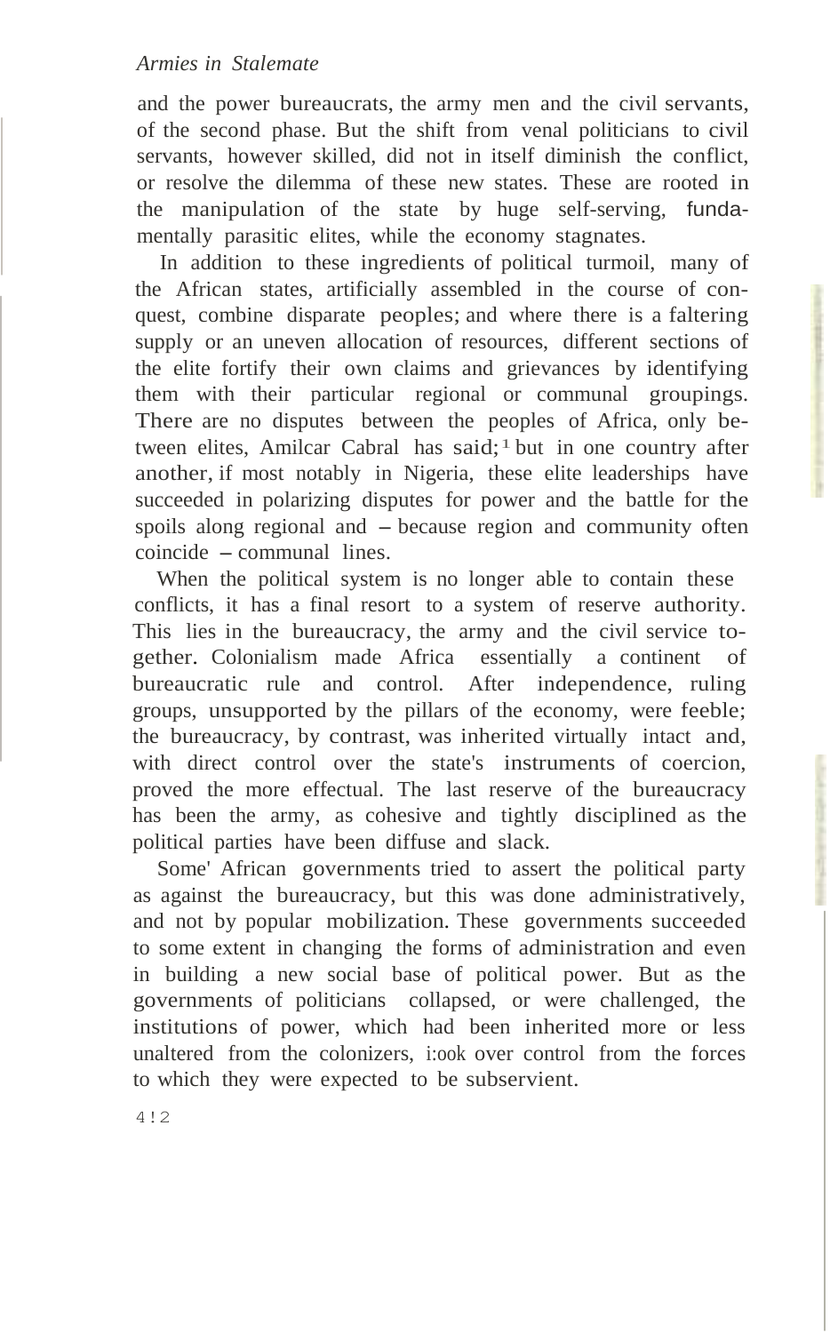and the power bureaucrats, the army men and the civil servants, of the second phase. But the shift from venal politicians to civil servants, however skilled, did not in itself diminish the conflict, or resolve the dilemma of these new states. These are rooted in the manipulation of the state by huge self-serving, fundamentally parasitic elites, while the economy stagnates.

In addition to these ingredients of political turmoil, many of the African states, artificially assembled in the course of conquest, combine disparate peoples; and where there is a faltering supply or an uneven allocation of resources, different sections of the elite fortify their own claims and grievances by identifying them with their particular regional or communal groupings. There are no disputes between the peoples of Africa, only between elites, Amilcar Cabral has said;[1] but in one country after another, if most notably in Nigeria, these elite leaderships have succeeded in polarizing disputes for power and the battle for the spoils along regional and – because region and community often coincide – communal lines.

When the political system is no longer able to contain these conflicts, it has a final resort to a system of reserve authority. This lies in the bureaucracy, the army and the civil service together. Colonialism made Africa essentially a continent of bureaucratic rule and control. After independence, ruling groups, unsupported by the pillars of the economy, were feeble; the bureaucracy, by contrast, was inherited virtually intact and, with direct control over the state's instruments of coercion, proved the more effectual. The last reserve of the bureaucracy has been the army, as cohesive and tightly disciplined as the political parties have been diffuse and slack.

Some' African governments tried to assert the political party as against the bureaucracy, but this was done administratively, and not by popular mobilization. These governments succeeded to some extent in changing the forms of administration and even in building a new social base of political power. But as the governments of politicians collapsed, or were challenged, the institutions of power, which had been inherited more or less unaltered from the colonizers, took over control from the forces to which they were expected to be subservient.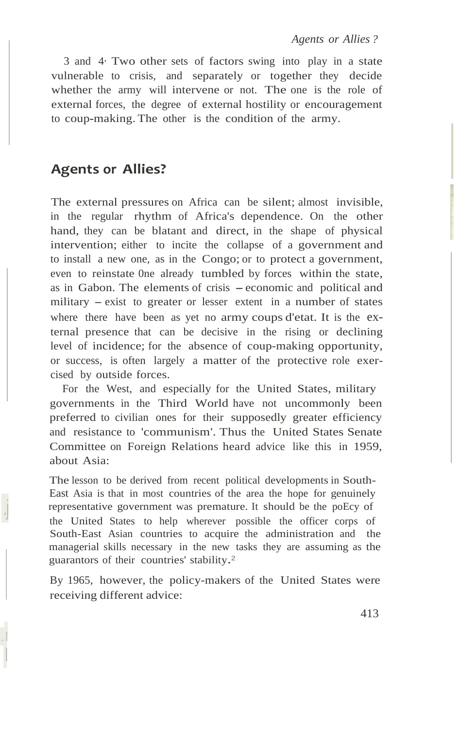3 and 4· Two other sets of factors swing into play in a state vulnerable to crisis, and separately or together they decide whether the army will intervene or not. The one is the role of external forces, the degree of external hostility or encouragement to coup-making. The other is the condition of the army.

## Agents or Allies?

The external pressures on Africa can be silent; almost invisible, in the regular rhythm of Africa's dependence. On the other hand, they can be blatant and direct, in the shape of physical intervention; either to incite the collapse of a government and to install a new one, as in the Congo; or to protect a government, even to reinstate 0ne already tumbled by forces within the state, as in Gabon. The elements of crisis – economic and political and military – exist to greater or lesser extent in a number of states where there have been as yet no army coups d'etat. It is the external presence that can be decisive in the rising or declining level of incidence; for the absence of coup-making opportunity, or success, is often largely a matter of the protective role exercised by outside forces.

For the West, and especially for the United States, military governments in the Third World have not uncommonly been preferred to civilian ones for their supposedly greater efficiency and resistance to 'communism'. Thus the United States Senate Committee on Foreign Relations heard advice like this in 1959, about Asia:

> The lesson to be derived from recent political developments in South-East Asia is that in most countries of the area the hope for genuinely representative government was premature. It should be the poEcy of the United States to help wherever possible the officer corps of South-East Asian countries to acquire the administration and the managerial skills necessary in the new tasks they are assuming as the guarantors of their countries' stability.[2]

By 1965, however, the policy-makers of the United States were receiving different advice: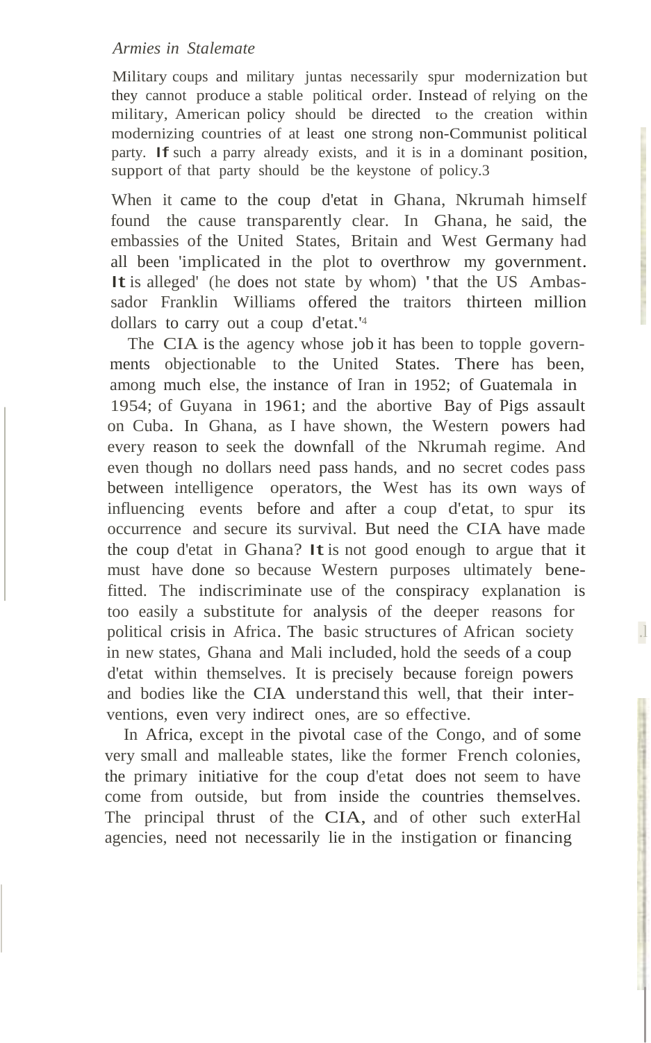Military coups and military juntas necessarily spur modernization but they cannot produce a stable political order. Instead of relying on the military, American policy should be directed to the creation within modernizing countries of at least one strong non-Communist political party. If such a parry already exists, and it is in a dominant position, support of that party should be the keystone of policy.[3]

When it came to the coup d'etat in Ghana, Nkrumah himself found the cause transparently clear. In Ghana, he said, the embassies of the United States, Britain and West Germany had all been 'implicated in the plot to overthrow my government. It is alleged' (he does not state by whom) 'that the US Ambassador Franklin Williams offered the traitors thirteen million dollars to carry out a coup d'etat.'[4]

The CIA is the agency whose job it has been to topple governments objectionable to the United States. There has been, among much else, the instance of Iran in 1952; of Guatemala in 1954; of Guyana in 1961; and the abortive Bay of Pigs assault on Cuba. In Ghana, as I have shown, the Western powers had every reason to seek the downfall of the Nkrumah regime. And even though no dollars need pass hands, and no secret codes pass between intelligence operators, the West has its own ways of influencing events before and after a coup d'etat, to spur its occurrence and secure its survival. But need the CIA have made the coup d'etat in Ghana? It is not good enough to argue that it must have done so because Western purposes ultimately benefitted. The indiscriminate use of the conspiracy explanation is too easily a substitute for analysis of the deeper reasons for political crisis in Africa. The basic structures of African society in new states, Ghana and Mali included, hold the seeds of a coup d'etat within themselves. It is precisely because foreign powers and bodies like the CIA understand this well, that their interventions, even very indirect ones, are so effective.

In Africa, except in the pivotal case of the Congo, and of some very small and malleable states, like the former French colonies, the primary initiative for the coup d'etat does not seem to have come from outside, but from inside the countries themselves. The principal thrust of the CIA, and of other such exterHal agencies, need not necessarily lie in the instigation or financing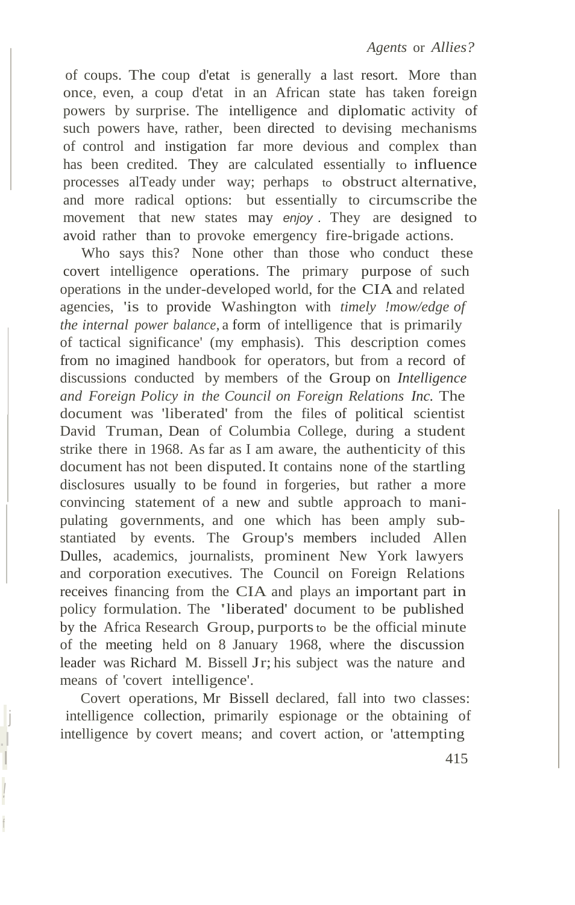of coups. The coup d'etat is generally a last resort. More than once, even, a coup d'etat in an African state has taken foreign powers by surprise. The intelligence and diplomatic activity of such powers have, rather, been directed to devising mechanisms of control and instigation far more devious and complex than has been credited. They are calculated essentially to influence processes alTeady under way; perhaps to obstruct alternative, and more radical options: but essentially to circumscribe the movement that new states may *enjoy*. They are designed to avoid rather than to provoke emergency fire-brigade actions.

Who says this? None other than those who conduct these covert intelligence operations. The primary purpose of such operations in the under-developed world, for the CIA and related agencies, 'is to provide Washington with *timely !mow/edge of the internal power balance,* a form of intelligence that is primarily of tactical significance' (my emphasis). This description comes from no imagined handbook for operators, but from a record of discussions conducted by members of the Group on *Intelligence and Foreign Policy in the Council on Foreign Relations Inc.* The document was 'liberated' from the files of political scientist David Truman, Dean of Columbia College, during a student strike there in 1968. As far as I am aware, the authenticity of this document has not been disputed. It contains none of the startling disclosures usually to be found in forgeries, but rather a more convincing statement of a new and subtle approach to manipulating governments, and one which has been amply substantiated by events. The Group's members included Allen Dulles, academics, journalists, prominent New York lawyers and corporation executives. The Council on Foreign Relations receives financing from the CIA and plays an important part in policy formulation. The 'liberated' document to be published by the Africa Research Group, purports to be the official minute of the meeting held on 8 January 1968, where the discussion leader was Richard M. Bissell Jr; his subject was the nature and means of 'covert intelligence'.

Covert operations, Mr Bissell declared, fall into two classes: intelligence collection, primarily espionage or the obtaining of intelligence by covert means; and covert action, or 'attempting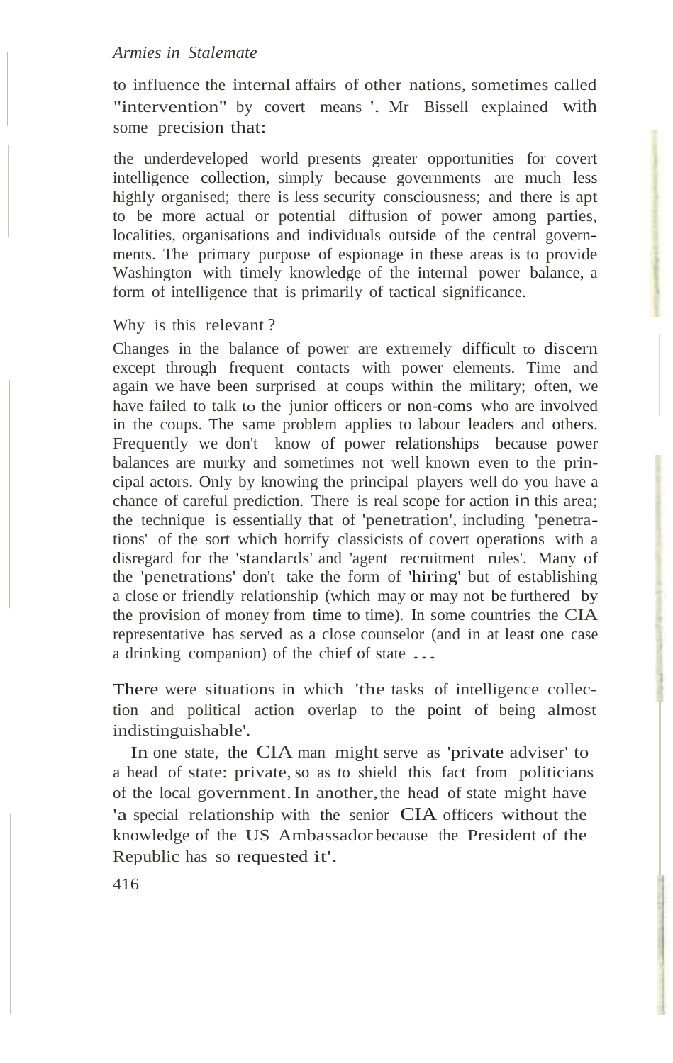to influence the internal affairs of other nations, sometimes called "intervention" by covert means '. Mr Bissell explained with some precision that:

> the underdeveloped world presents greater opportunities for covert intelligence collection, simply because governments are much less highly organised; there is less security consciousness; and there is apt to be more actual or potential diffusion of power among parties, localities, organisations and individuals outside of the central governments. The primary purpose of espionage in these areas is to provide Washington with timely knowledge of the internal power balance, a form of intelligence that is primarily of tactical significance.
>
> Why is this relevant?
>
> Changes in the balance of power are extremely difficult to discern except through frequent contacts with power elements. Time and again we have been surprised at coups within the military; often, we have failed to talk to the junior officers or non-coms who are involved in the coups. The same problem applies to labour leaders and others. Frequently we don't know of power relationships because power balances are murky and sometimes not well known even to the principal actors. Only by knowing the principal players well do you have a chance of careful prediction. There is real scope for action in this area; the technique is essentially that of 'penetration', including 'penetrations' of the sort which horrify classicists of covert operations with a disregard for the 'standards' and 'agent recruitment rules'. Many of the 'penetrations' don't take the form of 'hiring' but of establishing a close or friendly relationship (which may or may not be furthered by the provision of money from time to time). In some countries the CIA representative has served as a close counselor (and in at least one case a drinking companion) of the chief of state ...

There were situations in which 'the tasks of intelligence collection and political action overlap to the point of being almost indistinguishable'.

In one state, the CIA man might serve as 'private adviser' to a head of state: private, so as to shield this fact from politicians of the local government. In another, the head of state might have 'a special relationship with the senior CIA officers without the knowledge of the US Ambassador because the President of the Republic has so requested it'.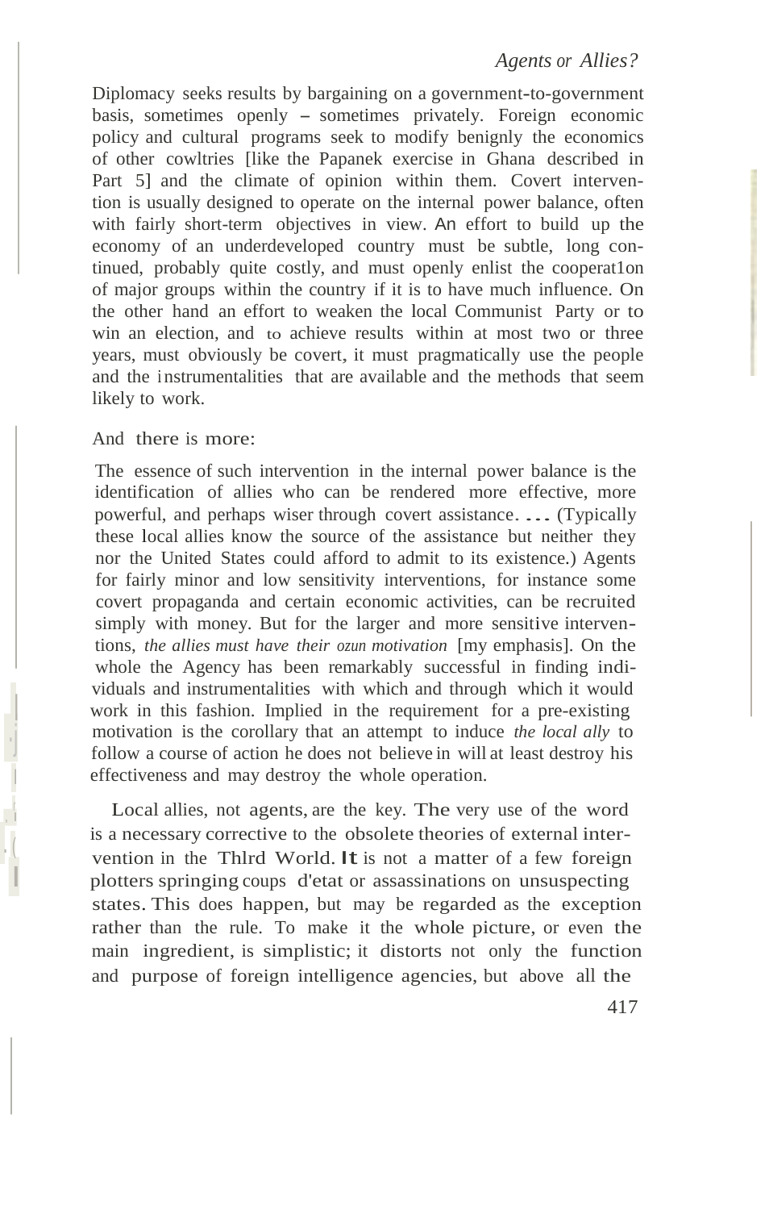Diplomacy seeks results by bargaining on a government-to-government basis, sometimes openly – sometimes privately. Foreign economic policy and cultural programs seek to modify benignly the economics of other cowltries [like the Papanek exercise in Ghana described in Part 5] and the climate of opinion within them. Covert intervention is usually designed to operate on the internal power balance, often with fairly short-term objectives in view. An effort to build up the economy of an underdeveloped country must be subtle, long continued, probably quite costly, and must openly enlist the cooperat1on of major groups within the country if it is to have much influence. On the other hand an effort to weaken the local Communist Party or to win an election, and to achieve results within at most two or three years, must obviously be covert, it must pragmatically use the people and the instrumentalities that are available and the methods that seem likely to work.

And there is more:

> The essence of such intervention in the internal power balance is the identification of allies who can be rendered more effective, more powerful, and perhaps wiser through covert assistance. ... (Typically these local allies know the source of the assistance but neither they nor the United States could afford to admit to its existence.) Agents for fairly minor and low sensitivity interventions, for instance some covert propaganda and certain economic activities, can be recruited simply with money. But for the larger and more sensitive interventions, *the allies must have their ozun motivation* [my emphasis]. On the whole the Agency has been remarkably successful in finding individuals and instrumentalities with which and through which it would work in this fashion. Implied in the requirement for a pre-existing motivation is the corollary that an attempt to induce *the local ally* to follow a course of action he does not believe in will at least destroy his effectiveness and may destroy the whole operation.

Local allies, not agents, are the key. The very use of the word is a necessary corrective to the obsolete theories of external intervention in the Thlrd World. It is not a matter of a few foreign plotters springing coups d'etat or assassinations on unsuspecting states. This does happen, but may be regarded as the exception rather than the rule. To make it the whole picture, or even the main ingredient, is simplistic; it distorts not only the function and purpose of foreign intelligence agencies, but above all the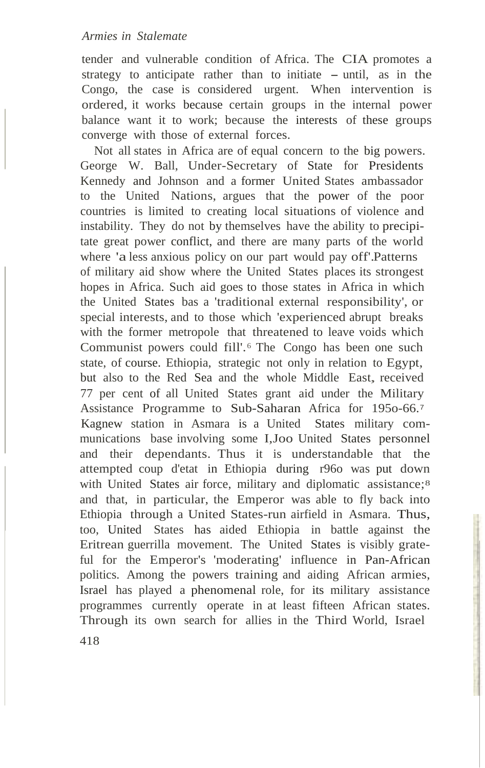tender and vulnerable condition of Africa. The CIA promotes a strategy to anticipate rather than to initiate – until, as in the Congo, the case is considered urgent. When intervention is ordered, it works because certain groups in the internal power balance want it to work; because the interests of these groups converge with those of external forces.

Not all states in Africa are of equal concern to the big powers. George W. Ball, Under-Secretary of State for Presidents Kennedy and Johnson and a former United States ambassador to the United Nations, argues that the power of the poor countries is limited to creating local situations of violence and instability. They do not by themselves have the ability to precipitate great power conflict, and there are many parts of the world where 'a less anxious policy on our part would pay off'. Patterns of military aid show where the United States places its strongest hopes in Africa. Such aid goes to those states in Africa in which the United States has a 'traditional external responsibility', or special interests, and to those which 'experienced abrupt breaks with the former metropole that threatened to leave voids which Communist powers could fill'.[6] The Congo has been one such state, of course. Ethiopia, strategic not only in relation to Egypt, but also to the Red Sea and the whole Middle East, received 77 per cent of all United States grant aid under the Military Assistance Programme to Sub-Saharan Africa for 1950-66.[7] Kagnew station in Asmara is a United States military communications base involving some 1,300 United States personnel and their dependants. Thus it is understandable that the attempted coup d'etat in Ethiopia during 1960 was put down with United States air force, military and diplomatic assistance;[8] and that, in particular, the Emperor was able to fly back into Ethiopia through a United States-run airfield in Asmara. Thus, too, United States has aided Ethiopia in battle against the Eritrean guerrilla movement. The United States is visibly grateful for the Emperor's 'moderating' influence in Pan-African politics. Among the powers training and aiding African armies, Israel has played a phenomenal role, for its military assistance programmes currently operate in at least fifteen African states. Through its own search for allies in the Third World, Israel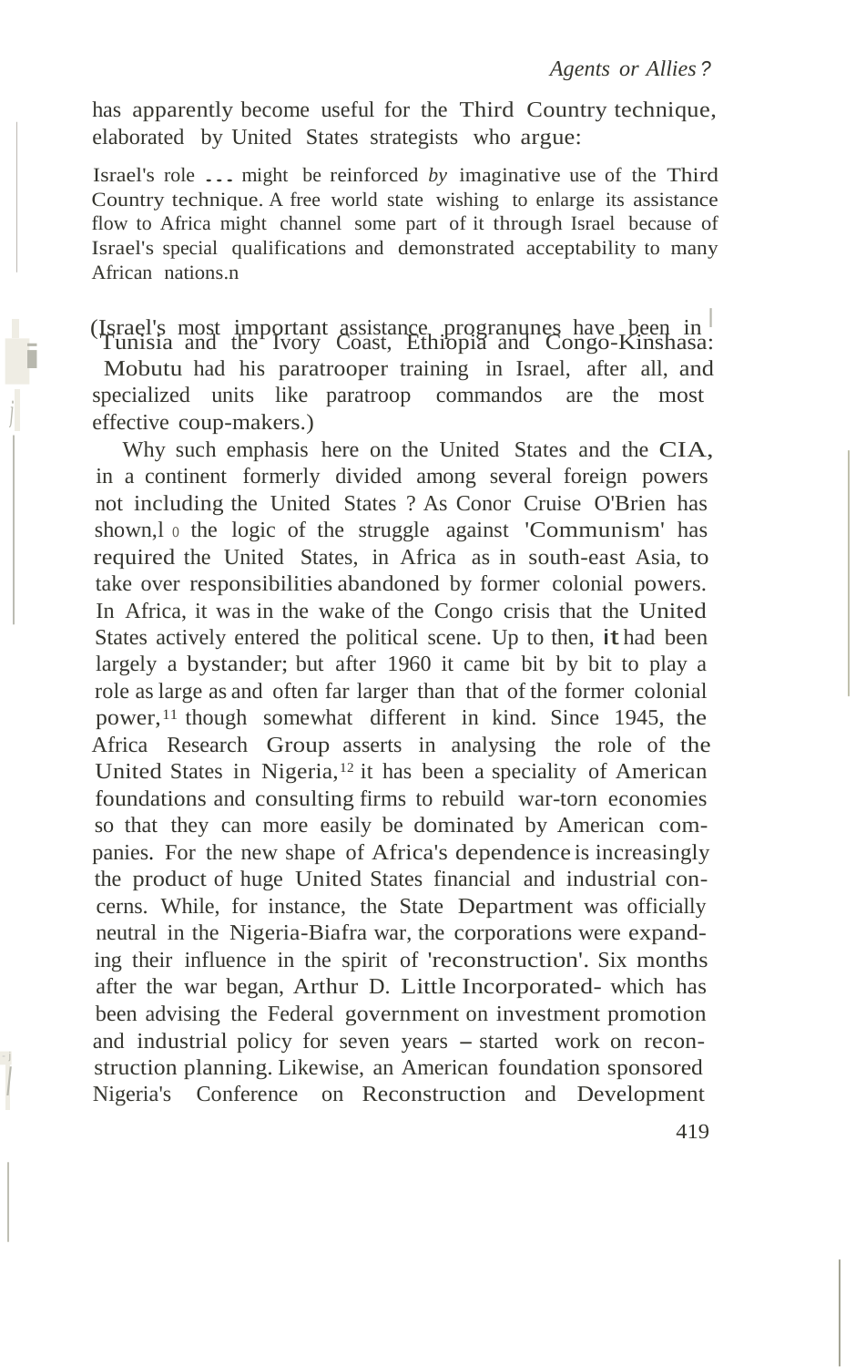has apparently become useful for the Third Country technique, elaborated by United States strategists who argue:

> Israel's role ... might be reinforced *by* imaginative use of the Third Country technique. A free world state wishing to enlarge its assistance flow to Africa might channel some part of it through Israel because of Israel's special qualifications and demonstrated acceptability to many African nations.[9]

(Israel's most important assistance programmes have been in Tunisia and the Ivory Coast, Ethiopia and Congo-Kinshasa: Mobutu had his paratrooper training in Israel, after all, and specialized units like paratroop commandos are the most effective coup-makers.)

Why such emphasis here on the United States and the CIA, in a continent formerly divided among several foreign powers not including the United States ? As Conor Cruise O'Brien has shown,[10] the logic of the struggle against 'Communism' has required the United States, in Africa as in south-east Asia, to take over responsibilities abandoned by former colonial powers. In Africa, it was in the wake of the Congo crisis that the United States actively entered the political scene. Up to then, it had been largely a bystander; but after 1960 it came bit by bit to play a role as large as and often far larger than that of the former colonial power,[11] though somewhat different in kind. Since 1945, the Africa Research Group asserts in analysing the role of the United States in Nigeria,[12] it has been a speciality of American foundations and consulting firms to rebuild war-torn economies so that they can more easily be dominated by American companies. For the new shape of Africa's dependence is increasingly the product of huge United States financial and industrial concerns. While, for instance, the State Department was officially neutral in the Nigeria-Biafra war, the corporations were expanding their influence in the spirit of 'reconstruction'. Six months after the war began, Arthur D. Little Incorporated- which has been advising the Federal government on investment promotion and industrial policy for seven years – started work on reconstruction planning. Likewise, an American foundation sponsored Nigeria's Conference on Reconstruction and Development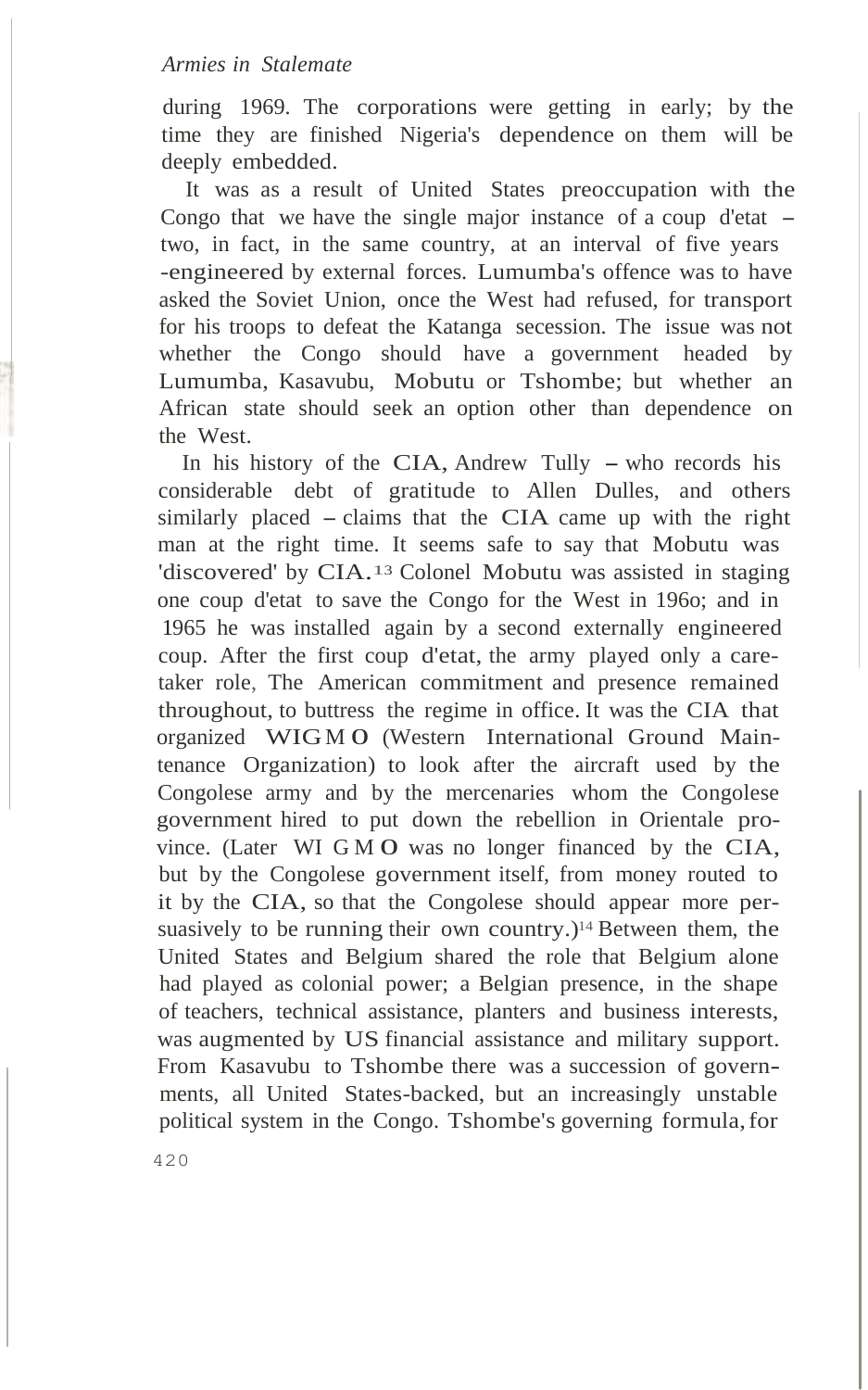during 1969. The corporations were getting in early; by the time they are finished Nigeria's dependence on them will be deeply embedded.

It was as a result of United States preoccupation with the Congo that we have the single major instance of a coup d'etat – two, in fact, in the same country, at an interval of five years -engineered by external forces. Lumumba's offence was to have asked the Soviet Union, once the West had refused, for transport for his troops to defeat the Katanga secession. The issue was not whether the Congo should have a government headed by Lumumba, Kasavubu, Mobutu or Tshombe; but whether an African state should seek an option other than dependence on the West.

In his history of the CIA, Andrew Tully – who records his considerable debt of gratitude to Allen Dulles, and others similarly placed – claims that the CIA came up with the right man at the right time. It seems safe to say that Mobutu was 'discovered' by CIA.[13] Colonel Mobutu was assisted in staging one coup d'etat to save the Congo for the West in 1960; and in 1965 he was installed again by a second externally engineered coup. After the first coup d'etat, the army played only a caretaker role, The American commitment and presence remained throughout, to buttress the regime in office. It was the CIA that organized WIGMO (Western International Ground Maintenance Organization) to look after the aircraft used by the Congolese army and by the mercenaries whom the Congolese government hired to put down the rebellion in Orientale province. (Later WIGMO was no longer financed by the CIA, but by the Congolese government itself, from money routed to it by the CIA, so that the Congolese should appear more persuasively to be running their own country.)[14] Between them, the United States and Belgium shared the role that Belgium alone had played as colonial power; a Belgian presence, in the shape of teachers, technical assistance, planters and business interests, was augmented by US financial assistance and military support. From Kasavubu to Tshombe there was a succession of governments, all United States-backed, but an increasingly unstable political system in the Congo. Tshombe's governing formula, for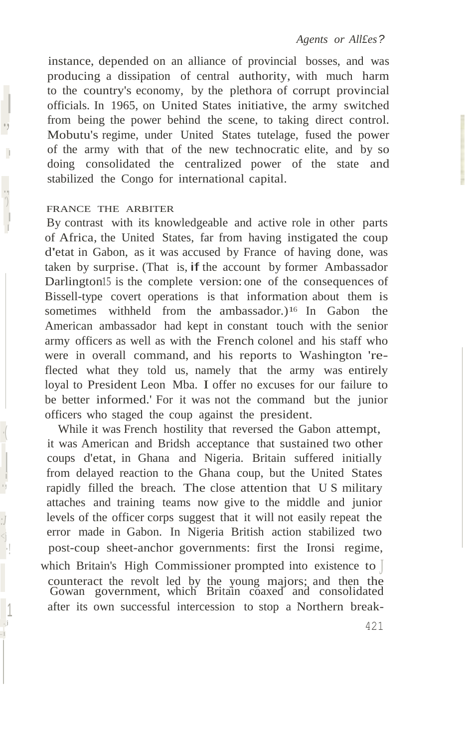instance, depended on an alliance of provincial bosses, and was producing a dissipation of central authority, with much harm to the country's economy, by the plethora of corrupt provincial officials. In 1965, on United States initiative, the army switched from being the power behind the scene, to taking direct control. Mobutu's regime, under United States tutelage, fused the power of the army with that of the new technocratic elite, and by so doing consolidated the centralized power of the state and stabilized the Congo for international capital.

## FRANCE THE ARBITER

By contrast with its knowledgeable and active role in other parts of Africa, the United States, far from having instigated the coup d'etat in Gabon, as it was accused by France of having done, was taken by surprise. (That is, if the account by former Ambassador Darlington[15] is the complete version: one of the consequences of Bissell-type covert operations is that information about them is sometimes withheld from the ambassador.)[16] In Gabon the American ambassador had kept in constant touch with the senior army officers as well as with the French colonel and his staff who were in overall command, and his reports to Washington 're-flected what they told us, namely that the army was entirely loyal to President Leon Mba. I offer no excuses for our failure to be better informed.' For it was not the command but the junior officers who staged the coup against the president.

While it was French hostility that reversed the Gabon attempt, it was American and Bridsh acceptance that sustained two other coups d'etat, in Ghana and Nigeria. Britain suffered initially from delayed reaction to the Ghana coup, but the United States rapidly filled the breach. The close attention that U S military attaches and training teams now give to the middle and junior levels of the officer corps suggest that it will not easily repeat the error made in Gabon. In Nigeria British action stabilized two post-coup sheet-anchor governments: first the Ironsi regime, which Britain's High Commissioner prompted into existence to counteract the revolt led by the young majors; and then the Gowan government, which Britain coaxed and consolidated after its own successful intercession to stop a Northern break-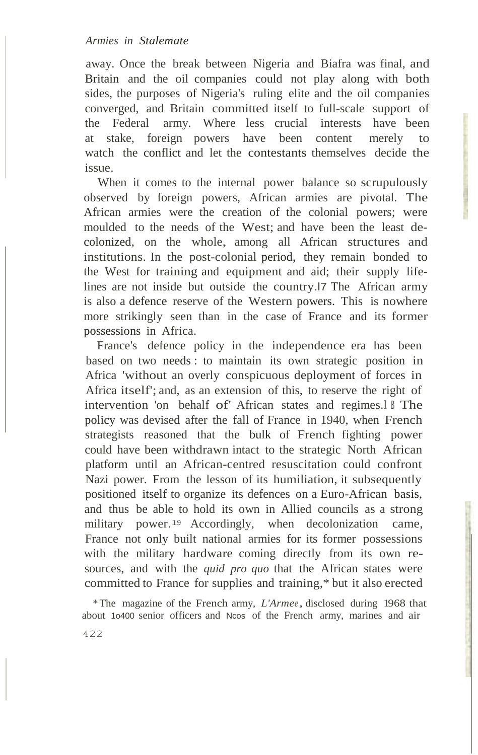away. Once the break between Nigeria and Biafra was final, and Britain and the oil companies could not play along with both sides, the purposes of Nigeria's ruling elite and the oil companies converged, and Britain committed itself to full-scale support of the Federal army. Where less crucial interests have been at stake, foreign powers have been content merely to watch the conflict and let the contestants themselves decide the issue.

When it comes to the internal power balance so scrupulously observed by foreign powers, African armies are pivotal. The African armies were the creation of the colonial powers; were moulded to the needs of the West; and have been the least de-colonized, on the whole, among all African structures and institutions. In the post-colonial period, they remain bonded to the West for training and equipment and aid; their supply life-lines are not inside but outside the country.[17] The African army is also a defence reserve of the Western powers. This is nowhere more strikingly seen than in the case of France and its former possessions in Africa.

France's defence policy in the independence era has been based on two needs: to maintain its own strategic position in Africa 'without an overly conspicuous deployment of forces in Africa itself'; and, as an extension of this, to reserve the right of intervention 'on behalf of' African states and regimes.[18] The policy was devised after the fall of France in 1940, when French strategists reasoned that the bulk of French fighting power could have been withdrawn intact to the strategic North African platform until an African-centred resuscitation could confront Nazi power. From the lesson of its humiliation, it subsequently positioned itself to organize its defences on a Euro-African basis, and thus be able to hold its own in Allied councils as a strong military power.[19] Accordingly, when decolonization came, France not only built national armies for its former possessions with the military hardware coming directly from its own resources, and with the *quid pro quo* that the African states were committed to France for supplies and training,* but it also erected

* The magazine of the French army, *L'Armee*, disclosed during 1968 that about 1,400 senior officers and NCOs of the French army, marines and air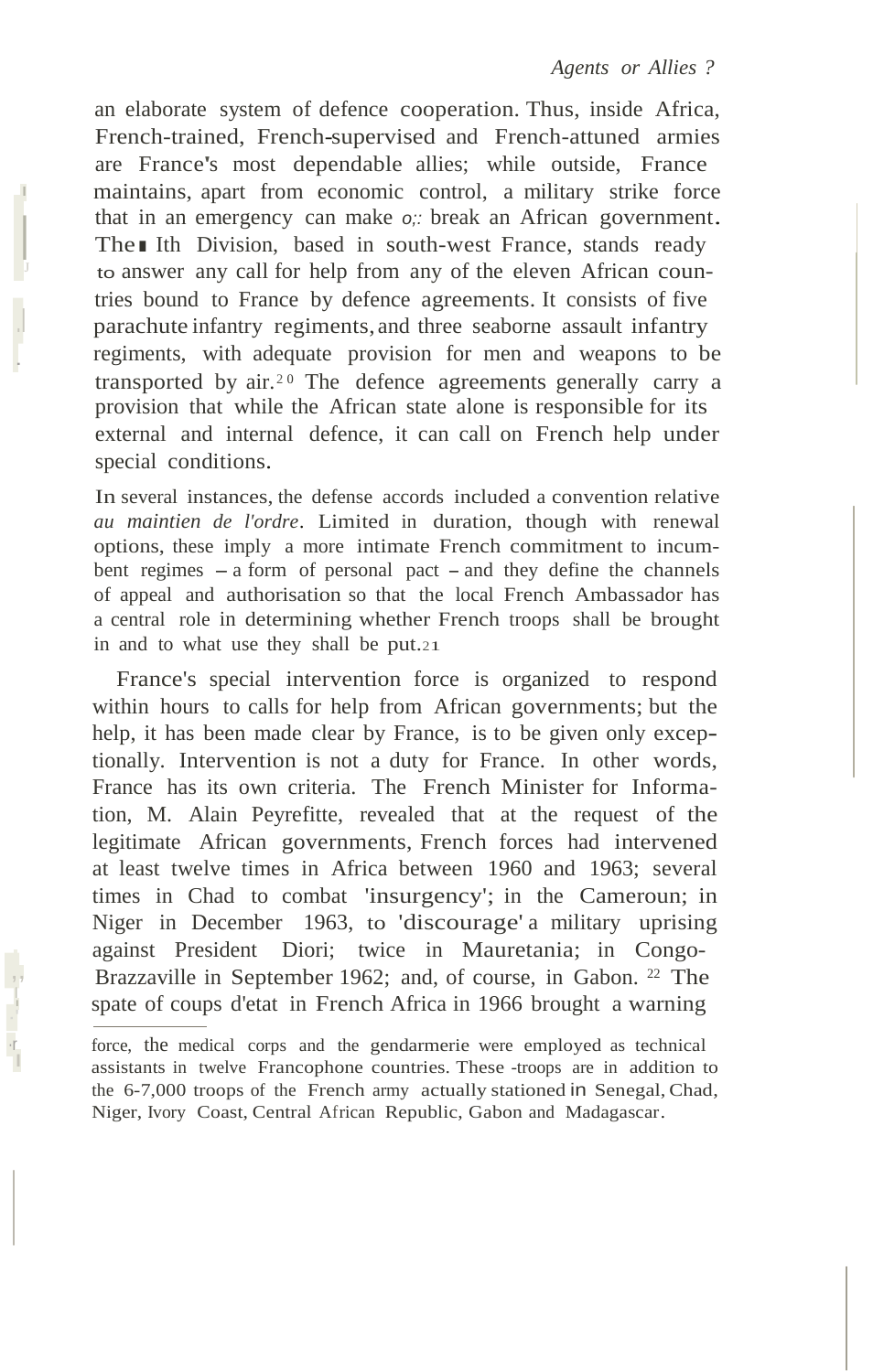an elaborate system of defence cooperation. Thus, inside Africa, French-trained, French-supervised and French-attuned armies are France's most dependable allies; while outside, France maintains, apart from economic control, a military strike force that in an emergency can make o;: break an African government. The ▮ Ith Division, based in south-west France, stands ready to answer any call for help from any of the eleven African countries bound to France by defence agreements. It consists of five parachute infantry regiments, and three seaborne assault infantry regiments, with adequate provision for men and weapons to be transported by air.[20] The defence agreements generally carry a provision that while the African state alone is responsible for its external and internal defence, it can call on French help under special conditions.

In several instances, the defense accords included a convention relative *au maintien de l'ordre*. Limited in duration, though with renewal options, these imply a more intimate French commitment to incumbent regimes – a form of personal pact – and they define the channels of appeal and authorisation so that the local French Ambassador has a central role in determining whether French troops shall be brought in and to what use they shall be put.[21]

France's special intervention force is organized to respond within hours to calls for help from African governments; but the help, it has been made clear by France, is to be given only exceptionally. Intervention is not a duty for France. In other words, France has its own criteria. The French Minister for Information, M. Alain Peyrefitte, revealed that at the request of the legitimate African governments, French forces had intervened at least twelve times in Africa between 1960 and 1963; several times in Chad to combat 'insurgency'; in the Cameroun; in Niger in December 1963, to 'discourage' a military uprising against President Diori; twice in Mauretania; in Congo-Brazzaville in September 1962; and, of course, in Gabon.[22] The spate of coups d'etat in French Africa in 1966 brought a warning

---

force, the medical corps and the gendarmerie were employed as technical assistants in twelve Francophone countries. These -troops are in addition to the 6-7,000 troops of the French army actually stationed in Senegal, Chad, Niger, Ivory Coast, Central African Republic, Gabon and Madagascar.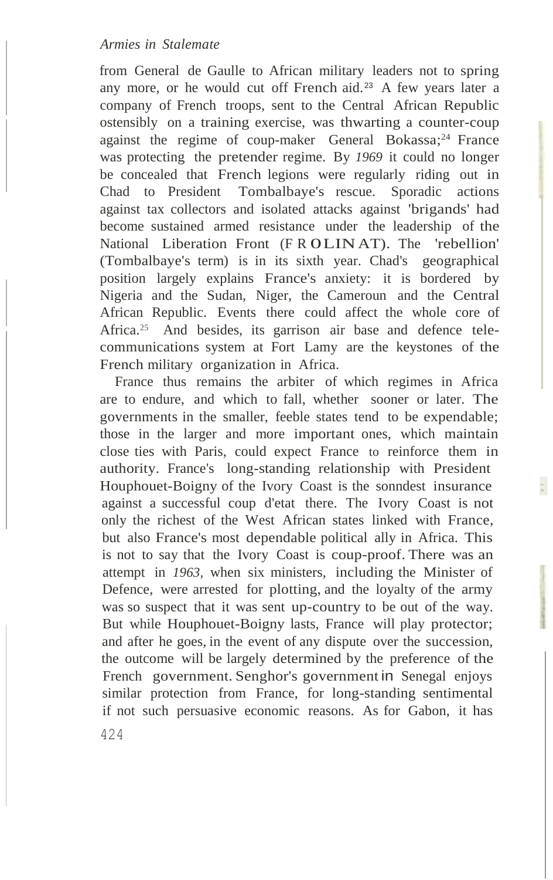from General de Gaulle to African military leaders not to spring any more, or he would cut off French aid.[23] A few years later a company of French troops, sent to the Central African Republic ostensibly on a training exercise, was thwarting a counter-coup against the regime of coup-maker General Bokassa;[24] France was protecting the pretender regime. By *1969* it could no longer be concealed that French legions were regularly riding out in Chad to President Tombalbaye's rescue. Sporadic actions against tax collectors and isolated attacks against 'brigands' had become sustained armed resistance under the leadership of the National Liberation Front (FROLINAT). The 'rebellion' (Tombalbaye's term) is in its sixth year. Chad's geographical position largely explains France's anxiety: it is bordered by Nigeria and the Sudan, Niger, the Cameroun and the Central African Republic. Events there could affect the whole core of Africa.[25] And besides, its garrison air base and defence telecommunications system at Fort Lamy are the keystones of the French military organization in Africa.

France thus remains the arbiter of which regimes in Africa are to endure, and which to fall, whether sooner or later. The governments in the smaller, feeble states tend to be expendable; those in the larger and more important ones, which maintain close ties with Paris, could expect France to reinforce them in authority. France's long-standing relationship with President Houphouet-Boigny of the Ivory Coast is the sonndest insurance against a successful coup d'etat there. The Ivory Coast is not only the richest of the West African states linked with France, but also France's most dependable political ally in Africa. This is not to say that the Ivory Coast is coup-proof. There was an attempt in *1963,* when six ministers, including the Minister of Defence, were arrested for plotting, and the loyalty of the army was so suspect that it was sent up-country to be out of the way. But while Houphouet-Boigny lasts, France will play protector; and after he goes, in the event of any dispute over the succession, the outcome will be largely determined by the preference of the French government. Senghor's government in Senegal enjoys similar protection from France, for long-standing sentimental if not such persuasive economic reasons. As for Gabon, it has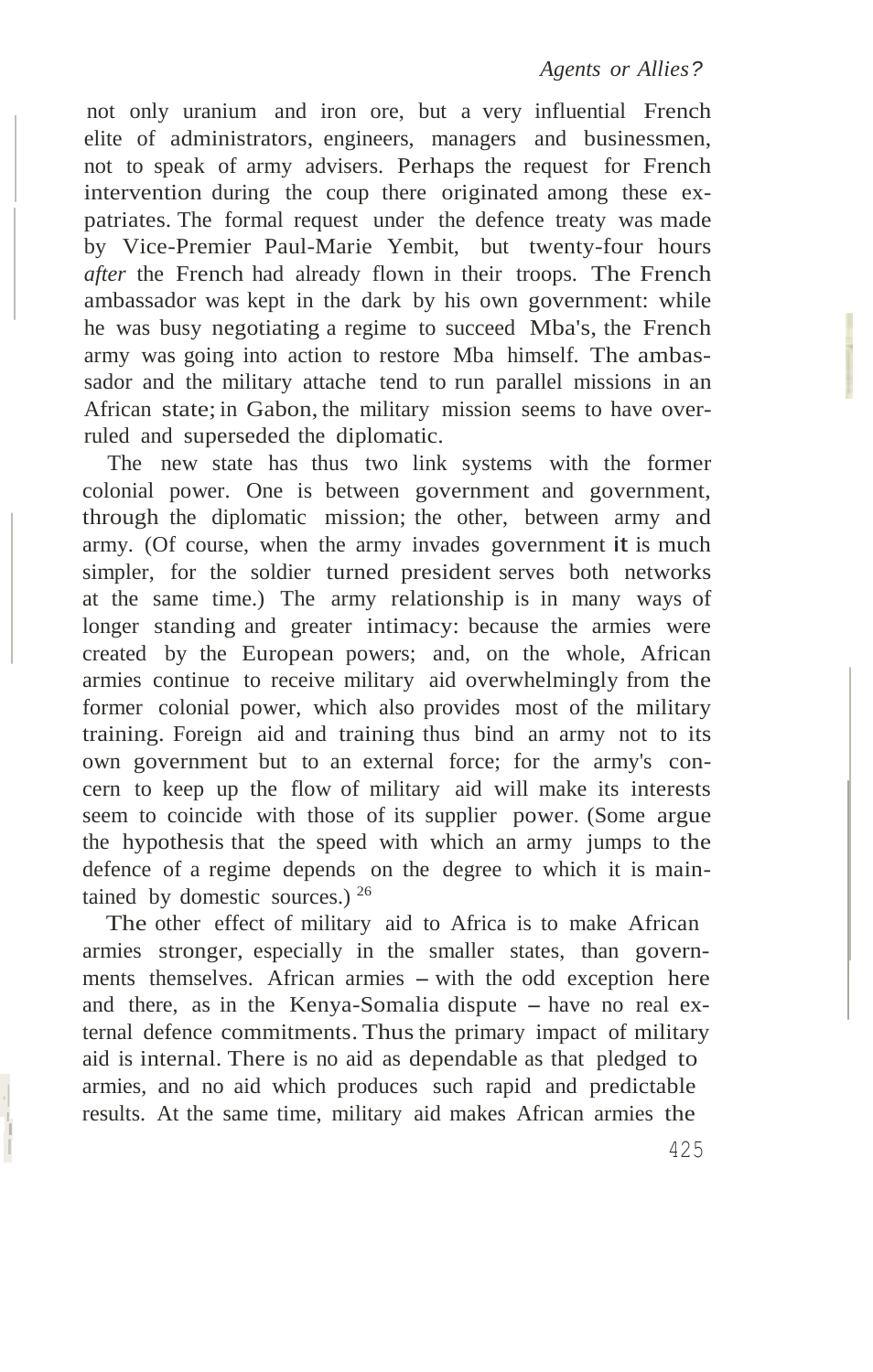not only uranium and iron ore, but a very influential French elite of administrators, engineers, managers and businessmen, not to speak of army advisers. Perhaps the request for French intervention during the coup there originated among these ex-patriates. The formal request under the defence treaty was made by Vice-Premier Paul-Marie Yembit, but twenty-four hours *after* the French had already flown in their troops. The French ambassador was kept in the dark by his own government: while he was busy negotiating a regime to succeed Mba's, the French army was going into action to restore Mba himself. The ambassador and the military attache tend to run parallel missions in an African state; in Gabon, the military mission seems to have overruled and superseded the diplomatic.

The new state has thus two link systems with the former colonial power. One is between government and government, through the diplomatic mission; the other, between army and army. (Of course, when the army invades government it is much simpler, for the soldier turned president serves both networks at the same time.) The army relationship is in many ways of longer standing and greater intimacy: because the armies were created by the European powers; and, on the whole, African armies continue to receive military aid overwhelmingly from the former colonial power, which also provides most of the military training. Foreign aid and training thus bind an army not to its own government but to an external force; for the army's concern to keep up the flow of military aid will make its interests seem to coincide with those of its supplier power. (Some argue the hypothesis that the speed with which an army jumps to the defence of a regime depends on the degree to which it is maintained by domestic sources.) [26]

The other effect of military aid to Africa is to make African armies stronger, especially in the smaller states, than governments themselves. African armies – with the odd exception here and there, as in the Kenya-Somalia dispute – have no real external defence commitments. Thus the primary impact of military aid is internal. There is no aid as dependable as that pledged to armies, and no aid which produces such rapid and predictable results. At the same time, military aid makes African armies the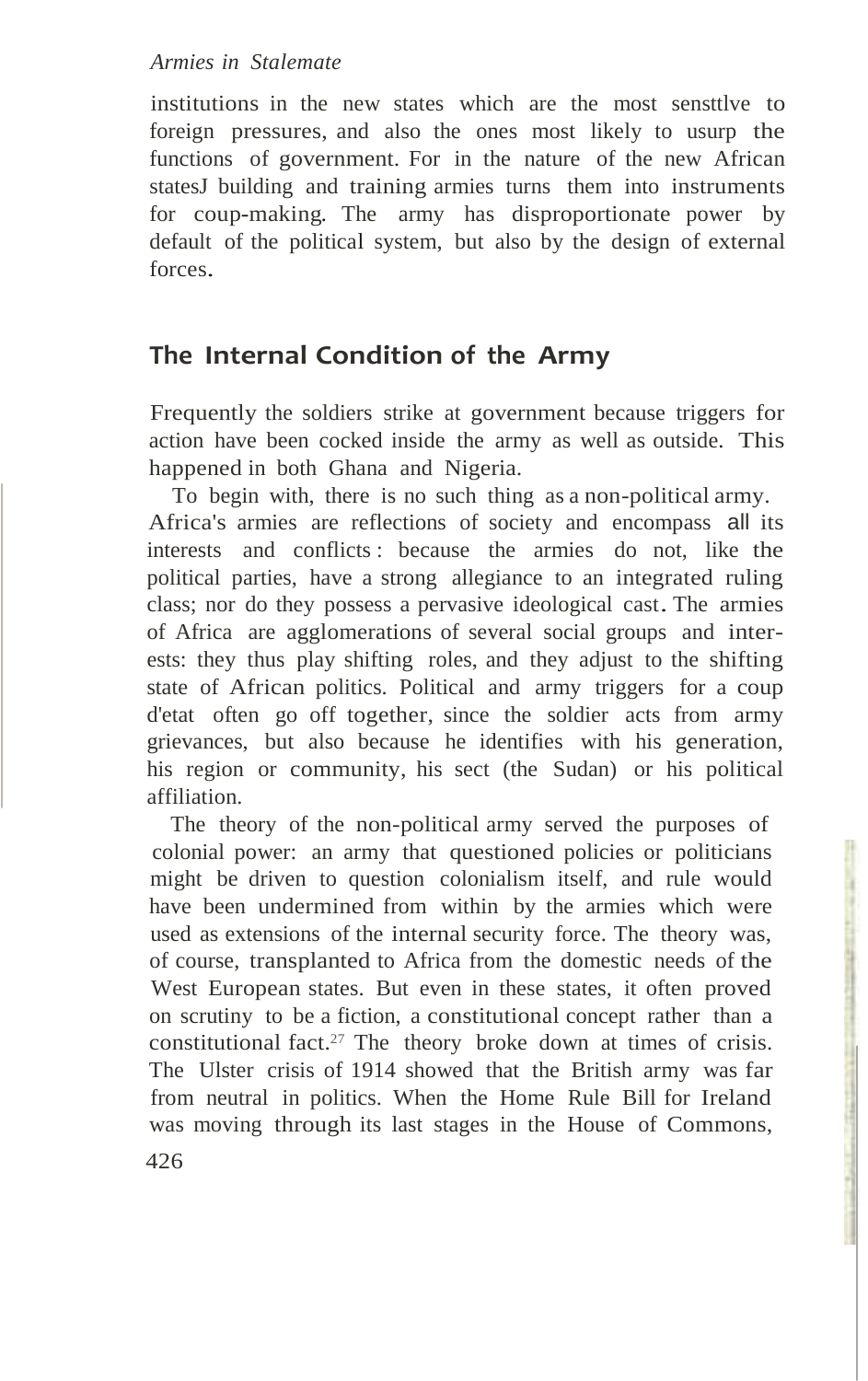institutions in the new states which are the most sensttlve to foreign pressures, and also the ones most likely to usurp the functions of government. For in the nature of the new African statesJ building and training armies turns them into instruments for coup-making. The army has disproportionate power by default of the political system, but also by the design of external forces.

## The Internal Condition of the Army

Frequently the soldiers strike at government because triggers for action have been cocked inside the army as well as outside. This happened in both Ghana and Nigeria.

To begin with, there is no such thing as a non-political army. Africa's armies are reflections of society and encompass all its interests and conflicts : because the armies do not, like the political parties, have a strong allegiance to an integrated ruling class; nor do they possess a pervasive ideological cast. The armies of Africa are agglomerations of several social groups and interests: they thus play shifting roles, and they adjust to the shifting state of African politics. Political and army triggers for a coup d'etat often go off together, since the soldier acts from army grievances, but also because he identifies with his generation, his region or community, his sect (the Sudan) or his political affiliation.

The theory of the non-political army served the purposes of colonial power: an army that questioned policies or politicians might be driven to question colonialism itself, and rule would have been undermined from within by the armies which were used as extensions of the internal security force. The theory was, of course, transplanted to Africa from the domestic needs of the West European states. But even in these states, it often proved on scrutiny to be a fiction, a constitutional concept rather than a constitutional fact.[27] The theory broke down at times of crisis. The Ulster crisis of 1914 showed that the British army was far from neutral in politics. When the Home Rule Bill for Ireland was moving through its last stages in the House of Commons,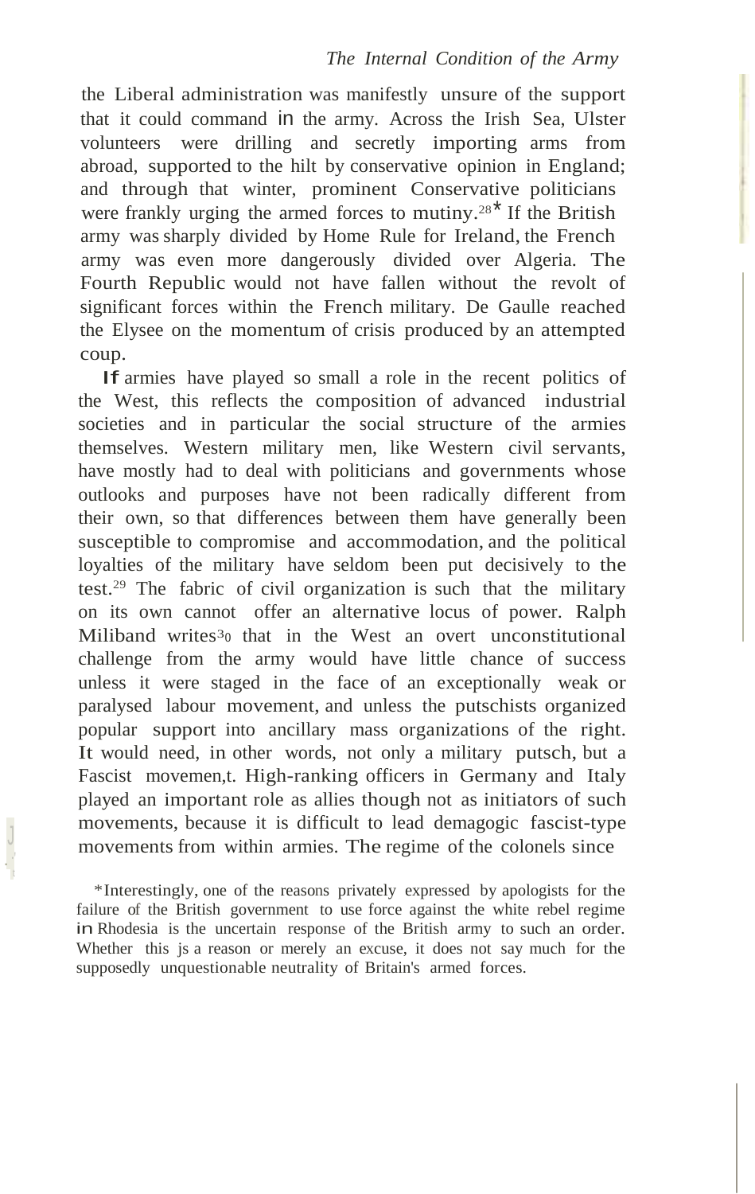the Liberal administration was manifestly unsure of the support that it could command in the army. Across the Irish Sea, Ulster volunteers were drilling and secretly importing arms from abroad, supported to the hilt by conservative opinion in England; and through that winter, prominent Conservative politicians were frankly urging the armed forces to mutiny.[28]* If the British army was sharply divided by Home Rule for Ireland, the French army was even more dangerously divided over Algeria. The Fourth Republic would not have fallen without the revolt of significant forces within the French military. De Gaulle reached the Elysee on the momentum of crisis produced by an attempted coup.

If armies have played so small a role in the recent politics of the West, this reflects the composition of advanced industrial societies and in particular the social structure of the armies themselves. Western military men, like Western civil servants, have mostly had to deal with politicians and governments whose outlooks and purposes have not been radically different from their own, so that differences between them have generally been susceptible to compromise and accommodation, and the political loyalties of the military have seldom been put decisively to the test.[29] The fabric of civil organization is such that the military on its own cannot offer an alternative locus of power. Ralph Miliband writes[30] that in the West an overt unconstitutional challenge from the army would have little chance of success unless it were staged in the face of an exceptionally weak or paralysed labour movement, and unless the putschists organized popular support into ancillary mass organizations of the right. It would need, in other words, not only a military putsch, but a Fascist movemen,t. High-ranking officers in Germany and Italy played an important role as allies though not as initiators of such movements, because it is difficult to lead demagogic fascist-type movements from within armies. The regime of the colonels since

*Interestingly, one of the reasons privately expressed by apologists for the failure of the British government to use force against the white rebel regime in Rhodesia is the uncertain response of the British army to such an order. Whether this js a reason or merely an excuse, it does not say much for the supposedly unquestionable neutrality of Britain's armed forces.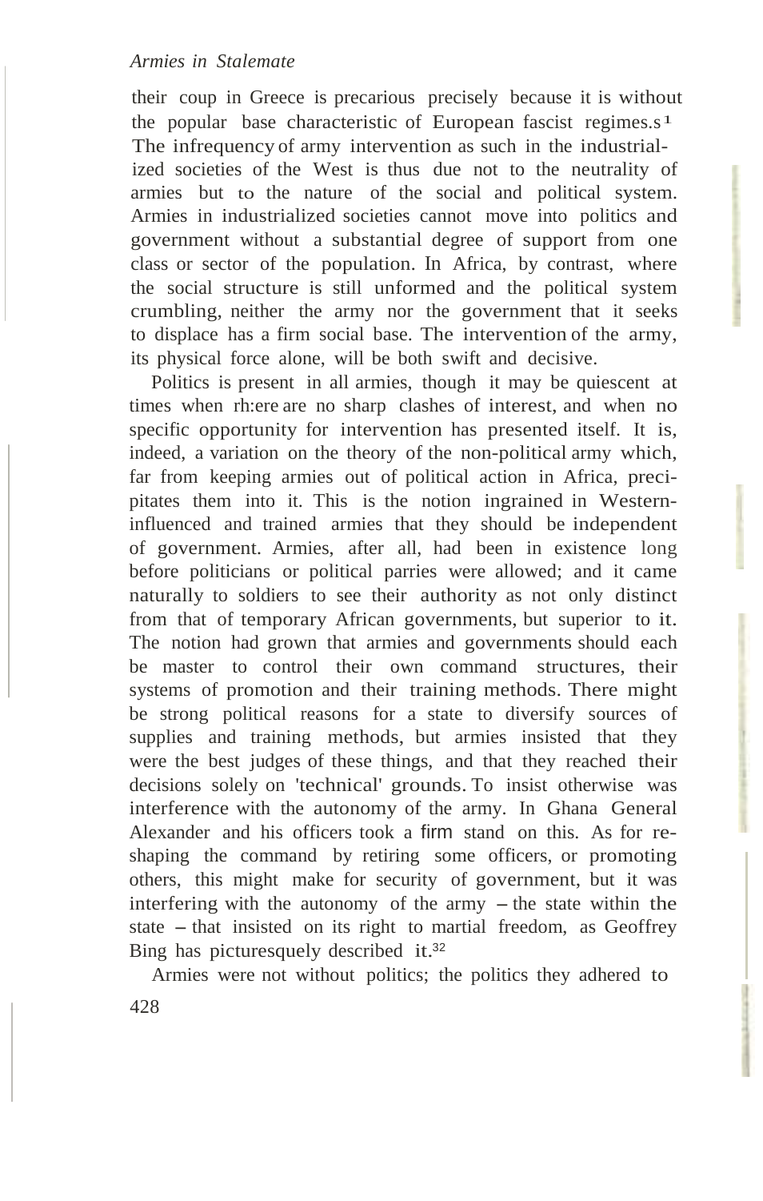their coup in Greece is precarious precisely because it is without the popular base characteristic of European fascist regimes.[31] The infrequency of army intervention as such in the industrialized societies of the West is thus due not to the neutrality of armies but to the nature of the social and political system. Armies in industrialized societies cannot move into politics and government without a substantial degree of support from one class or sector of the population. In Africa, by contrast, where the social structure is still unformed and the political system crumbling, neither the army nor the government that it seeks to displace has a firm social base. The intervention of the army, its physical force alone, will be both swift and decisive.

Politics is present in all armies, though it may be quiescent at times when there are no sharp clashes of interest, and when no specific opportunity for intervention has presented itself. It is, indeed, a variation on the theory of the non-political army which, far from keeping armies out of political action in Africa, precipitates them into it. This is the notion ingrained in Western-influenced and trained armies that they should be independent of government. Armies, after all, had been in existence long before politicians or political parties were allowed; and it came naturally to soldiers to see their authority as not only distinct from that of temporary African governments, but superior to it. The notion had grown that armies and governments should each be master to control their own command structures, their systems of promotion and their training methods. There might be strong political reasons for a state to diversify sources of supplies and training methods, but armies insisted that they were the best judges of these things, and that they reached their decisions solely on 'technical' grounds. To insist otherwise was interference with the autonomy of the army. In Ghana General Alexander and his officers took a firm stand on this. As for re-shaping the command by retiring some officers, or promoting others, this might make for security of government, but it was interfering with the autonomy of the army – the state within the state – that insisted on its right to martial freedom, as Geoffrey Bing has picturesquely described it.[32]

Armies were not without politics; the politics they adhered to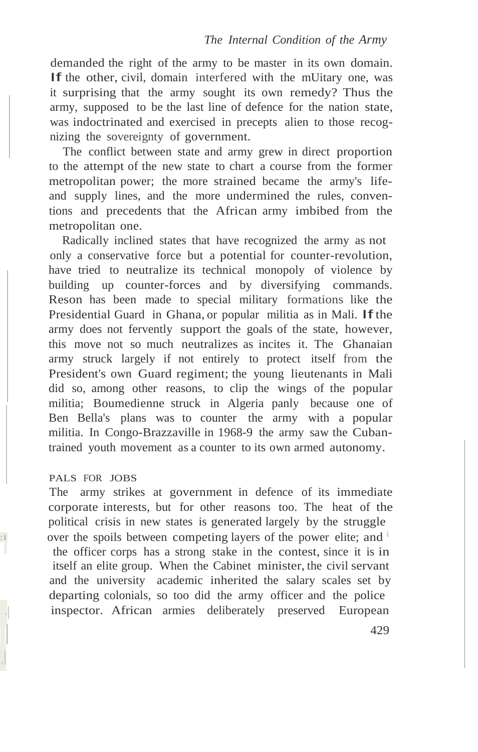demanded the right of the army to be master in its own domain. If the other, civil, domain interfered with the mUitary one, was it surprising that the army sought its own remedy? Thus the army, supposed to be the last line of defence for the nation state, was indoctrinated and exercised in precepts alien to those recognizing the sovereignty of government.

The conflict between state and army grew in direct proportion to the attempt of the new state to chart a course from the former metropolitan power; the more strained became the army's life- and supply lines, and the more undermined the rules, conventions and precedents that the African army imbibed from the metropolitan one.

Radically inclined states that have recognized the army as not only a conservative force but a potential for counter-revolution, have tried to neutralize its technical monopoly of violence by building up counter-forces and by diversifying commands. Reson has been made to special military formations like the Presidential Guard in Ghana, or popular militia as in Mali. If the army does not fervently support the goals of the state, however, this move not so much neutralizes as incites it. The Ghanaian army struck largely if not entirely to protect itself from the President's own Guard regiment; the young lieutenants in Mali did so, among other reasons, to clip the wings of the popular militia; Boumedienne struck in Algeria panly because one of Ben Bella's plans was to counter the army with a popular militia. In Congo-Brazzaville in 1968-9 the army saw the Cuban-trained youth movement as a counter to its own armed autonomy.

## PALS FOR JOBS

The army strikes at government in defence of its immediate corporate interests, but for other reasons too. The heat of the political crisis in new states is generated largely by the struggle over the spoils between competing layers of the power elite; and the officer corps has a strong stake in the contest, since it is in itself an elite group. When the Cabinet minister, the civil servant and the university academic inherited the salary scales set by departing colonials, so too did the army officer and the police inspector. African armies deliberately preserved European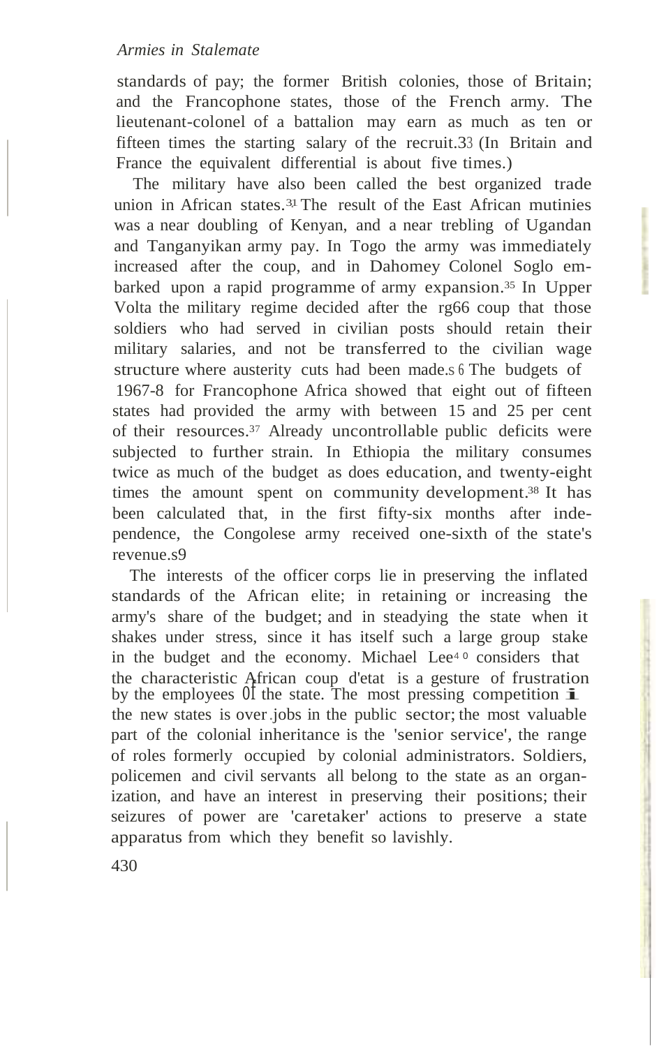standards of pay; the former British colonies, those of Britain; and the Francophone states, those of the French army. The lieutenant-colonel of a battalion may earn as much as ten or fifteen times the starting salary of the recruit.[33] (In Britain and France the equivalent differential is about five times.)

The military have also been called the best organized trade union in African states.[34] The result of the East African mutinies was a near doubling of Kenyan, and a near trebling of Ugandan and Tanganyikan army pay. In Togo the army was immediately increased after the coup, and in Dahomey Colonel Soglo embarked upon a rapid programme of army expansion.[35] In Upper Volta the military regime decided after the 1966 coup that those soldiers who had served in civilian posts should retain their military salaries, and not be transferred to the civilian wage structure where austerity cuts had been made.[36] The budgets of 1967-8 for Francophone Africa showed that eight out of fifteen states had provided the army with between 15 and 25 per cent of their resources.[37] Already uncontrollable public deficits were subjected to further strain. In Ethiopia the military consumes twice as much of the budget as does education, and twenty-eight times the amount spent on community development.[38] It has been calculated that, in the first fifty-six months after independence, the Congolese army received one-sixth of the state's revenue.[39]

The interests of the officer corps lie in preserving the inflated standards of the African elite; in retaining or increasing the army's share of the budget; and in steadying the state when it shakes under stress, since it has itself such a large group stake in the budget and the economy. Michael Lee[40] considers that the characteristic African coup d'etat is a gesture of frustration by the employees of the state. The most pressing competition in the new states is over jobs in the public sector; the most valuable part of the colonial inheritance is the 'senior service', the range of roles formerly occupied by colonial administrators. Soldiers, policemen and civil servants all belong to the state as an organization, and have an interest in preserving their positions; their seizures of power are 'caretaker' actions to preserve a state apparatus from which they benefit so lavishly.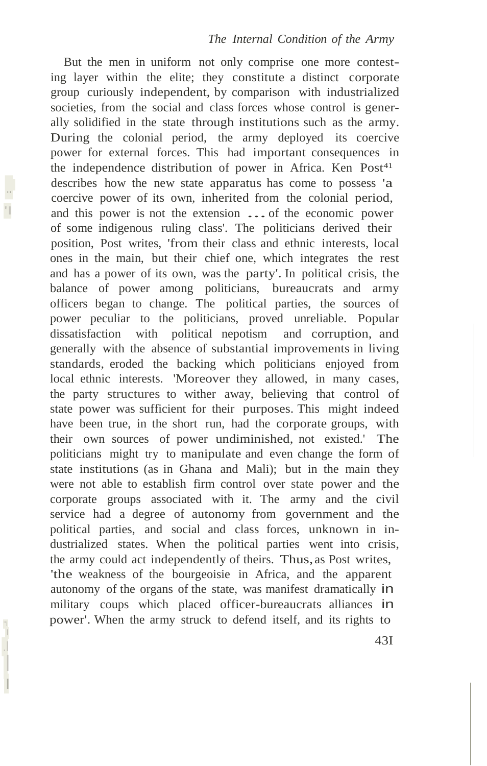But the men in uniform not only comprise one more contesting layer within the elite; they constitute a distinct corporate group curiously independent, by comparison with industrialized societies, from the social and class forces whose control is generally solidified in the state through institutions such as the army. During the colonial period, the army deployed its coercive power for external forces. This had important consequences in the independence distribution of power in Africa. Ken Post[41] describes how the new state apparatus has come to possess 'a coercive power of its own, inherited from the colonial period, and this power is not the extension ... of the economic power of some indigenous ruling class'. The politicians derived their position, Post writes, 'from their class and ethnic interests, local ones in the main, but their chief one, which integrates the rest and has a power of its own, was the party'. In political crisis, the balance of power among politicians, bureaucrats and army officers began to change. The political parties, the sources of power peculiar to the politicians, proved unreliable. Popular dissatisfaction with political nepotism and corruption, and generally with the absence of substantial improvements in living standards, eroded the backing which politicians enjoyed from local ethnic interests. 'Moreover they allowed, in many cases, the party structures to wither away, believing that control of state power was sufficient for their purposes. This might indeed have been true, in the short run, had the corporate groups, with their own sources of power undiminished, not existed.' The politicians might try to manipulate and even change the form of state institutions (as in Ghana and Mali); but in the main they were not able to establish firm control over state power and the corporate groups associated with it. The army and the civil service had a degree of autonomy from government and the political parties, and social and class forces, unknown in industrialized states. When the political parties went into crisis, the army could act independently of theirs. Thus, as Post writes, 'the weakness of the bourgeoisie in Africa, and the apparent autonomy of the organs of the state, was manifest dramatically in military coups which placed officer-bureaucrats alliances in power'. When the army struck to defend itself, and its rights to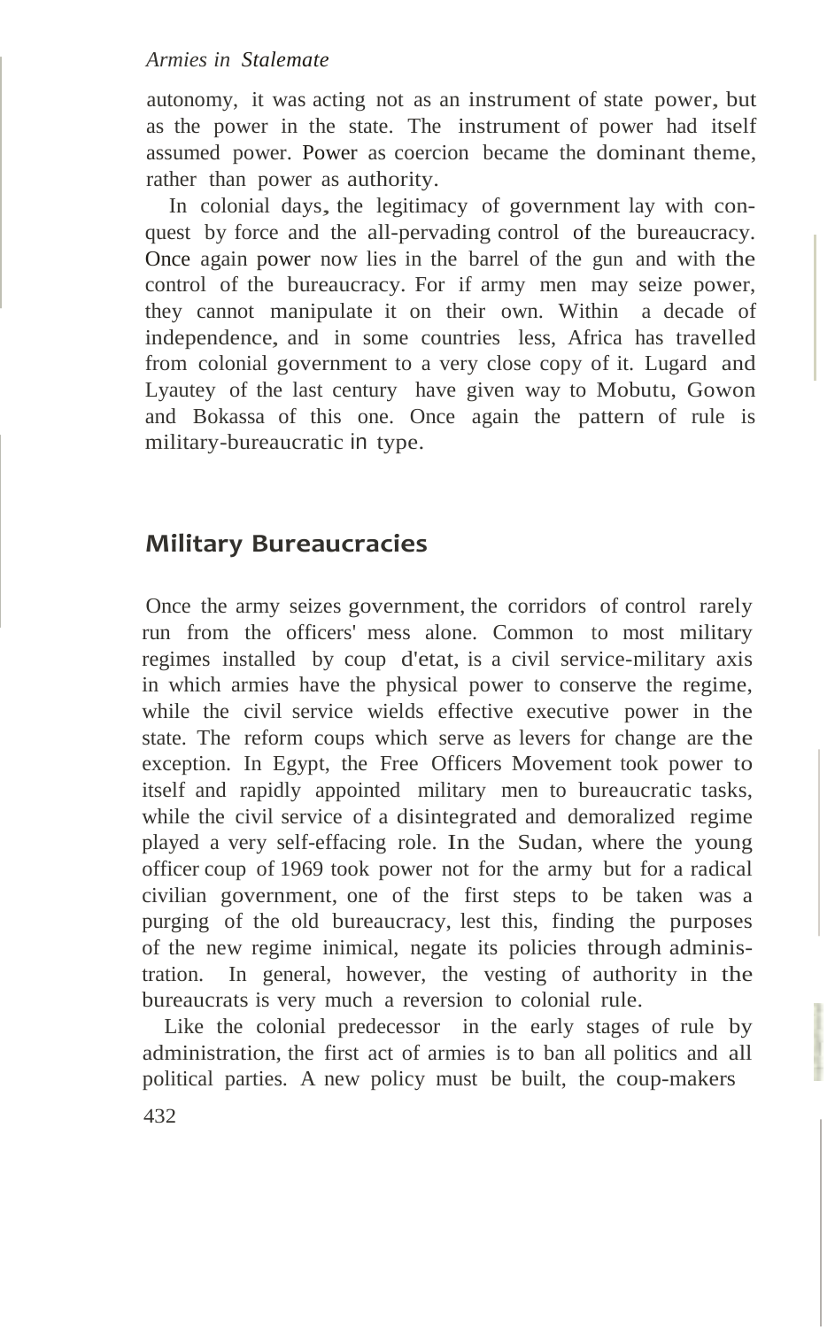autonomy, it was acting not as an instrument of state power, but as the power in the state. The instrument of power had itself assumed power. Power as coercion became the dominant theme, rather than power as authority.

In colonial days, the legitimacy of government lay with conquest by force and the all-pervading control of the bureaucracy. Once again power now lies in the barrel of the gun and with the control of the bureaucracy. For if army men may seize power, they cannot manipulate it on their own. Within a decade of independence, and in some countries less, Africa has travelled from colonial government to a very close copy of it. Lugard and Lyautey of the last century have given way to Mobutu, Gowon and Bokassa of this one. Once again the pattern of rule is military-bureaucratic in type.

## Military Bureaucracies

Once the army seizes government, the corridors of control rarely run from the officers' mess alone. Common to most military regimes installed by coup d'etat, is a civil service-military axis in which armies have the physical power to conserve the regime, while the civil service wields effective executive power in the state. The reform coups which serve as levers for change are the exception. In Egypt, the Free Officers Movement took power to itself and rapidly appointed military men to bureaucratic tasks, while the civil service of a disintegrated and demoralized regime played a very self-effacing role. In the Sudan, where the young officer coup of 1969 took power not for the army but for a radical civilian government, one of the first steps to be taken was a purging of the old bureaucracy, lest this, finding the purposes of the new regime inimical, negate its policies through administration. In general, however, the vesting of authority in the bureaucrats is very much a reversion to colonial rule.

Like the colonial predecessor in the early stages of rule by administration, the first act of armies is to ban all politics and all political parties. A new policy must be built, the coup-makers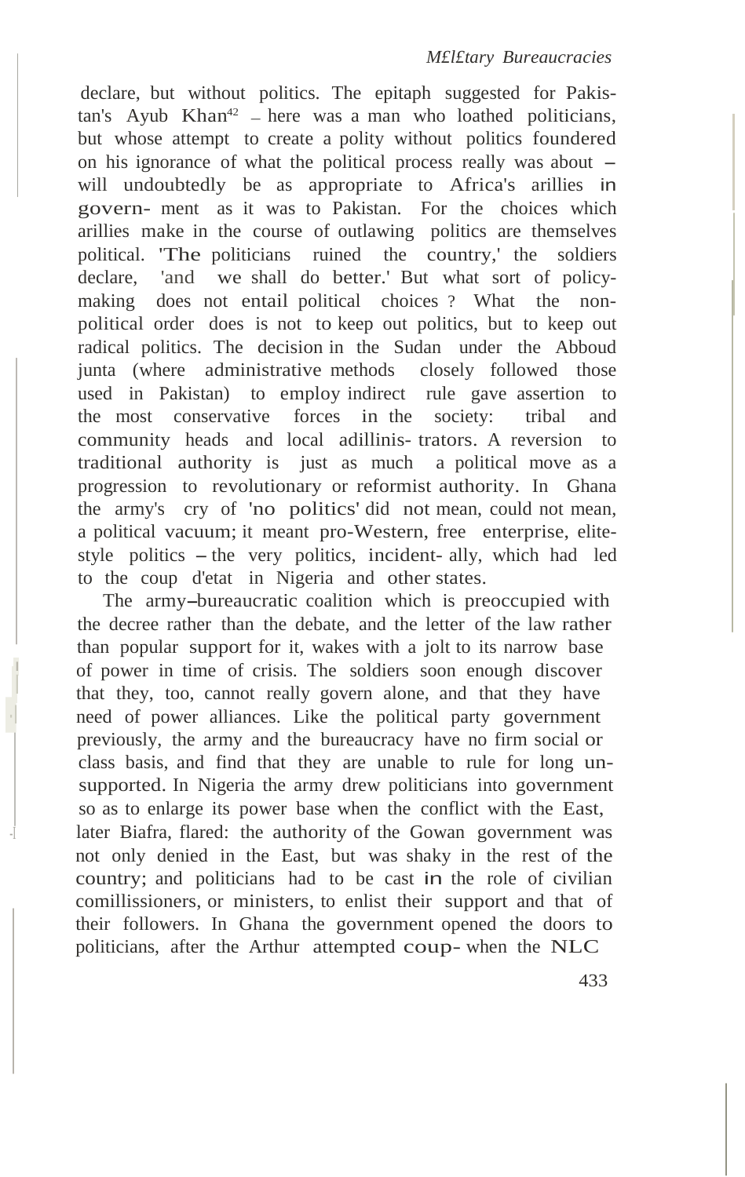declare, but without politics. The epitaph suggested for Pakistan's Ayub Khan[42] – here was a man who loathed politicians, but whose attempt to create a polity without politics foundered on his ignorance of what the political process really was about – will undoubtedly be as appropriate to Africa's arillies in government as it was to Pakistan. For the choices which arillies make in the course of outlawing politics are themselves political. 'The politicians ruined the country,' the soldiers declare, 'and we shall do better.' But what sort of policy-making does not entail political choices ? What the non-political order does is not to keep out politics, but to keep out radical politics. The decision in the Sudan under the Abboud junta (where administrative methods closely followed those used in Pakistan) to employ indirect rule gave assertion to the most conservative forces in the society: tribal and community heads and local adillinistrators. A reversion to traditional authority is just as much a political move as a progression to revolutionary or reformist authority. In Ghana the army's cry of 'no politics' did not mean, could not mean, a political vacuum; it meant pro-Western, free enterprise, elite-style politics – the very politics, incidentally, which had led to the coup d'etat in Nigeria and other states.

The army–bureaucratic coalition which is preoccupied with the decree rather than the debate, and the letter of the law rather than popular support for it, wakes with a jolt to its narrow base of power in time of crisis. The soldiers soon enough discover that they, too, cannot really govern alone, and that they have need of power alliances. Like the political party government previously, the army and the bureaucracy have no firm social or class basis, and find that they are unable to rule for long unsupported. In Nigeria the army drew politicians into government so as to enlarge its power base when the conflict with the East, later Biafra, flared: the authority of the Gowan government was not only denied in the East, but was shaky in the rest of the country; and politicians had to be cast in the role of civilian comillissioners, or ministers, to enlist their support and that of their followers. In Ghana the government opened the doors to politicians, after the Arthur attempted coup- when the NLC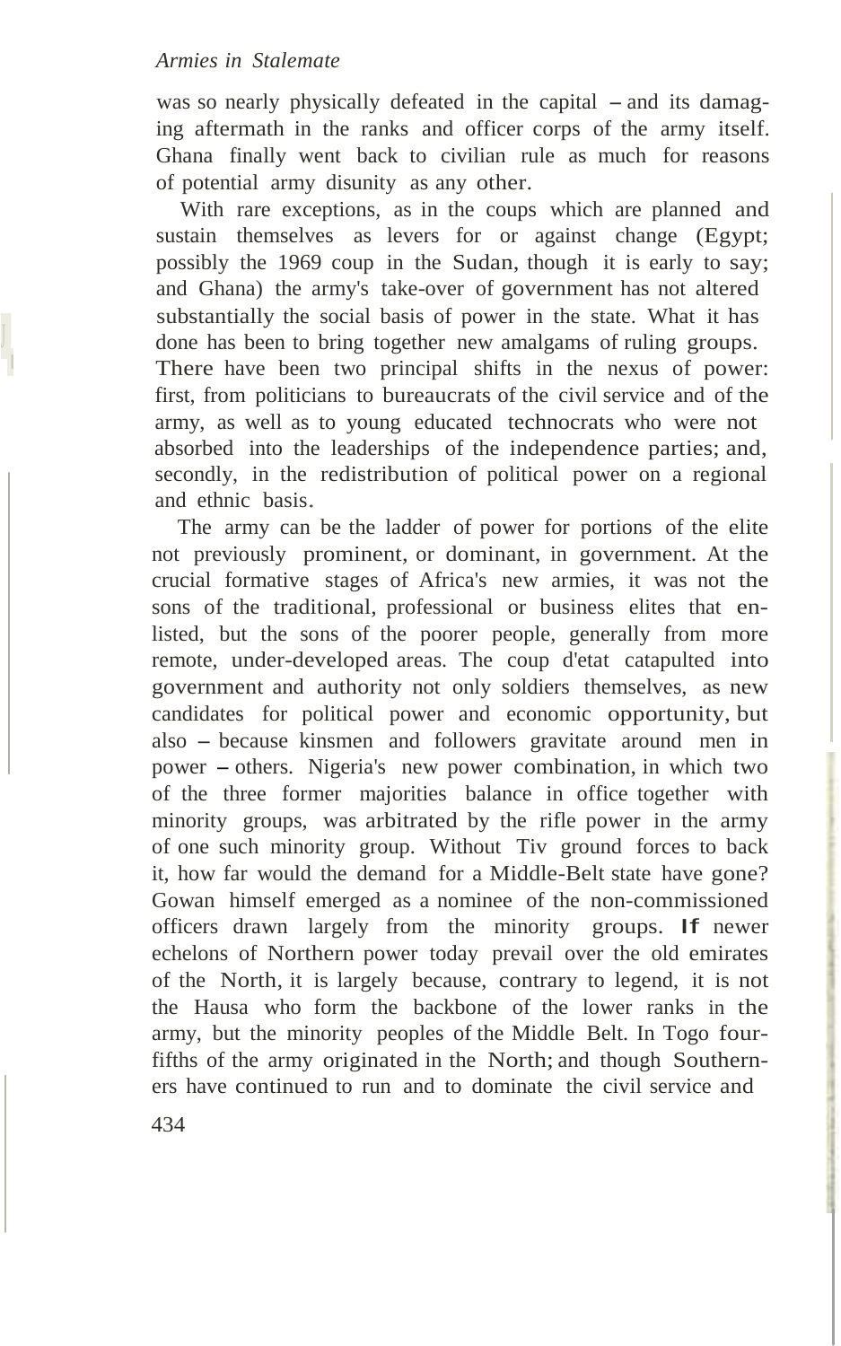was so nearly physically defeated in the capital – and its damaging aftermath in the ranks and officer corps of the army itself. Ghana finally went back to civilian rule as much for reasons of potential army disunity as any other.

With rare exceptions, as in the coups which are planned and sustain themselves as levers for or against change (Egypt; possibly the 1969 coup in the Sudan, though it is early to say; and Ghana) the army's take-over of government has not altered substantially the social basis of power in the state. What it has done has been to bring together new amalgams of ruling groups. There have been two principal shifts in the nexus of power: first, from politicians to bureaucrats of the civil service and of the army, as well as to young educated technocrats who were not absorbed into the leaderships of the independence parties; and, secondly, in the redistribution of political power on a regional and ethnic basis.

The army can be the ladder of power for portions of the elite not previously prominent, or dominant, in government. At the crucial formative stages of Africa's new armies, it was not the sons of the traditional, professional or business elites that enlisted, but the sons of the poorer people, generally from more remote, under-developed areas. The coup d'etat catapulted into government and authority not only soldiers themselves, as new candidates for political power and economic opportunity, but also – because kinsmen and followers gravitate around men in power – others. Nigeria's new power combination, in which two of the three former majorities balance in office together with minority groups, was arbitrated by the rifle power in the army of one such minority group. Without Tiv ground forces to back it, how far would the demand for a Middle-Belt state have gone? Gowan himself emerged as a nominee of the non-commissioned officers drawn largely from the minority groups. If newer echelons of Northern power today prevail over the old emirates of the North, it is largely because, contrary to legend, it is not the Hausa who form the backbone of the lower ranks in the army, but the minority peoples of the Middle Belt. In Togo four-fifths of the army originated in the North; and though Southerners have continued to run and to dominate the civil service and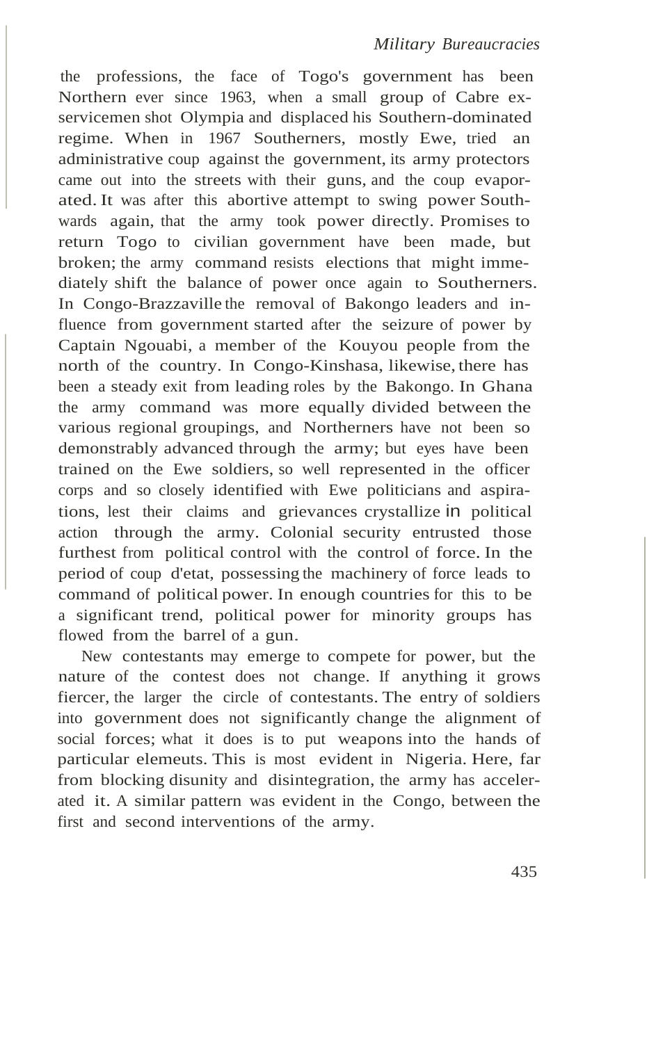the professions, the face of Togo's government has been Northern ever since 1963, when a small group of Cabre ex-servicemen shot Olympia and displaced his Southern-dominated regime. When in 1967 Southerners, mostly Ewe, tried an administrative coup against the government, its army protectors came out into the streets with their guns, and the coup evaporated. It was after this abortive attempt to swing power Southwards again, that the army took power directly. Promises to return Togo to civilian government have been made, but broken; the army command resists elections that might immediately shift the balance of power once again to Southerners. In Congo-Brazzaville the removal of Bakongo leaders and influence from government started after the seizure of power by Captain Ngouabi, a member of the Kouyou people from the north of the country. In Congo-Kinshasa, likewise, there has been a steady exit from leading roles by the Bakongo. In Ghana the army command was more equally divided between the various regional groupings, and Northerners have not been so demonstrably advanced through the army; but eyes have been trained on the Ewe soldiers, so well represented in the officer corps and so closely identified with Ewe politicians and aspirations, lest their claims and grievances crystallize in political action through the army. Colonial security entrusted those furthest from political control with the control of force. In the period of coup d'etat, possessing the machinery of force leads to command of political power. In enough countries for this to be a significant trend, political power for minority groups has flowed from the barrel of a gun.

New contestants may emerge to compete for power, but the nature of the contest does not change. If anything it grows fiercer, the larger the circle of contestants. The entry of soldiers into government does not significantly change the alignment of social forces; what it does is to put weapons into the hands of particular elemeuts. This is most evident in Nigeria. Here, far from blocking disunity and disintegration, the army has accelerated it. A similar pattern was evident in the Congo, between the first and second interventions of the army.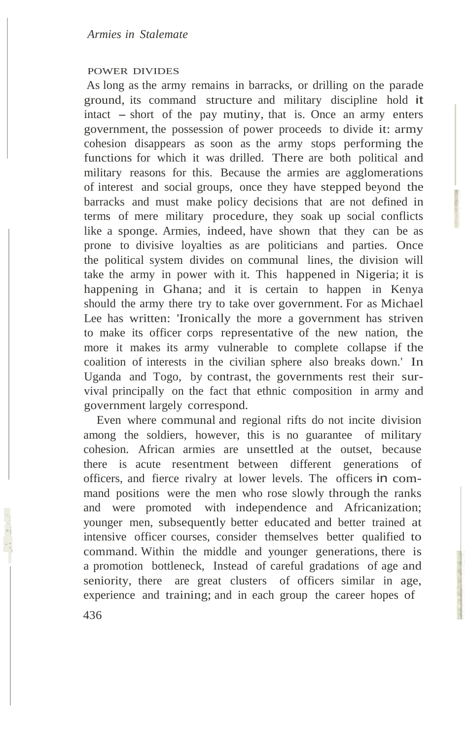## POWER DIVIDES

As long as the army remains in barracks, or drilling on the parade ground, its command structure and military discipline hold it intact – short of the pay mutiny, that is. Once an army enters government, the possession of power proceeds to divide it: army cohesion disappears as soon as the army stops performing the functions for which it was drilled. There are both political and military reasons for this. Because the armies are agglomerations of interest and social groups, once they have stepped beyond the barracks and must make policy decisions that are not defined in terms of mere military procedure, they soak up social conflicts like a sponge. Armies, indeed, have shown that they can be as prone to divisive loyalties as are politicians and parties. Once the political system divides on communal lines, the division will take the army in power with it. This happened in Nigeria; it is happening in Ghana; and it is certain to happen in Kenya should the army there try to take over government. For as Michael Lee has written: 'Ironically the more a government has striven to make its officer corps representative of the new nation, the more it makes its army vulnerable to complete collapse if the coalition of interests in the civilian sphere also breaks down.' In Uganda and Togo, by contrast, the governments rest their survival principally on the fact that ethnic composition in army and government largely correspond.

Even where communal and regional rifts do not incite division among the soldiers, however, this is no guarantee of military cohesion. African armies are unsettled at the outset, because there is acute resentment between different generations of officers, and fierce rivalry at lower levels. The officers in command positions were the men who rose slowly through the ranks and were promoted with independence and Africanization; younger men, subsequently better educated and better trained at intensive officer courses, consider themselves better qualified to command. Within the middle and younger generations, there is a promotion bottleneck, Instead of careful gradations of age and seniority, there are great clusters of officers similar in age, experience and training; and in each group the career hopes of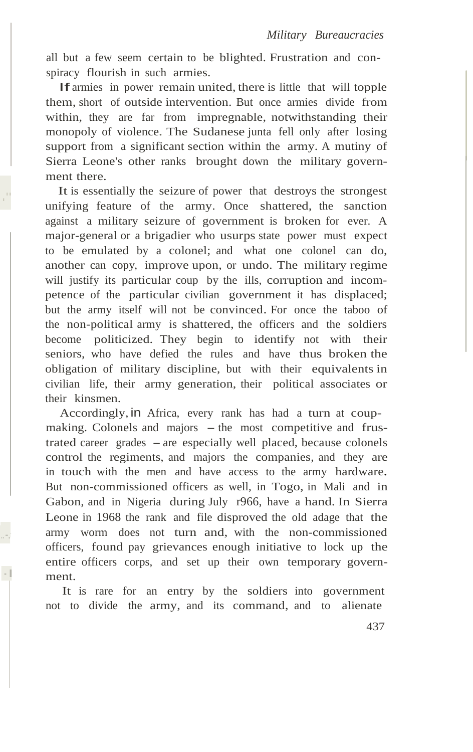all but a few seem certain to be blighted. Frustration and conspiracy flourish in such armies.

If armies in power remain united, there is little that will topple them, short of outside intervention. But once armies divide from within, they are far from impregnable, notwithstanding their monopoly of violence. The Sudanese junta fell only after losing support from a significant section within the army. A mutiny of Sierra Leone's other ranks brought down the military government there.

It is essentially the seizure of power that destroys the strongest unifying feature of the army. Once shattered, the sanction against a military seizure of government is broken for ever. A major-general or a brigadier who usurps state power must expect to be emulated by a colonel; and what one colonel can do, another can copy, improve upon, or undo. The military regime will justify its particular coup by the ills, corruption and incompetence of the particular civilian government it has displaced; but the army itself will not be convinced. For once the taboo of the non-political army is shattered, the officers and the soldiers become politicized. They begin to identify not with their seniors, who have defied the rules and have thus broken the obligation of military discipline, but with their equivalents in civilian life, their army generation, their political associates or their kinsmen.

Accordingly, in Africa, every rank has had a turn at coup-making. Colonels and majors – the most competitive and frustrated career grades – are especially well placed, because colonels control the regiments, and majors the companies, and they are in touch with the men and have access to the army hardware. But non-commissioned officers as well, in Togo, in Mali and in Gabon, and in Nigeria during July 1966, have a hand. In Sierra Leone in 1968 the rank and file disproved the old adage that the army worm does not turn and, with the non-commissioned officers, found pay grievances enough initiative to lock up the entire officers corps, and set up their own temporary government.

It is rare for an entry by the soldiers into government not to divide the army, and its command, and to alienate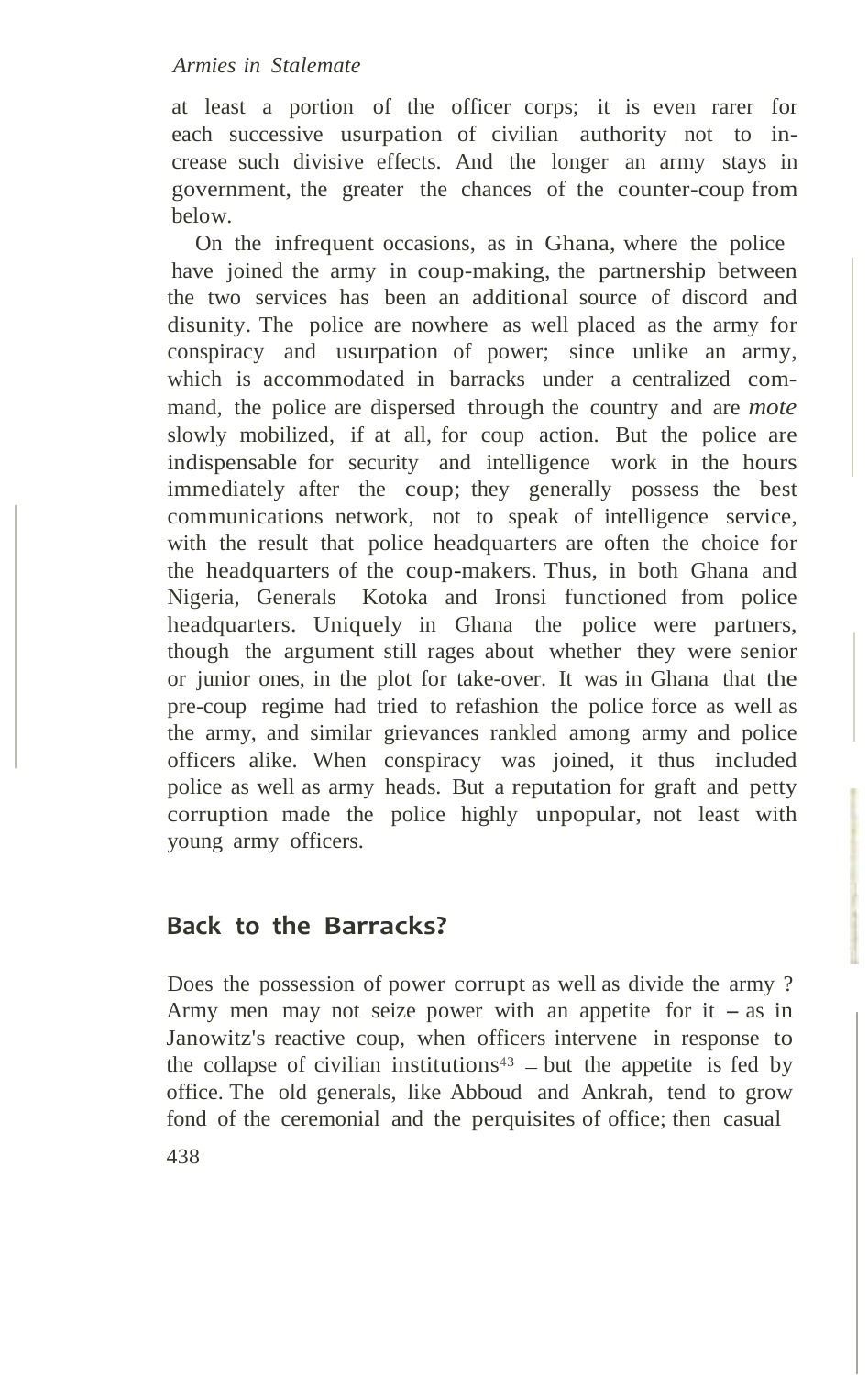at least a portion of the officer corps; it is even rarer for each successive usurpation of civilian authority not to increase such divisive effects. And the longer an army stays in government, the greater the chances of the counter-coup from below.

On the infrequent occasions, as in Ghana, where the police have joined the army in coup-making, the partnership between the two services has been an additional source of discord and disunity. The police are nowhere as well placed as the army for conspiracy and usurpation of power; since unlike an army, which is accommodated in barracks under a centralized command, the police are dispersed through the country and are *mote* slowly mobilized, if at all, for coup action. But the police are indispensable for security and intelligence work in the hours immediately after the coup; they generally possess the best communications network, not to speak of intelligence service, with the result that police headquarters are often the choice for the headquarters of the coup-makers. Thus, in both Ghana and Nigeria, Generals Kotoka and Ironsi functioned from police headquarters. Uniquely in Ghana the police were partners, though the argument still rages about whether they were senior or junior ones, in the plot for take-over. It was in Ghana that the pre-coup regime had tried to refashion the police force as well as the army, and similar grievances rankled among army and police officers alike. When conspiracy was joined, it thus included police as well as army heads. But a reputation for graft and petty corruption made the police highly unpopular, not least with young army officers.

## Back to the Barracks?

Does the possession of power corrupt as well as divide the army? Army men may not seize power with an appetite for it – as in Janowitz's reactive coup, when officers intervene in response to the collapse of civilian institutions[43] – but the appetite is fed by office. The old generals, like Abboud and Ankrah, tend to grow fond of the ceremonial and the perquisites of office; then casual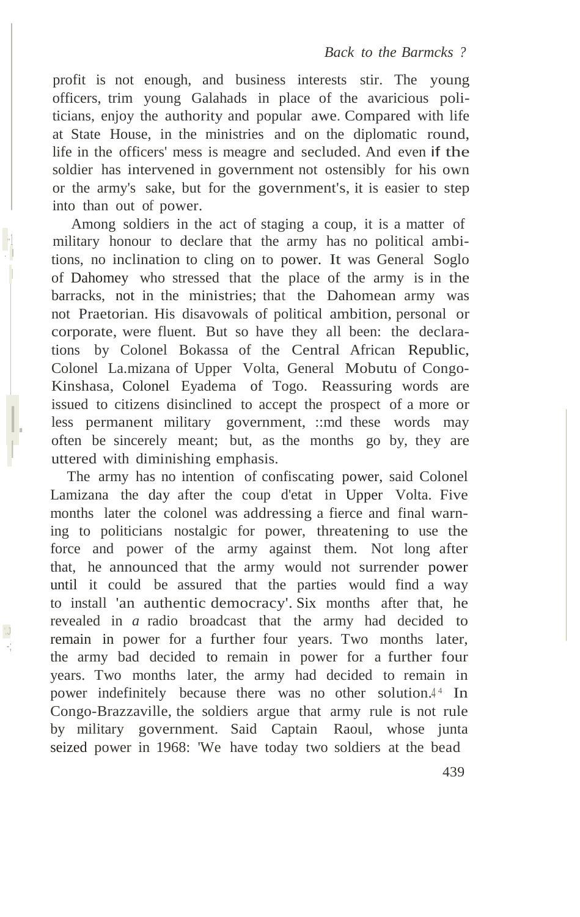profit is not enough, and business interests stir. The young officers, trim young Galahads in place of the avaricious politicians, enjoy the authority and popular awe. Compared with life at State House, in the ministries and on the diplomatic round, life in the officers' mess is meagre and secluded. And even if the soldier has intervened in government not ostensibly for his own or the army's sake, but for the government's, it is easier to step into than out of power.

Among soldiers in the act of staging a coup, it is a matter of military honour to declare that the army has no political ambitions, no inclination to cling on to power. It was General Soglo of Dahomey who stressed that the place of the army is in the barracks, not in the ministries; that the Dahomean army was not Praetorian. His disavowals of political ambition, personal or corporate, were fluent. But so have they all been: the declarations by Colonel Bokassa of the Central African Republic, Colonel La.mizana of Upper Volta, General Mobutu of Congo-Kinshasa, Colonel Eyadema of Togo. Reassuring words are issued to citizens disinclined to accept the prospect of a more or less permanent military government, ::md these words may often be sincerely meant; but, as the months go by, they are uttered with diminishing emphasis.

The army has no intention of confiscating power, said Colonel Lamizana the day after the coup d'etat in Upper Volta. Five months later the colonel was addressing a fierce and final warning to politicians nostalgic for power, threatening to use the force and power of the army against them. Not long after that, he announced that the army would not surrender power until it could be assured that the parties would find a way to install 'an authentic democracy'. Six months after that, he revealed in *a* radio broadcast that the army had decided to remain in power for a further four years. Two months later, the army bad decided to remain in power for a further four years. Two months later, the army had decided to remain in power indefinitely because there was no other solution.[44] In Congo-Brazzaville, the soldiers argue that army rule is not rule by military government. Said Captain Raoul, whose junta seized power in 1968: 'We have today two soldiers at the bead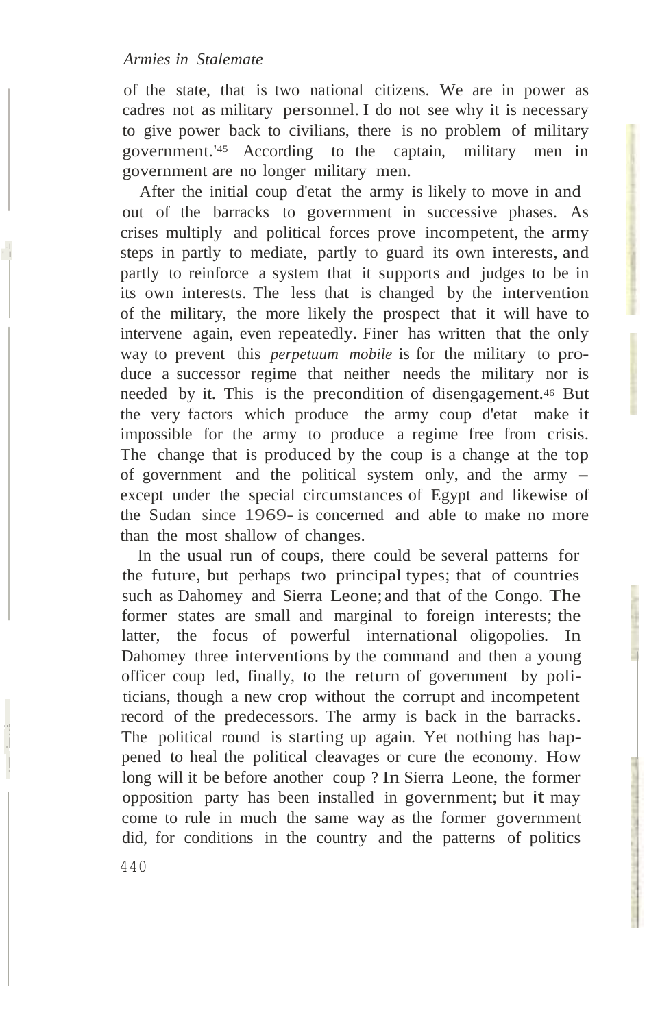of the state, that is two national citizens. We are in power as cadres not as military personnel. I do not see why it is necessary to give power back to civilians, there is no problem of military government.'[45] According to the captain, military men in government are no longer military men.

After the initial coup d'etat the army is likely to move in and out of the barracks to government in successive phases. As crises multiply and political forces prove incompetent, the army steps in partly to mediate, partly to guard its own interests, and partly to reinforce a system that it supports and judges to be in its own interests. The less that is changed by the intervention of the military, the more likely the prospect that it will have to intervene again, even repeatedly. Finer has written that the only way to prevent this *perpetuum mobile* is for the military to produce a successor regime that neither needs the military nor is needed by it. This is the precondition of disengagement.[46] But the very factors which produce the army coup d'etat make it impossible for the army to produce a regime free from crisis. The change that is produced by the coup is a change at the top of government and the political system only, and the army – except under the special circumstances of Egypt and likewise of the Sudan since 1969- is concerned and able to make no more than the most shallow of changes.

In the usual run of coups, there could be several patterns for the future, but perhaps two principal types; that of countries such as Dahomey and Sierra Leone; and that of the Congo. The former states are small and marginal to foreign interests; the latter, the focus of powerful international oligopolies. In Dahomey three interventions by the command and then a young officer coup led, finally, to the return of government by politicians, though a new crop without the corrupt and incompetent record of the predecessors. The army is back in the barracks. The political round is starting up again. Yet nothing has happened to heal the political cleavages or cure the economy. How long will it be before another coup ? In Sierra Leone, the former opposition party has been installed in government; but it may come to rule in much the same way as the former government did, for conditions in the country and the patterns of politics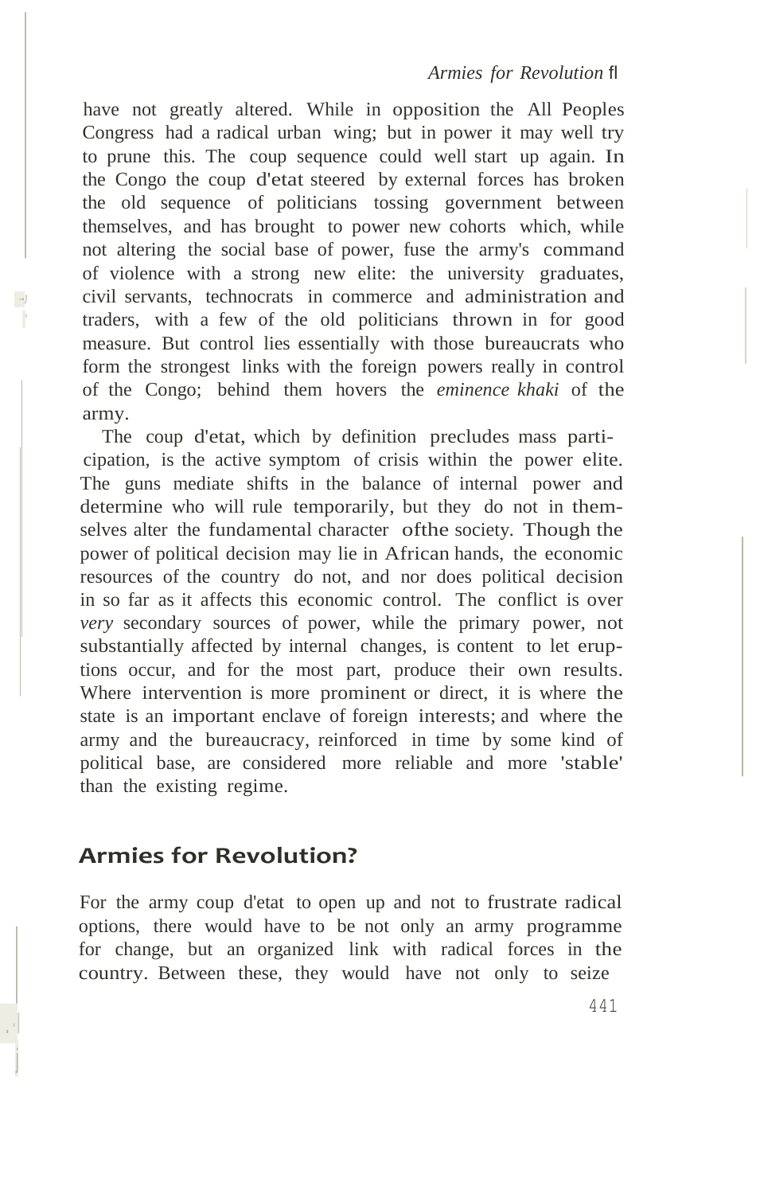have not greatly altered. While in opposition the All Peoples Congress had a radical urban wing; but in power it may well try to prune this. The coup sequence could well start up again. In the Congo the coup d'etat steered by external forces has broken the old sequence of politicians tossing government between themselves, and has brought to power new cohorts which, while not altering the social base of power, fuse the army's command of violence with a strong new elite: the university graduates, civil servants, technocrats in commerce and administration and traders, with a few of the old politicians thrown in for good measure. But control lies essentially with those bureaucrats who form the strongest links with the foreign powers really in control of the Congo; behind them hovers the *eminence khaki* of the army.

The coup d'etat, which by definition precludes mass participation, is the active symptom of crisis within the power elite. The guns mediate shifts in the balance of internal power and determine who will rule temporarily, but they do not in themselves alter the fundamental character ofthe society. Though the power of political decision may lie in African hands, the economic resources of the country do not, and nor does political decision in so far as it affects this economic control. The conflict is over *very* secondary sources of power, while the primary power, not substantially affected by internal changes, is content to let eruptions occur, and for the most part, produce their own results. Where intervention is more prominent or direct, it is where the state is an important enclave of foreign interests; and where the army and the bureaucracy, reinforced in time by some kind of political base, are considered more reliable and more 'stable' than the existing regime.

## Armies for Revolution?

For the army coup d'etat to open up and not to frustrate radical options, there would have to be not only an army programme for change, but an organized link with radical forces in the country. Between these, they would have not only to seize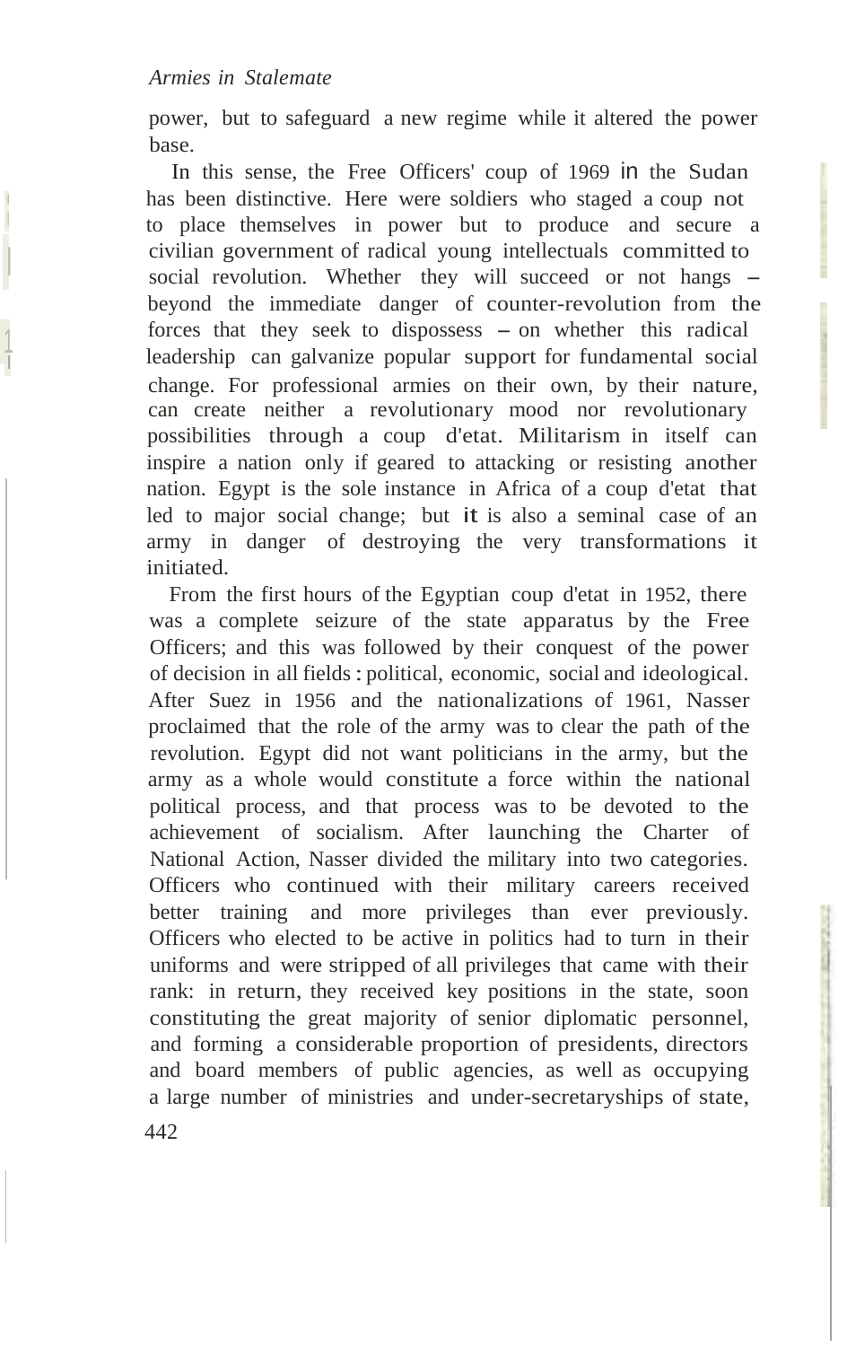power, but to safeguard a new regime while it altered the power base.

In this sense, the Free Officers' coup of 1969 in the Sudan has been distinctive. Here were soldiers who staged a coup not to place themselves in power but to produce and secure a civilian government of radical young intellectuals committed to social revolution. Whether they will succeed or not hangs – beyond the immediate danger of counter-revolution from the forces that they seek to dispossess – on whether this radical leadership can galvanize popular support for fundamental social change. For professional armies on their own, by their nature, can create neither a revolutionary mood nor revolutionary possibilities through a coup d'etat. Militarism in itself can inspire a nation only if geared to attacking or resisting another nation. Egypt is the sole instance in Africa of a coup d'etat that led to major social change; but it is also a seminal case of an army in danger of destroying the very transformations it initiated.

From the first hours of the Egyptian coup d'etat in 1952, there was a complete seizure of the state apparatus by the Free Officers; and this was followed by their conquest of the power of decision in all fields: political, economic, social and ideological. After Suez in 1956 and the nationalizations of 1961, Nasser proclaimed that the role of the army was to clear the path of the revolution. Egypt did not want politicians in the army, but the army as a whole would constitute a force within the national political process, and that process was to be devoted to the achievement of socialism. After launching the Charter of National Action, Nasser divided the military into two categories. Officers who continued with their military careers received better training and more privileges than ever previously. Officers who elected to be active in politics had to turn in their uniforms and were stripped of all privileges that came with their rank: in return, they received key positions in the state, soon constituting the great majority of senior diplomatic personnel, and forming a considerable proportion of presidents, directors and board members of public agencies, as well as occupying a large number of ministries and under-secretaryships of state,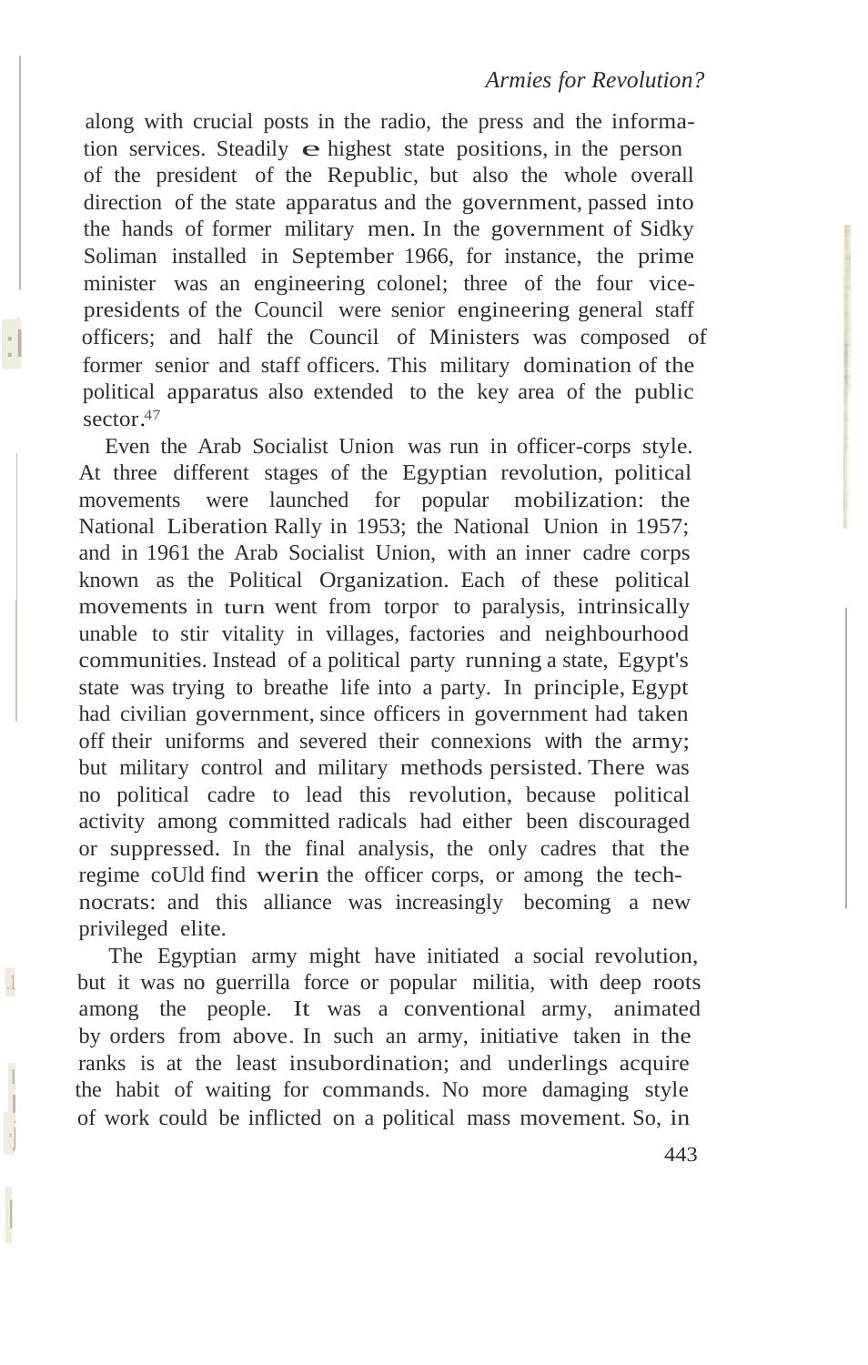along with crucial posts in the radio, the press and the information services. Steadily e highest state positions, in the person of the president of the Republic, but also the whole overall direction of the state apparatus and the government, passed into the hands of former military men. In the government of Sidky Soliman installed in September 1966, for instance, the prime minister was an engineering colonel; three of the four vice-presidents of the Council were senior engineering general staff officers; and half the Council of Ministers was composed of former senior and staff officers. This military domination of the political apparatus also extended to the key area of the public sector.[47]

Even the Arab Socialist Union was run in officer-corps style. At three different stages of the Egyptian revolution, political movements were launched for popular mobilization: the National Liberation Rally in 1953; the National Union in 1957; and in 1961 the Arab Socialist Union, with an inner cadre corps known as the Political Organization. Each of these political movements in turn went from torpor to paralysis, intrinsically unable to stir vitality in villages, factories and neighbourhood communities. Instead of a political party running a state, Egypt's state was trying to breathe life into a party. In principle, Egypt had civilian government, since officers in government had taken off their uniforms and severed their connexions with the army; but military control and military methods persisted. There was no political cadre to lead this revolution, because political activity among committed radicals had either been discouraged or suppressed. In the final analysis, the only cadres that the regime coUld find werin the officer corps, or among the technocrats: and this alliance was increasingly becoming a new privileged elite.

The Egyptian army might have initiated a social revolution, but it was no guerrilla force or popular militia, with deep roots among the people. It was a conventional army, animated by orders from above. In such an army, initiative taken in the ranks is at the least insubordination; and underlings acquire the habit of waiting for commands. No more damaging style of work could be inflicted on a political mass movement. So, in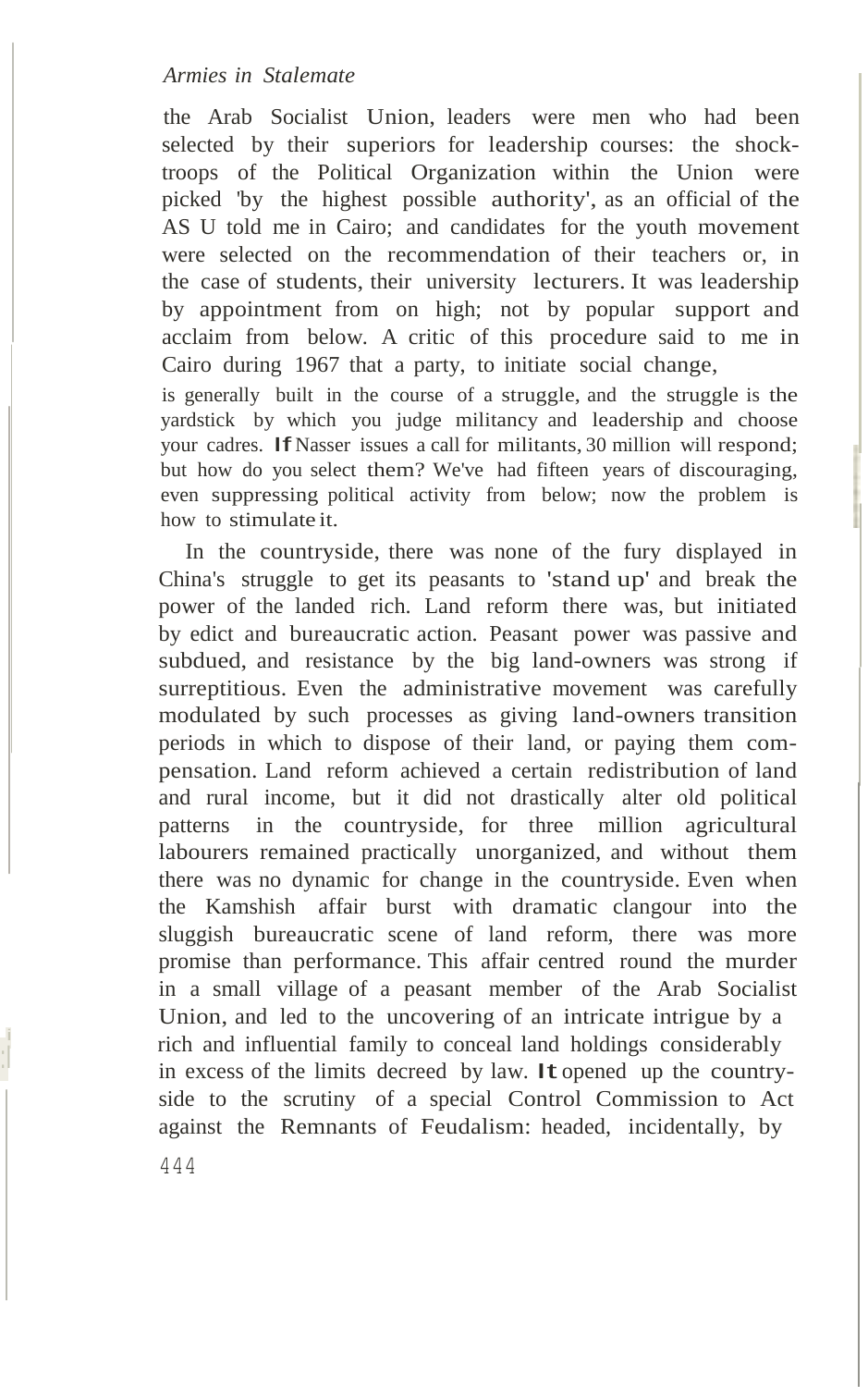the Arab Socialist Union, leaders were men who had been selected by their superiors for leadership courses: the shock-troops of the Political Organization within the Union were picked 'by the highest possible authority', as an official of the AS U told me in Cairo; and candidates for the youth movement were selected on the recommendation of their teachers or, in the case of students, their university lecturers. It was leadership by appointment from on high; not by popular support and acclaim from below. A critic of this procedure said to me in Cairo during 1967 that a party, to initiate social change,

> is generally built in the course of a struggle, and the struggle is the yardstick by which you judge militancy and leadership and choose your cadres. If Nasser issues a call for militants, 30 million will respond; but how do you select them? We've had fifteen years of discouraging, even suppressing political activity from below; now the problem is how to stimulate it.

In the countryside, there was none of the fury displayed in China's struggle to get its peasants to 'stand up' and break the power of the landed rich. Land reform there was, but initiated by edict and bureaucratic action. Peasant power was passive and subdued, and resistance by the big land-owners was strong if surreptitious. Even the administrative movement was carefully modulated by such processes as giving land-owners transition periods in which to dispose of their land, or paying them compensation. Land reform achieved a certain redistribution of land and rural income, but it did not drastically alter old political patterns in the countryside, for three million agricultural labourers remained practically unorganized, and without them there was no dynamic for change in the countryside. Even when the Kamshish affair burst with dramatic clangour into the sluggish bureaucratic scene of land reform, there was more promise than performance. This affair centred round the murder in a small village of a peasant member of the Arab Socialist Union, and led to the uncovering of an intricate intrigue by a rich and influential family to conceal land holdings considerably in excess of the limits decreed by law. It opened up the countryside to the scrutiny of a special Control Commission to Act against the Remnants of Feudalism: headed, incidentally, by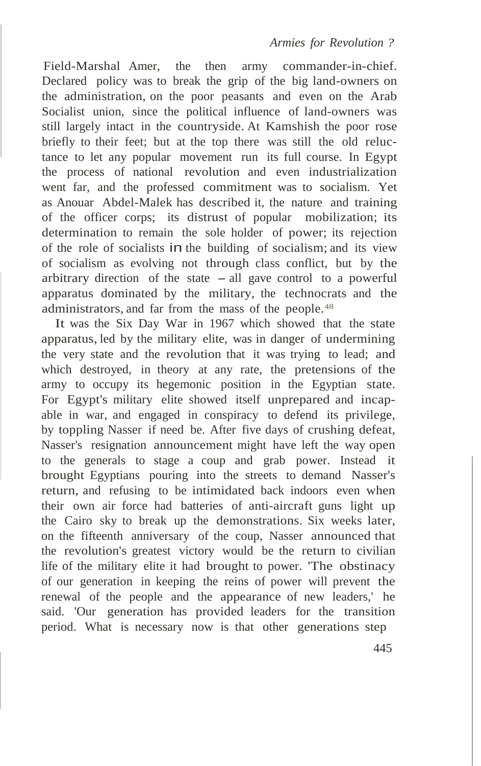Field-Marshal Amer, the then army commander-in-chief. Declared policy was to break the grip of the big land-owners on the administration, on the poor peasants and even on the Arab Socialist union, since the political influence of land-owners was still largely intact in the countryside. At Kamshish the poor rose briefly to their feet; but at the top there was still the old reluctance to let any popular movement run its full course. In Egypt the process of national revolution and even industrialization went far, and the professed commitment was to socialism. Yet as Anouar Abdel-Malek has described it, the nature and training of the officer corps; its distrust of popular mobilization; its determination to remain the sole holder of power; its rejection of the role of socialists in the building of socialism; and its view of socialism as evolving not through class conflict, but by the arbitrary direction of the state – all gave control to a powerful apparatus dominated by the military, the technocrats and the administrators, and far from the mass of the people.[48]

It was the Six Day War in 1967 which showed that the state apparatus, led by the military elite, was in danger of undermining the very state and the revolution that it was trying to lead; and which destroyed, in theory at any rate, the pretensions of the army to occupy its hegemonic position in the Egyptian state. For Egypt's military elite showed itself unprepared and incapable in war, and engaged in conspiracy to defend its privilege, by toppling Nasser if need be. After five days of crushing defeat, Nasser's resignation announcement might have left the way open to the generals to stage a coup and grab power. Instead it brought Egyptians pouring into the streets to demand Nasser's return, and refusing to be intimidated back indoors even when their own air force had batteries of anti-aircraft guns light up the Cairo sky to break up the demonstrations. Six weeks later, on the fifteenth anniversary of the coup, Nasser announced that the revolution's greatest victory would be the return to civilian life of the military elite it had brought to power. 'The obstinacy of our generation in keeping the reins of power will prevent the renewal of the people and the appearance of new leaders,' he said. 'Our generation has provided leaders for the transition period. What is necessary now is that other generations step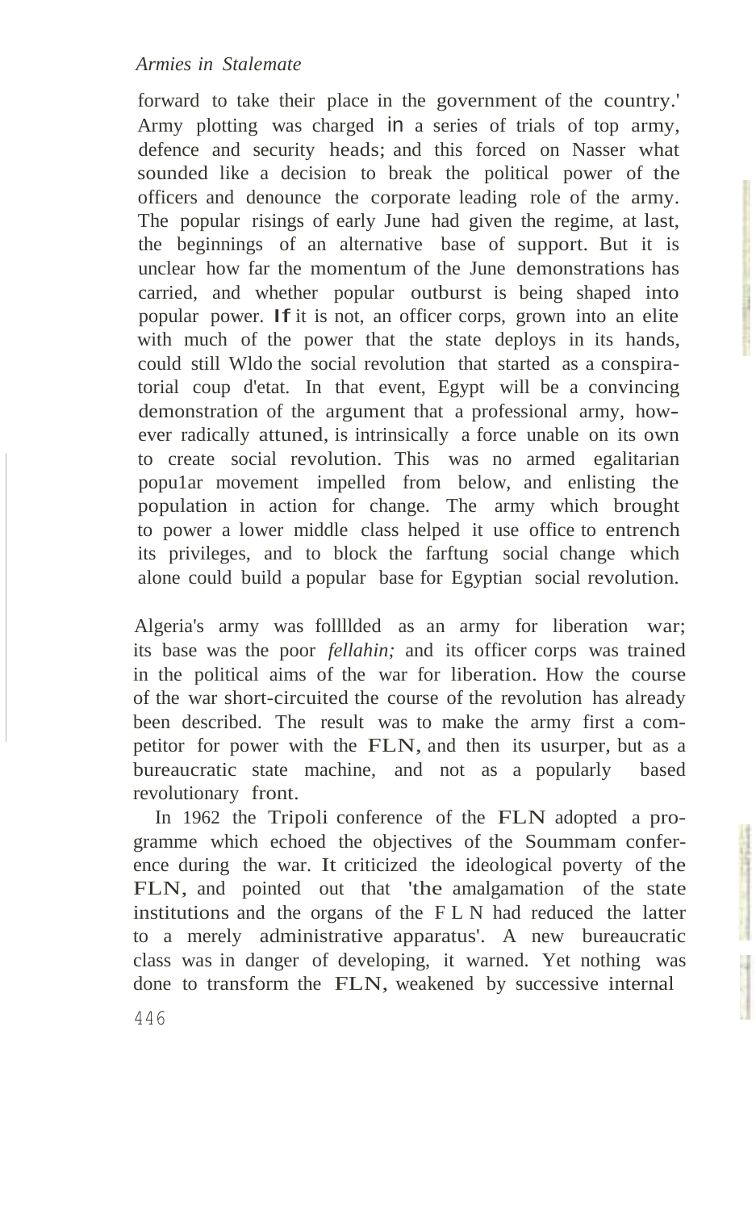forward to take their place in the government of the country.' Army plotting was charged in a series of trials of top army, defence and security heads; and this forced on Nasser what sounded like a decision to break the political power of the officers and denounce the corporate leading role of the army. The popular risings of early June had given the regime, at last, the beginnings of an alternative base of support. But it is unclear how far the momentum of the June demonstrations has carried, and whether popular outburst is being shaped into popular power. If it is not, an officer corps, grown into an elite with much of the power that the state deploys in its hands, could still Wldo the social revolution that started as a conspiratorial coup d'etat. In that event, Egypt will be a convincing demonstration of the argument that a professional army, however radically attuned, is intrinsically a force unable on its own to create social revolution. This was no armed egalitarian popu1ar movement impelled from below, and enlisting the population in action for change. The army which brought to power a lower middle class helped it use office to entrench its privileges, and to block the farftung social change which alone could build a popular base for Egyptian social revolution.

Algeria's army was follllded as an army for liberation war; its base was the poor *fellahin;* and its officer corps was trained in the political aims of the war for liberation. How the course of the war short-circuited the course of the revolution has already been described. The result was to make the army first a competitor for power with the FLN, and then its usurper, but as a bureaucratic state machine, and not as a popularly based revolutionary front.

In 1962 the Tripoli conference of the FLN adopted a programme which echoed the objectives of the Soummam conference during the war. It criticized the ideological poverty of the FLN, and pointed out that 'the amalgamation of the state institutions and the organs of the F L N had reduced the latter to a merely administrative apparatus'. A new bureaucratic class was in danger of developing, it warned. Yet nothing was done to transform the FLN, weakened by successive internal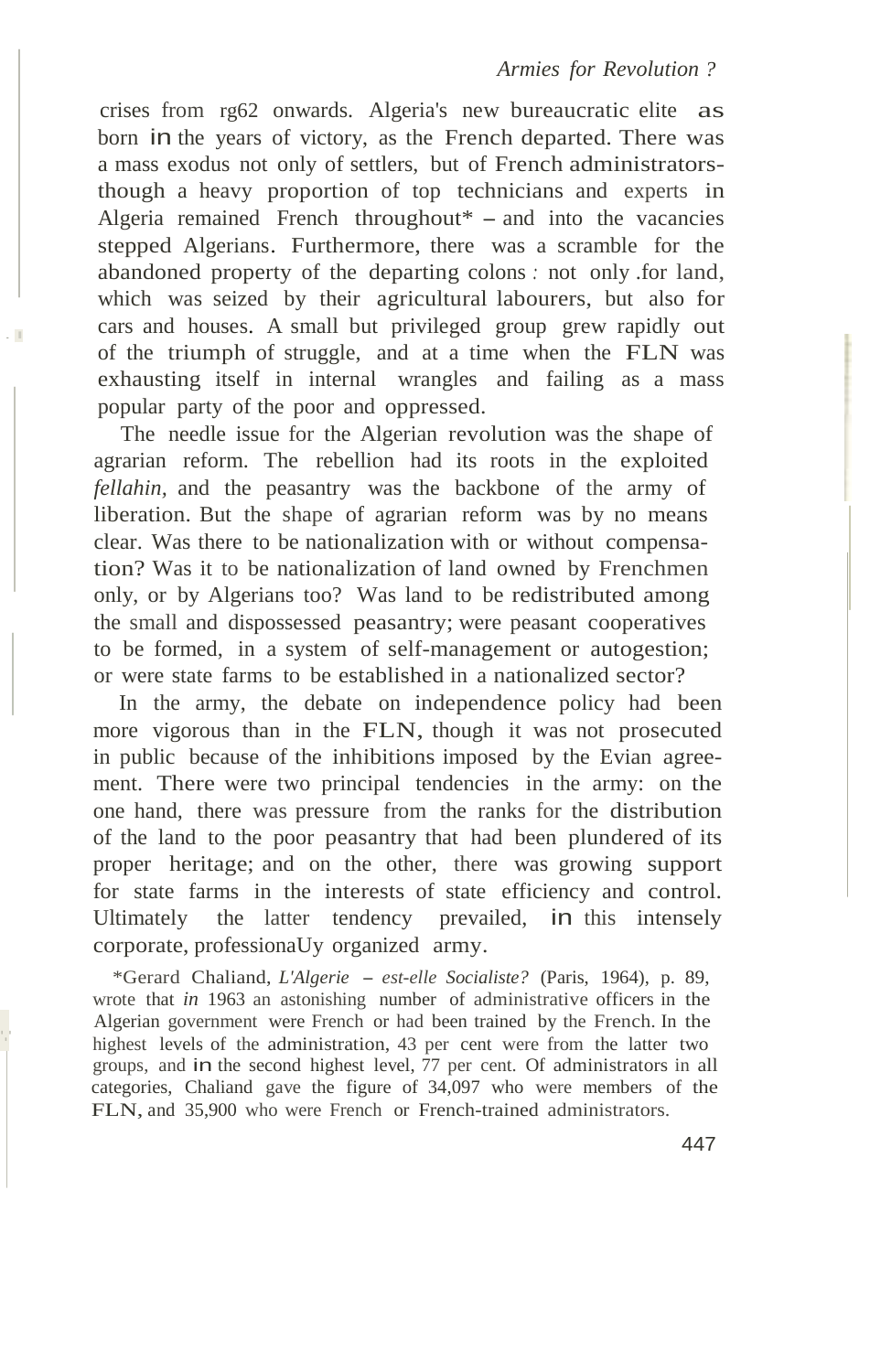crises from rg62 onwards. Algeria's new bureaucratic elite as born in the years of victory, as the French departed. There was a mass exodus not only of settlers, but of French administrators-though a heavy proportion of top technicians and experts in Algeria remained French throughout* – and into the vacancies stepped Algerians. Furthermore, there was a scramble for the abandoned property of the departing colons : not only for land, which was seized by their agricultural labourers, but also for cars and houses. A small but privileged group grew rapidly out of the triumph of struggle, and at a time when the FLN was exhausting itself in internal wrangles and failing as a mass popular party of the poor and oppressed.

The needle issue for the Algerian revolution was the shape of agrarian reform. The rebellion had its roots in the exploited *fellahin,* and the peasantry was the backbone of the army of liberation. But the shape of agrarian reform was by no means clear. Was there to be nationalization with or without compensation? Was it to be nationalization of land owned by Frenchmen only, or by Algerians too? Was land to be redistributed among the small and dispossessed peasantry; were peasant cooperatives to be formed, in a system of self-management or autogestion; or were state farms to be established in a nationalized sector?

In the army, the debate on independence policy had been more vigorous than in the FLN, though it was not prosecuted in public because of the inhibitions imposed by the Evian agreement. There were two principal tendencies in the army: on the one hand, there was pressure from the ranks for the distribution of the land to the poor peasantry that had been plundered of its proper heritage; and on the other, there was growing support for state farms in the interests of state efficiency and control. Ultimately the latter tendency prevailed, in this intensely corporate, professionaUy organized army.

*Gerard Chaliand, *L'Algerie – est-elle Socialiste?* (Paris, 1964), p. 89, wrote that *in* 1963 an astonishing number of administrative officers in the Algerian government were French or had been trained by the French. In the highest levels of the administration, 43 per cent were from the latter two groups, and in the second highest level, 77 per cent. Of administrators in all categories, Chaliand gave the figure of 34,097 who were members of the FLN, and 35,900 who were French or French-trained administrators.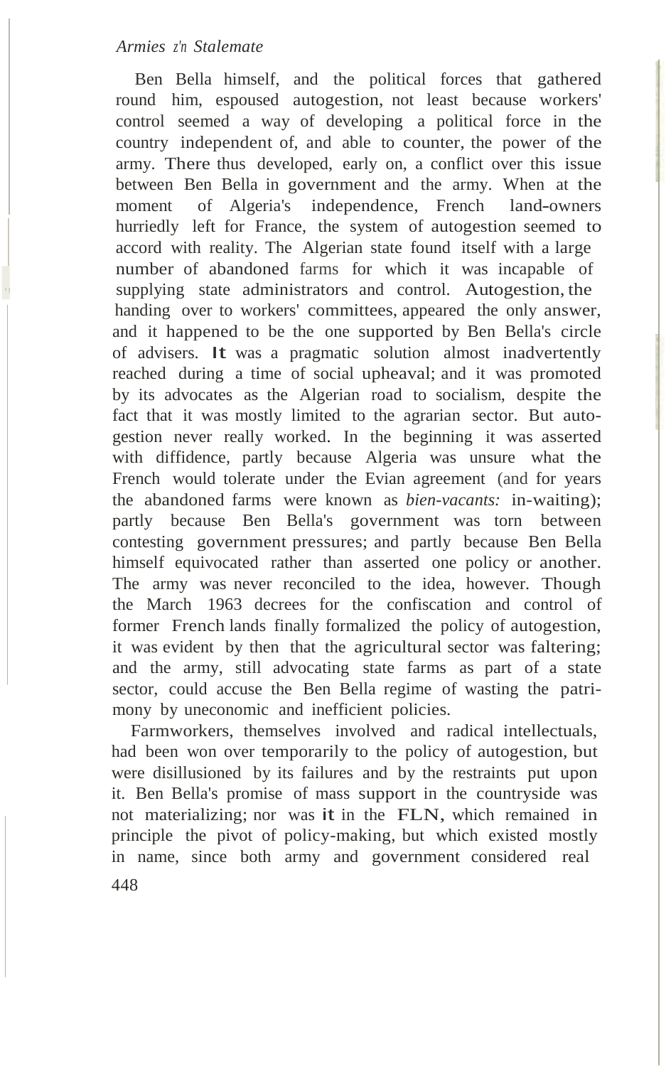Ben Bella himself, and the political forces that gathered round him, espoused autogestion, not least because workers' control seemed a way of developing a political force in the country independent of, and able to counter, the power of the army. There thus developed, early on, a conflict over this issue between Ben Bella in government and the army. When at the moment of Algeria's independence, French land-owners hurriedly left for France, the system of autogestion seemed to accord with reality. The Algerian state found itself with a large number of abandoned farms for which it was incapable of supplying state administrators and control. Autogestion, the handing over to workers' committees, appeared the only answer, and it happened to be the one supported by Ben Bella's circle of advisers. It was a pragmatic solution almost inadvertently reached during a time of social upheaval; and it was promoted by its advocates as the Algerian road to socialism, despite the fact that it was mostly limited to the agrarian sector. But autogestion never really worked. In the beginning it was asserted with diffidence, partly because Algeria was unsure what the French would tolerate under the Evian agreement (and for years the abandoned farms were known as *bien-vacants:* in-waiting); partly because Ben Bella's government was torn between contesting government pressures; and partly because Ben Bella himself equivocated rather than asserted one policy or another. The army was never reconciled to the idea, however. Though the March 1963 decrees for the confiscation and control of former French lands finally formalized the policy of autogestion, it was evident by then that the agricultural sector was faltering; and the army, still advocating state farms as part of a state sector, could accuse the Ben Bella regime of wasting the patrimony by uneconomic and inefficient policies.

Farmworkers, themselves involved and radical intellectuals, had been won over temporarily to the policy of autogestion, but were disillusioned by its failures and by the restraints put upon it. Ben Bella's promise of mass support in the countryside was not materializing; nor was it in the FLN, which remained in principle the pivot of policy-making, but which existed mostly in name, since both army and government considered real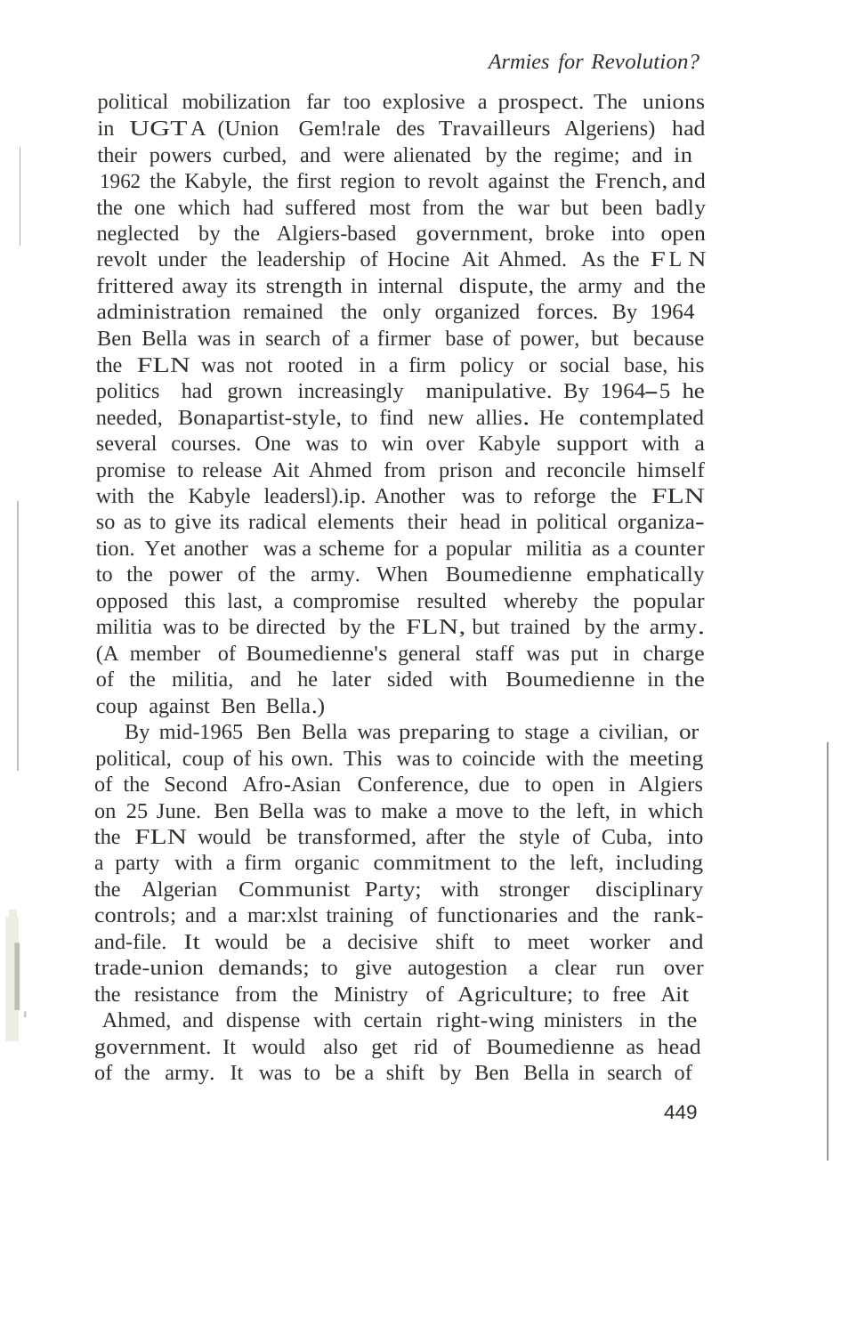political mobilization far too explosive a prospect. The unions in UGTA (Union Gem!rale des Travailleurs Algeriens) had their powers curbed, and were alienated by the regime; and in 1962 the Kabyle, the first region to revolt against the French, and the one which had suffered most from the war but been badly neglected by the Algiers-based government, broke into open revolt under the leadership of Hocine Ait Ahmed. As the FLN frittered away its strength in internal dispute, the army and the administration remained the only organized forces. By 1964 Ben Bella was in search of a firmer base of power, but because the FLN was not rooted in a firm policy or social base, his politics had grown increasingly manipulative. By 1964–5 he needed, Bonapartist-style, to find new allies. He contemplated several courses. One was to win over Kabyle support with a promise to release Ait Ahmed from prison and reconcile himself with the Kabyle leadersl).ip. Another was to reforge the FLN so as to give its radical elements their head in political organization. Yet another was a scheme for a popular militia as a counter to the power of the army. When Boumedienne emphatically opposed this last, a compromise resulted whereby the popular militia was to be directed by the FLN, but trained by the army. (A member of Boumedienne's general staff was put in charge of the militia, and he later sided with Boumedienne in the coup against Ben Bella.)

By mid-1965 Ben Bella was preparing to stage a civilian, or political, coup of his own. This was to coincide with the meeting of the Second Afro-Asian Conference, due to open in Algiers on 25 June. Ben Bella was to make a move to the left, in which the FLN would be transformed, after the style of Cuba, into a party with a firm organic commitment to the left, including the Algerian Communist Party; with stronger disciplinary controls; and a mar:xlst training of functionaries and the rank-and-file. It would be a decisive shift to meet worker and trade-union demands; to give autogestion a clear run over the resistance from the Ministry of Agriculture; to free Ait Ahmed, and dispense with certain right-wing ministers in the government. It would also get rid of Boumedienne as head of the army. It was to be a shift by Ben Bella in search of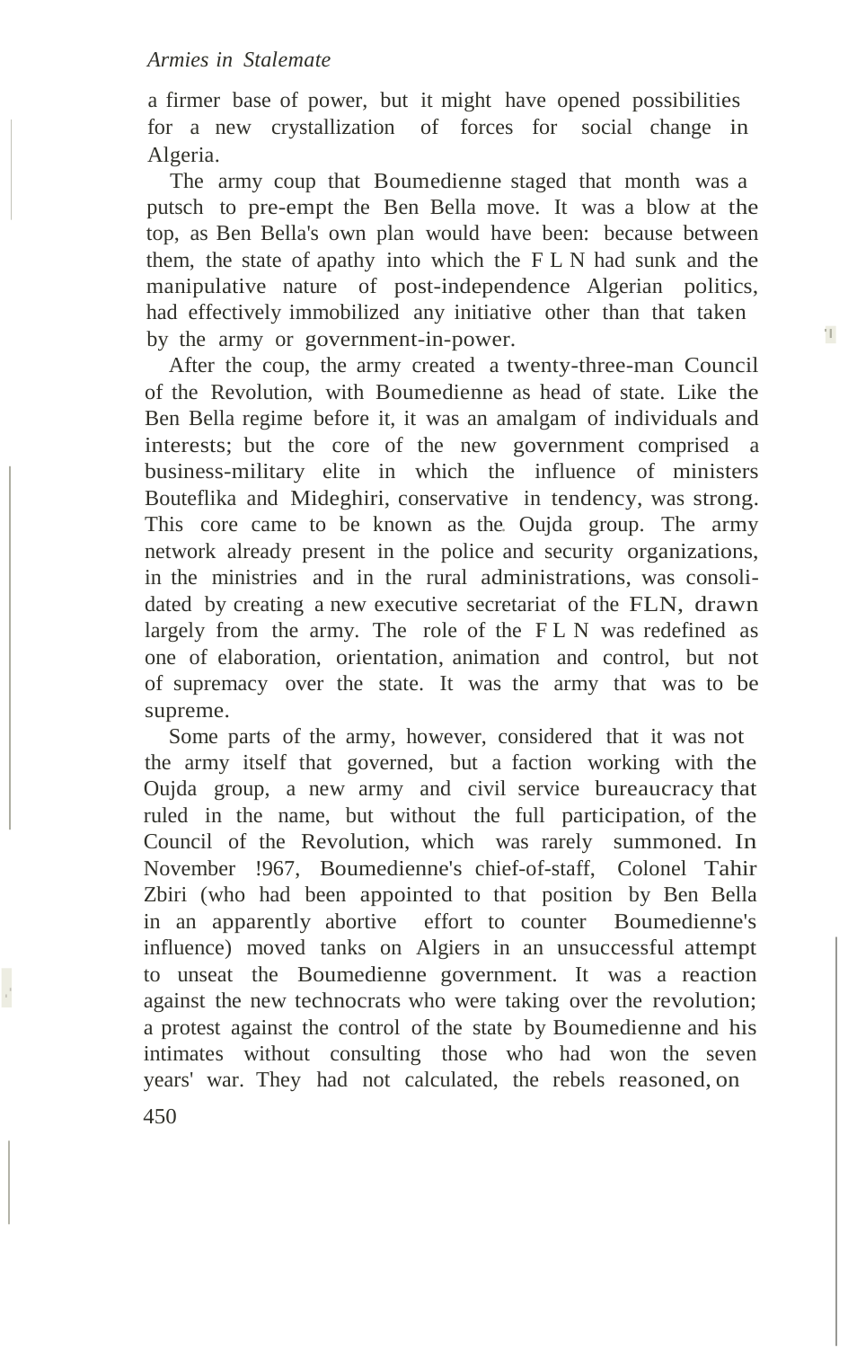a firmer base of power, but it might have opened possibilities for a new crystallization of forces for social change in Algeria.

The army coup that Boumedienne staged that month was a putsch to pre-empt the Ben Bella move. It was a blow at the top, as Ben Bella's own plan would have been: because between them, the state of apathy into which the F L N had sunk and the manipulative nature of post-independence Algerian politics, had effectively immobilized any initiative other than that taken by the army or government-in-power.

After the coup, the army created a twenty-three-man Council of the Revolution, with Boumedienne as head of state. Like the Ben Bella regime before it, it was an amalgam of individuals and interests; but the core of the new government comprised a business-military elite in which the influence of ministers Bouteflika and Mideghiri, conservative in tendency, was strong. This core came to be known as the Oujda group. The army network already present in the police and security organizations, in the ministries and in the rural administrations, was consolidated by creating a new executive secretariat of the FLN, drawn largely from the army. The role of the F L N was redefined as one of elaboration, orientation, animation and control, but not of supremacy over the state. It was the army that was to be supreme.

Some parts of the army, however, considered that it was not the army itself that governed, but a faction working with the Oujda group, a new army and civil service bureaucracy that ruled in the name, but without the full participation, of the Council of the Revolution, which was rarely summoned. In November !967, Boumedienne's chief-of-staff, Colonel Tahir Zbiri (who had been appointed to that position by Ben Bella in an apparently abortive effort to counter Boumedienne's influence) moved tanks on Algiers in an unsuccessful attempt to unseat the Boumedienne government. It was a reaction against the new technocrats who were taking over the revolution; a protest against the control of the state by Boumedienne and his intimates without consulting those who had won the seven years' war. They had not calculated, the rebels reasoned, on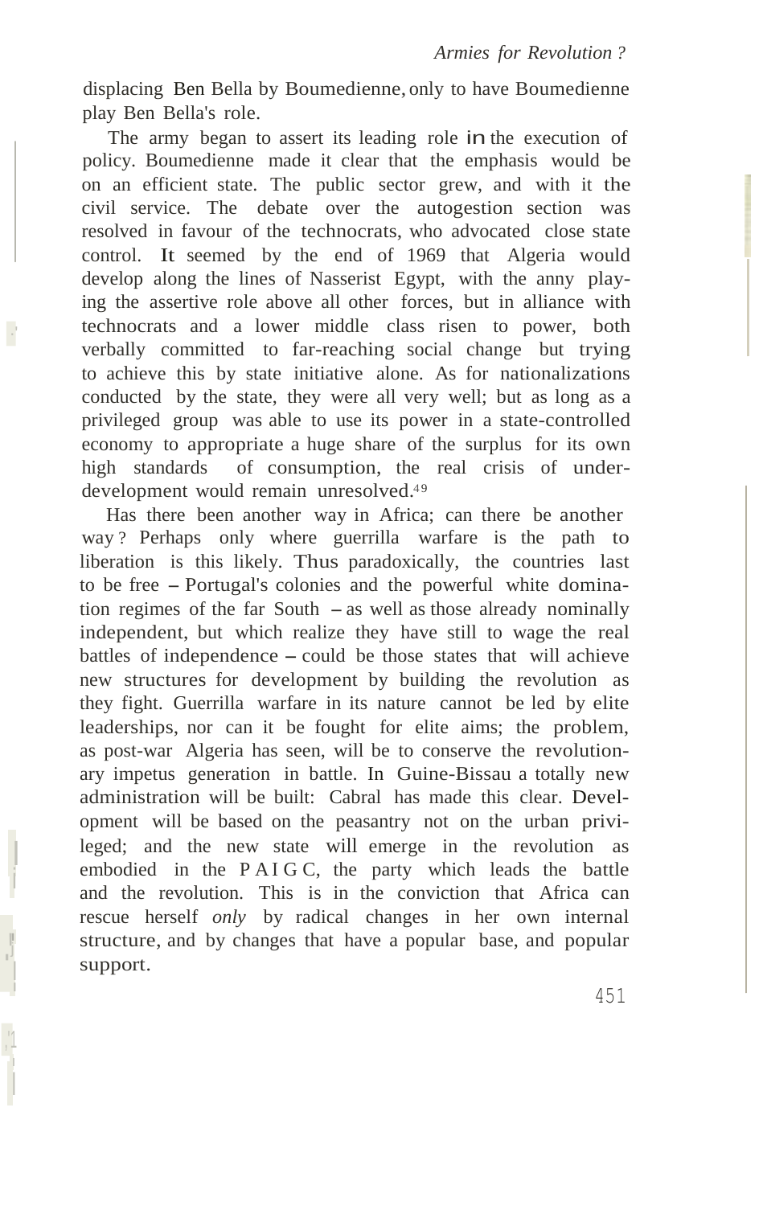displacing Ben Bella by Boumedienne, only to have Boumedienne play Ben Bella's role.

The army began to assert its leading role in the execution of policy. Boumedienne made it clear that the emphasis would be on an efficient state. The public sector grew, and with it the civil service. The debate over the autogestion section was resolved in favour of the technocrats, who advocated close state control. It seemed by the end of 1969 that Algeria would develop along the lines of Nasserist Egypt, with the anny playing the assertive role above all other forces, but in alliance with technocrats and a lower middle class risen to power, both verbally committed to far-reaching social change but trying to achieve this by state initiative alone. As for nationalizations conducted by the state, they were all very well; but as long as a privileged group was able to use its power in a state-controlled economy to appropriate a huge share of the surplus for its own high standards of consumption, the real crisis of underdevelopment would remain unresolved.[49]

Has there been another way in Africa; can there be another way? Perhaps only where guerrilla warfare is the path to liberation is this likely. Thus paradoxically, the countries last to be free – Portugal's colonies and the powerful white domination regimes of the far South – as well as those already nominally independent, but which realize they have still to wage the real battles of independence – could be those states that will achieve new structures for development by building the revolution as they fight. Guerrilla warfare in its nature cannot be led by elite leaderships, nor can it be fought for elite aims; the problem, as post-war Algeria has seen, will be to conserve the revolutionary impetus generation in battle. In Guine-Bissau a totally new administration will be built: Cabral has made this clear. Development will be based on the peasantry not on the urban privileged; and the new state will emerge in the revolution as embodied in the PAIGC, the party which leads the battle and the revolution. This is in the conviction that Africa can rescue herself *only* by radical changes in her own internal structure, and by changes that have a popular base, and popular support.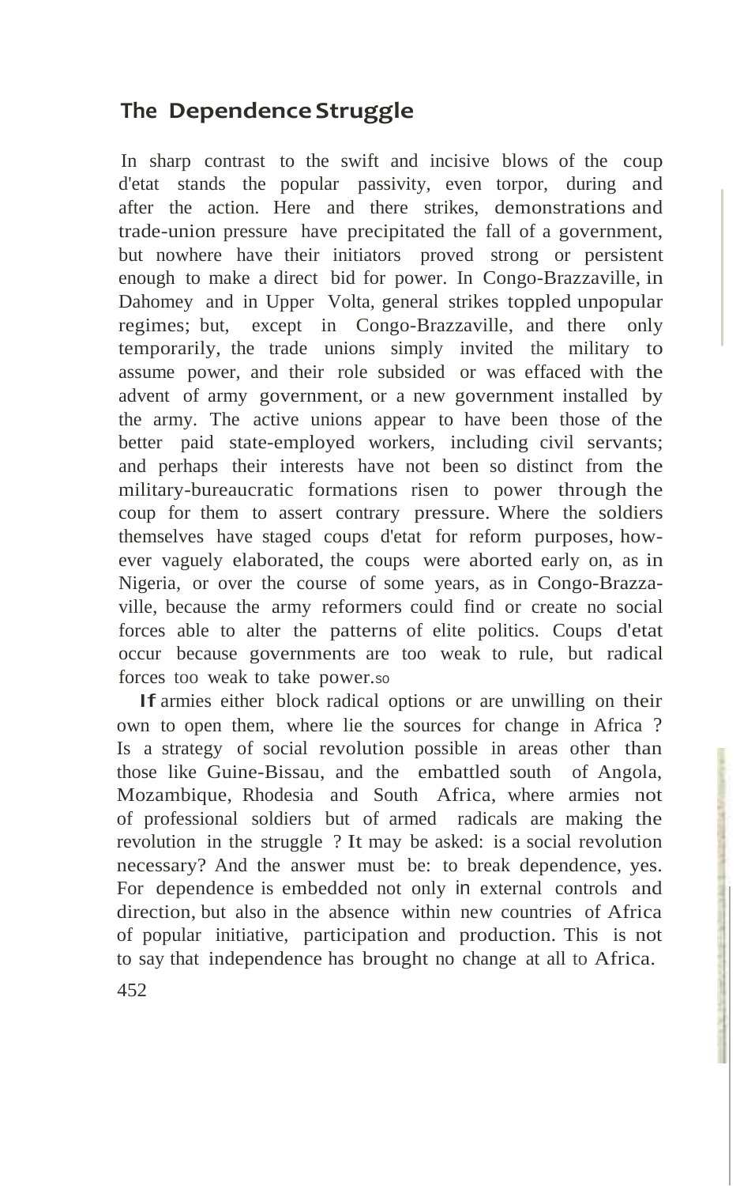## The Dependence Struggle

In sharp contrast to the swift and incisive blows of the coup d'etat stands the popular passivity, even torpor, during and after the action. Here and there strikes, demonstrations and trade-union pressure have precipitated the fall of a government, but nowhere have their initiators proved strong or persistent enough to make a direct bid for power. In Congo-Brazzaville, in Dahomey and in Upper Volta, general strikes toppled unpopular regimes; but, except in Congo-Brazzaville, and there only temporarily, the trade unions simply invited the military to assume power, and their role subsided or was effaced with the advent of army government, or a new government installed by the army. The active unions appear to have been those of the better paid state-employed workers, including civil servants; and perhaps their interests have not been so distinct from the military-bureaucratic formations risen to power through the coup for them to assert contrary pressure. Where the soldiers themselves have staged coups d'etat for reform purposes, however vaguely elaborated, the coups were aborted early on, as in Nigeria, or over the course of some years, as in Congo-Brazzaville, because the army reformers could find or create no social forces able to alter the patterns of elite politics. Coups d'etat occur because governments are too weak to rule, but radical forces too weak to take power.[50]

If armies either block radical options or are unwilling on their own to open them, where lie the sources for change in Africa? Is a strategy of social revolution possible in areas other than those like Guine-Bissau, and the embattled south of Angola, Mozambique, Rhodesia and South Africa, where armies not of professional soldiers but of armed radicals are making the revolution in the struggle? It may be asked: is a social revolution necessary? And the answer must be: to break dependence, yes. For dependence is embedded not only in external controls and direction, but also in the absence within new countries of Africa of popular initiative, participation and production. This is not to say that independence has brought no change at all to Africa.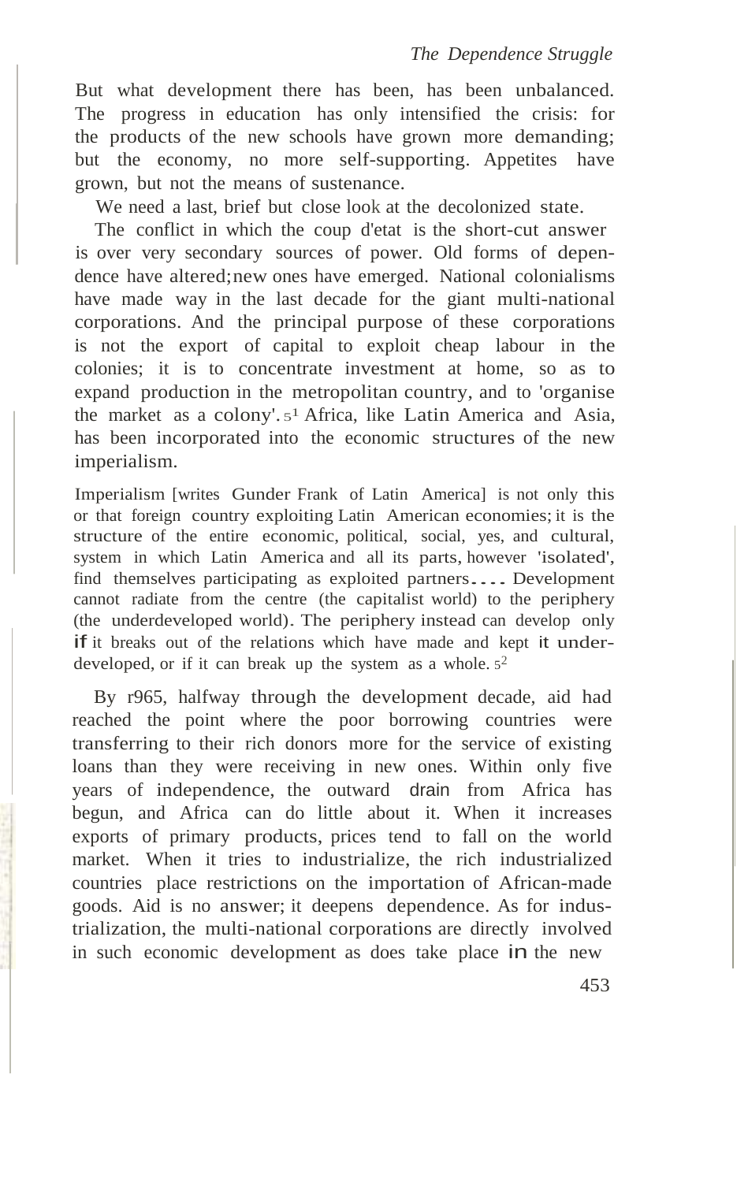But what development there has been, has been unbalanced. The progress in education has only intensified the crisis: for the products of the new schools have grown more demanding; but the economy, no more self-supporting. Appetites have grown, but not the means of sustenance.

We need a last, brief but close look at the decolonized state.

The conflict in which the coup d'etat is the short-cut answer is over very secondary sources of power. Old forms of dependence have altered; new ones have emerged. National colonialisms have made way in the last decade for the giant multi-national corporations. And the principal purpose of these corporations is not the export of capital to exploit cheap labour in the colonies; it is to concentrate investment at home, so as to expand production in the metropolitan country, and to 'organise the market as a colony'.[51] Africa, like Latin America and Asia, has been incorporated into the economic structures of the new imperialism.

> Imperialism [writes Gunder Frank of Latin America] is not only this or that foreign country exploiting Latin American economies; it is the structure of the entire economic, political, social, yes, and cultural, system in which Latin America and all its parts, however 'isolated', find themselves participating as exploited partners.... Development cannot radiate from the centre (the capitalist world) to the periphery (the underdeveloped world). The periphery instead can develop only if it breaks out of the relations which have made and kept it underdeveloped, or if it can break up the system as a whole.[52]

By 1965, halfway through the development decade, aid had reached the point where the poor borrowing countries were transferring to their rich donors more for the service of existing loans than they were receiving in new ones. Within only five years of independence, the outward drain from Africa has begun, and Africa can do little about it. When it increases exports of primary products, prices tend to fall on the world market. When it tries to industrialize, the rich industrialized countries place restrictions on the importation of African-made goods. Aid is no answer; it deepens dependence. As for industrialization, the multi-national corporations are directly involved in such economic development as does take place in the new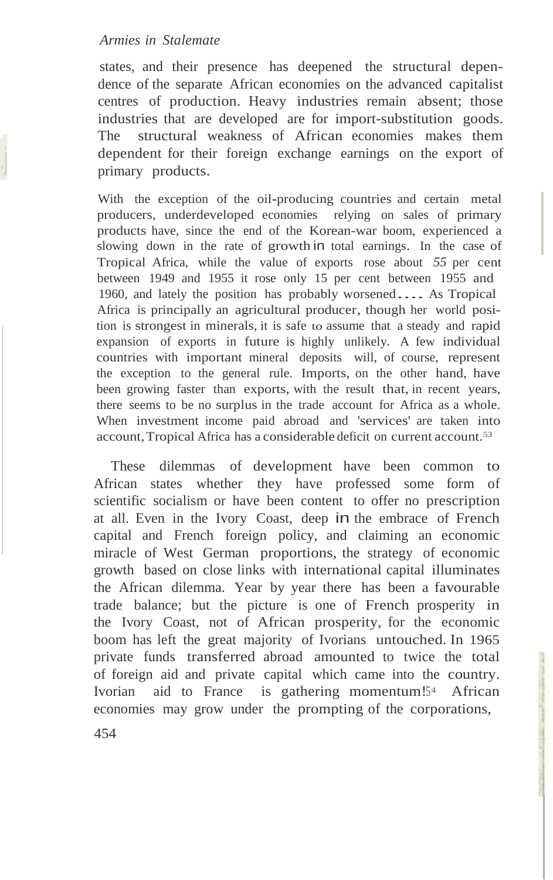states, and their presence has deepened the structural dependence of the separate African economies on the advanced capitalist centres of production. Heavy industries remain absent; those industries that are developed are for import-substitution goods. The structural weakness of African economies makes them dependent for their foreign exchange earnings on the export of primary products.

> With the exception of the oil-producing countries and certain metal producers, underdeveloped economies relying on sales of primary products have, since the end of the Korean-war boom, experienced a slowing down in the rate of growth in total earnings. In the case of Tropical Africa, while the value of exports rose about *55* per cent between 1949 and 1955 it rose only 15 per cent between 1955 and 1960, and lately the position has probably worsened.... As Tropical Africa is principally an agricultural producer, though her world position is strongest in minerals, it is safe to assume that a steady and rapid expansion of exports in future is highly unlikely. A few individual countries with important mineral deposits will, of course, represent the exception to the general rule. Imports, on the other hand, have been growing faster than exports, with the result that, in recent years, there seems to be no surplus in the trade account for Africa as a whole. When investment income paid abroad and 'services' are taken into account, Tropical Africa has a considerable deficit on current account.[53]

These dilemmas of development have been common to African states whether they have professed some form of scientific socialism or have been content to offer no prescription at all. Even in the Ivory Coast, deep in the embrace of French capital and French foreign policy, and claiming an economic miracle of West German proportions, the strategy of economic growth based on close links with international capital illuminates the African dilemma. Year by year there has been a favourable trade balance; but the picture is one of French prosperity in the Ivory Coast, not of African prosperity, for the economic boom has left the great majority of Ivorians untouched. In 1965 private funds transferred abroad amounted to twice the total of foreign aid and private capital which came into the country. Ivorian aid to France is gathering momentum![54] African economies may grow under the prompting of the corporations,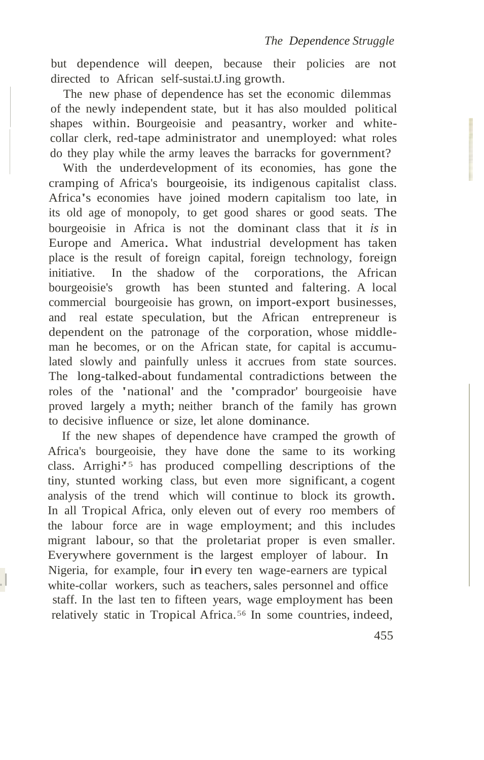but dependence will deepen, because their policies are not directed to African self-sustaining growth.

The new phase of dependence has set the economic dilemmas of the newly independent state, but it has also moulded political shapes within. Bourgeoisie and peasantry, worker and white-collar clerk, red-tape administrator and unemployed: what roles do they play while the army leaves the barracks for government?

With the underdevelopment of its economies, has gone the cramping of Africa's bourgeoisie, its indigenous capitalist class. Africa's economies have joined modern capitalism too late, in its old age of monopoly, to get good shares or good seats. The bourgeoisie in Africa is not the dominant class that it *is* in Europe and America. What industrial development has taken place is the result of foreign capital, foreign technology, foreign initiative. In the shadow of the corporations, the African bourgeoisie's growth has been stunted and faltering. A local commercial bourgeoisie has grown, on import-export businesses, and real estate speculation, but the African entrepreneur is dependent on the patronage of the corporation, whose middle-man he becomes, or on the African state, for capital is accumulated slowly and painfully unless it accrues from state sources. The long-talked-about fundamental contradictions between the roles of the 'national' and the 'comprador' bourgeoisie have proved largely a myth; neither branch of the family has grown to decisive influence or size, let alone dominance.

If the new shapes of dependence have cramped the growth of Africa's bourgeoisie, they have done the same to its working class. Arrighi[55] has produced compelling descriptions of the tiny, stunted working class, but even more significant, a cogent analysis of the trend which will continue to block its growth. In all Tropical Africa, only eleven out of every 100 members of the labour force are in wage employment; and this includes migrant labour, so that the proletariat proper is even smaller. Everywhere government is the largest employer of labour. In Nigeria, for example, four in every ten wage-earners are typical white-collar workers, such as teachers, sales personnel and office staff. In the last ten to fifteen years, wage employment has been relatively static in Tropical Africa.[56] In some countries, indeed,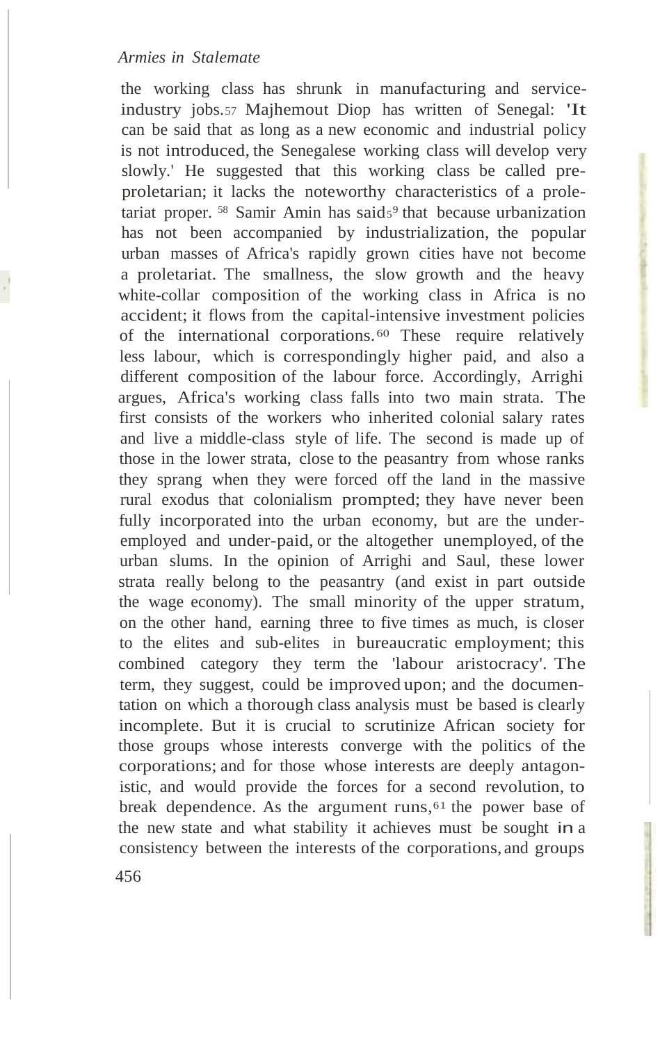the working class has shrunk in manufacturing and service-industry jobs.[57] Majhemout Diop has written of Senegal: 'It can be said that as long as a new economic and industrial policy is not introduced, the Senegalese working class will develop very slowly.' He suggested that this working class be called pre-proletarian; it lacks the noteworthy characteristics of a proletariat proper.[58] Samir Amin has said[59] that because urbanization has not been accompanied by industrialization, the popular urban masses of Africa's rapidly grown cities have not become a proletariat. The smallness, the slow growth and the heavy white-collar composition of the working class in Africa is no accident; it flows from the capital-intensive investment policies of the international corporations.[60] These require relatively less labour, which is correspondingly higher paid, and also a different composition of the labour force. Accordingly, Arrighi argues, Africa's working class falls into two main strata. The first consists of the workers who inherited colonial salary rates and live a middle-class style of life. The second is made up of those in the lower strata, close to the peasantry from whose ranks they sprang when they were forced off the land in the massive rural exodus that colonialism prompted; they have never been fully incorporated into the urban economy, but are the under-employed and under-paid, or the altogether unemployed, of the urban slums. In the opinion of Arrighi and Saul, these lower strata really belong to the peasantry (and exist in part outside the wage economy). The small minority of the upper stratum, on the other hand, earning three to five times as much, is closer to the elites and sub-elites in bureaucratic employment; this combined category they term the 'labour aristocracy'. The term, they suggest, could be improved upon; and the documentation on which a thorough class analysis must be based is clearly incomplete. But it is crucial to scrutinize African society for those groups whose interests converge with the politics of the corporations; and for those whose interests are deeply antagonistic, and would provide the forces for a second revolution, to break dependence. As the argument runs,[61] the power base of the new state and what stability it achieves must be sought in a consistency between the interests of the corporations, and groups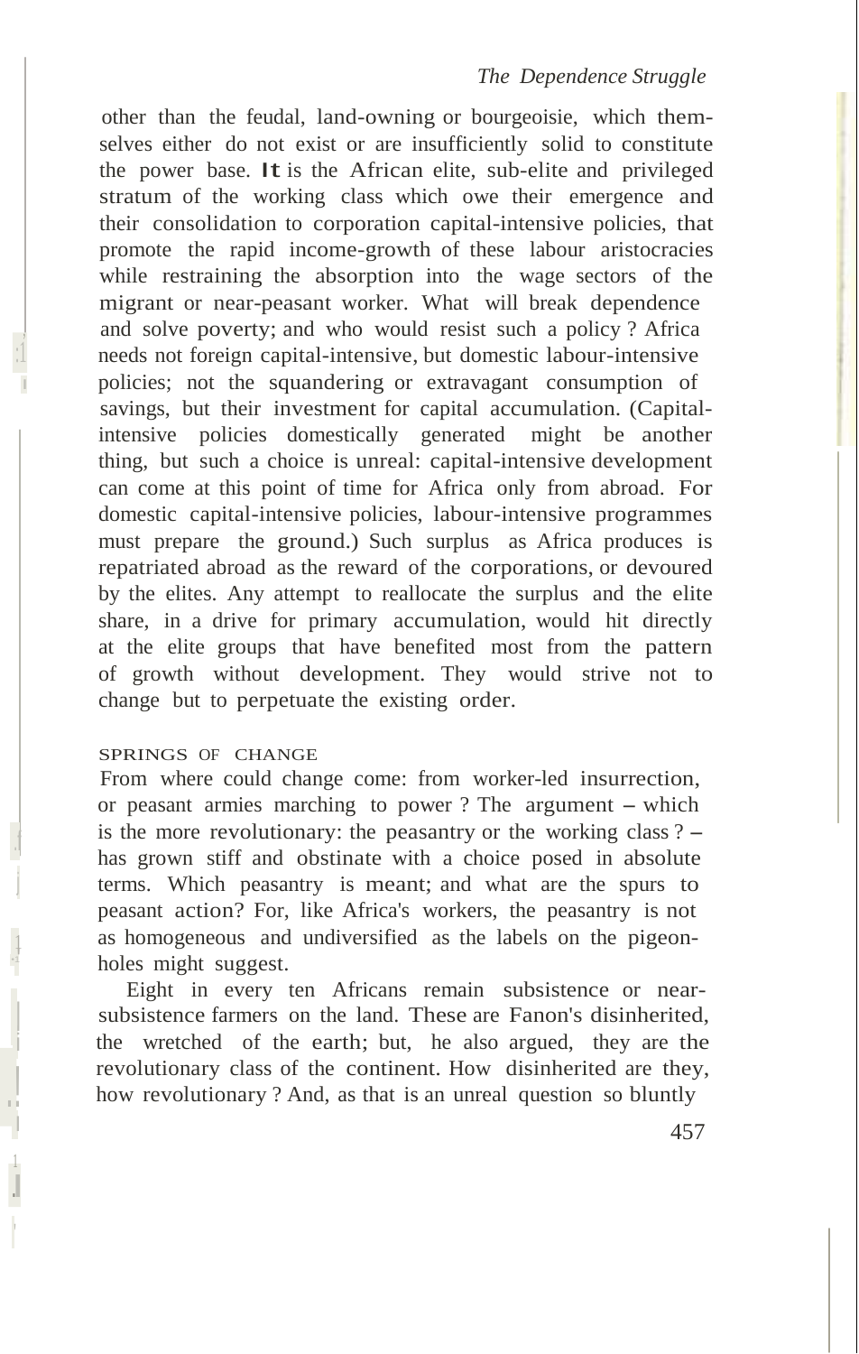other than the feudal, land-owning or bourgeoisie, which themselves either do not exist or are insufficiently solid to constitute the power base. It is the African elite, sub-elite and privileged stratum of the working class which owe their emergence and their consolidation to corporation capital-intensive policies, that promote the rapid income-growth of these labour aristocracies while restraining the absorption into the wage sectors of the migrant or near-peasant worker. What will break dependence and solve poverty; and who would resist such a policy ? Africa needs not foreign capital-intensive, but domestic labour-intensive policies; not the squandering or extravagant consumption of savings, but their investment for capital accumulation. (Capital-intensive policies domestically generated might be another thing, but such a choice is unreal: capital-intensive development can come at this point of time for Africa only from abroad. For domestic capital-intensive policies, labour-intensive programmes must prepare the ground.) Such surplus as Africa produces is repatriated abroad as the reward of the corporations, or devoured by the elites. Any attempt to reallocate the surplus and the elite share, in a drive for primary accumulation, would hit directly at the elite groups that have benefited most from the pattern of growth without development. They would strive not to change but to perpetuate the existing order.

## SPRINGS OF CHANGE

From where could change come: from worker-led insurrection, or peasant armies marching to power ? The argument – which is the more revolutionary: the peasantry or the working class ? – has grown stiff and obstinate with a choice posed in absolute terms. Which peasantry is meant; and what are the spurs to peasant action? For, like Africa's workers, the peasantry is not as homogeneous and undiversified as the labels on the pigeon-holes might suggest.

Eight in every ten Africans remain subsistence or near-subsistence farmers on the land. These are Fanon's disinherited, the wretched of the earth; but, he also argued, they are the revolutionary class of the continent. How disinherited are they, how revolutionary ? And, as that is an unreal question so bluntly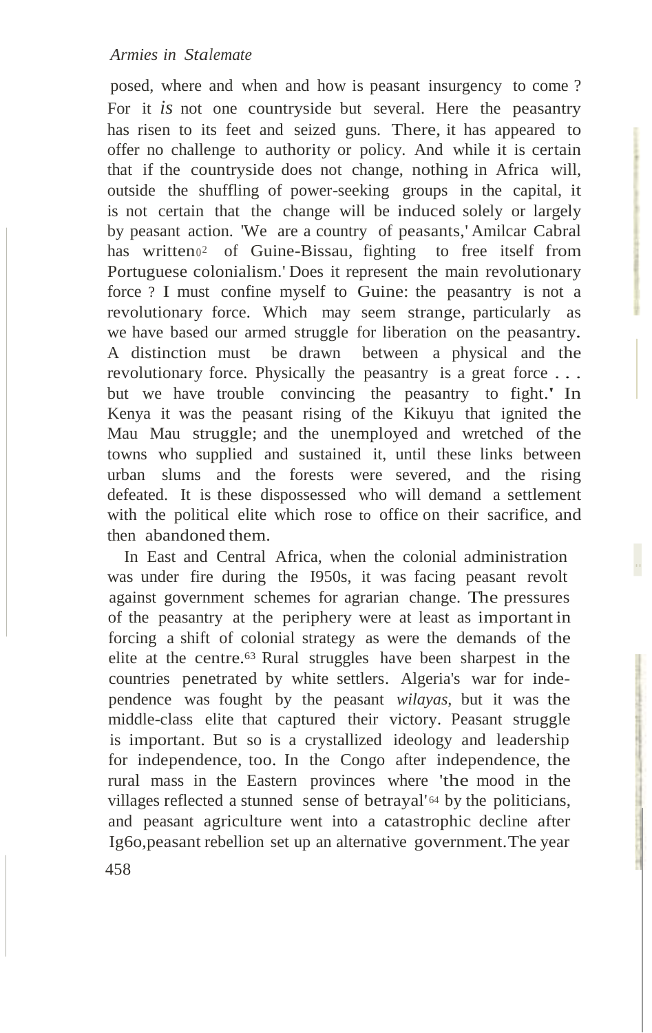posed, where and when and how is peasant insurgency to come? For it *is* not one countryside but several. Here the peasantry has risen to its feet and seized guns. There, it has appeared to offer no challenge to authority or policy. And while it is certain that if the countryside does not change, nothing in Africa will, outside the shuffling of power-seeking groups in the capital, it is not certain that the change will be induced solely or largely by peasant action. 'We are a country of peasants,' Amilcar Cabral has written[62] of Guine-Bissau, fighting to free itself from Portuguese colonialism.' Does it represent the main revolutionary force? I must confine myself to Guine: the peasantry is not a revolutionary force. Which may seem strange, particularly as we have based our armed struggle for liberation on the peasantry. A distinction must be drawn between a physical and the revolutionary force. Physically the peasantry is a great force . . . but we have trouble convincing the peasantry to fight.' In Kenya it was the peasant rising of the Kikuyu that ignited the Mau Mau struggle; and the unemployed and wretched of the towns who supplied and sustained it, until these links between urban slums and the forests were severed, and the rising defeated. It is these dispossessed who will demand a settlement with the political elite which rose to office on their sacrifice, and then abandoned them.

In East and Central Africa, when the colonial administration was under fire during the 1950s, it was facing peasant revolt against government schemes for agrarian change. The pressures of the peasantry at the periphery were at least as important in forcing a shift of colonial strategy as were the demands of the elite at the centre.[63] Rural struggles have been sharpest in the countries penetrated by white settlers. Algeria's war for independence was fought by the peasant *wilayas*, but it was the middle-class elite that captured their victory. Peasant struggle is important. But so is a crystallized ideology and leadership for independence, too. In the Congo after independence, the rural mass in the Eastern provinces where 'the mood in the villages reflected a stunned sense of betrayal'[64] by the politicians, and peasant agriculture went into a catastrophic decline after 1960, peasant rebellion set up an alternative government. The year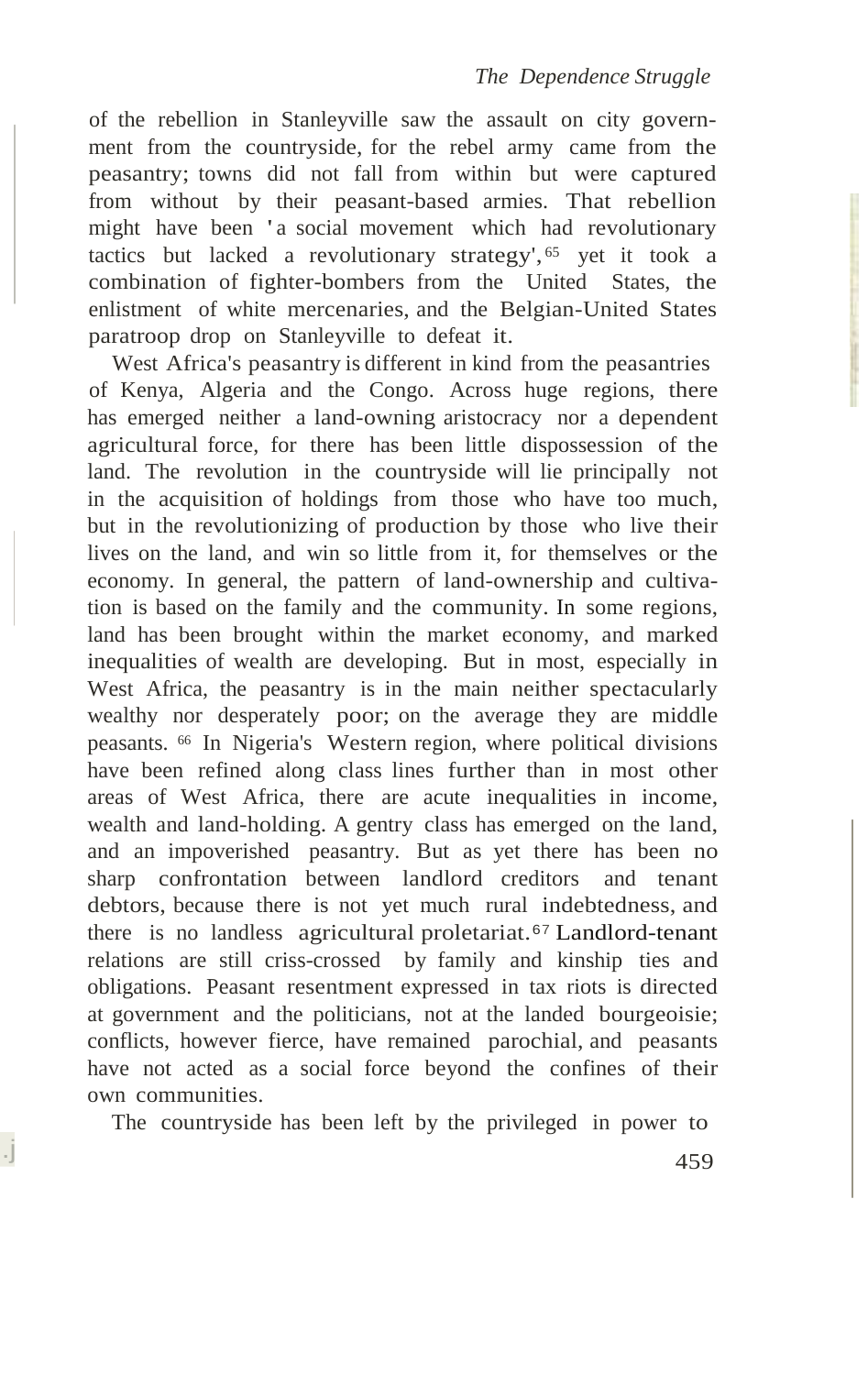of the rebellion in Stanleyville saw the assault on city government from the countryside, for the rebel army came from the peasantry; towns did not fall from within but were captured from without by their peasant-based armies. That rebellion might have been 'a social movement which had revolutionary tactics but lacked a revolutionary strategy',[65] yet it took a combination of fighter-bombers from the United States, the enlistment of white mercenaries, and the Belgian-United States paratroop drop on Stanleyville to defeat it.

West Africa's peasantry is different in kind from the peasantries of Kenya, Algeria and the Congo. Across huge regions, there has emerged neither a land-owning aristocracy nor a dependent agricultural force, for there has been little dispossession of the land. The revolution in the countryside will lie principally not in the acquisition of holdings from those who have too much, but in the revolutionizing of production by those who live their lives on the land, and win so little from it, for themselves or the economy. In general, the pattern of land-ownership and cultivation is based on the family and the community. In some regions, land has been brought within the market economy, and marked inequalities of wealth are developing. But in most, especially in West Africa, the peasantry is in the main neither spectacularly wealthy nor desperately poor; on the average they are middle peasants.[66] In Nigeria's Western region, where political divisions have been refined along class lines further than in most other areas of West Africa, there are acute inequalities in income, wealth and land-holding. A gentry class has emerged on the land, and an impoverished peasantry. But as yet there has been no sharp confrontation between landlord creditors and tenant debtors, because there is not yet much rural indebtedness, and there is no landless agricultural proletariat.[67] Landlord-tenant relations are still criss-crossed by family and kinship ties and obligations. Peasant resentment expressed in tax riots is directed at government and the politicians, not at the landed bourgeoisie; conflicts, however fierce, have remained parochial, and peasants have not acted as a social force beyond the confines of their own communities.

The countryside has been left by the privileged in power to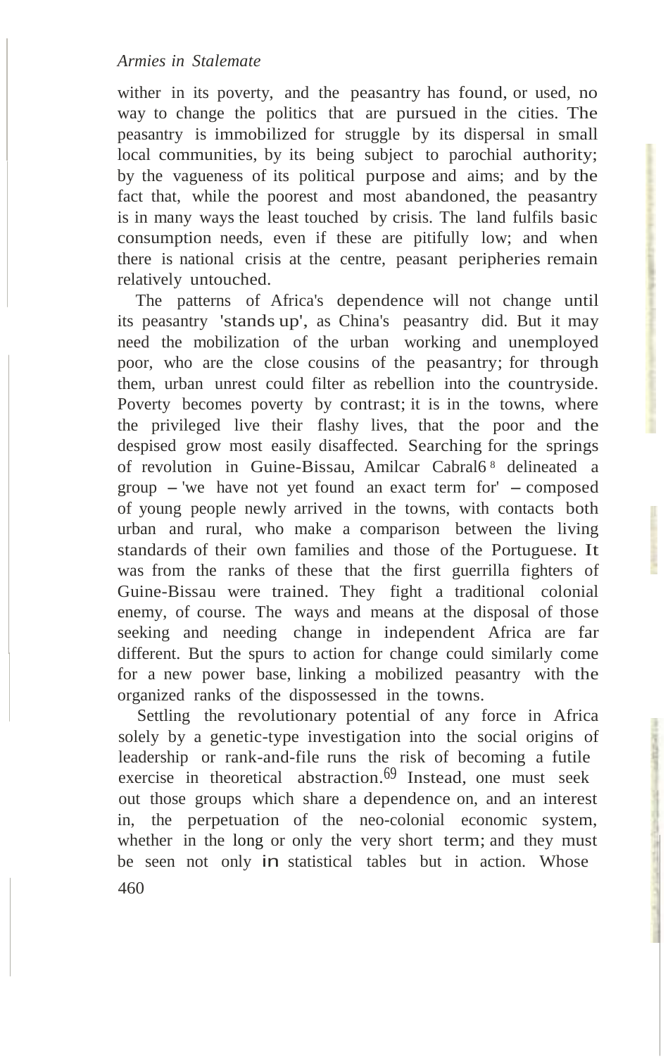wither in its poverty, and the peasantry has found, or used, no way to change the politics that are pursued in the cities. The peasantry is immobilized for struggle by its dispersal in small local communities, by its being subject to parochial authority; by the vagueness of its political purpose and aims; and by the fact that, while the poorest and most abandoned, the peasantry is in many ways the least touched by crisis. The land fulfils basic consumption needs, even if these are pitifully low; and when there is national crisis at the centre, peasant peripheries remain relatively untouched.

The patterns of Africa's dependence will not change until its peasantry 'stands up', as China's peasantry did. But it may need the mobilization of the urban working and unemployed poor, who are the close cousins of the peasantry; for through them, urban unrest could filter as rebellion into the countryside. Poverty becomes poverty by contrast; it is in the towns, where the privileged live their flashy lives, that the poor and the despised grow most easily disaffected. Searching for the springs of revolution in Guine-Bissau, Amilcar Cabral[68] delineated a group – 'we have not yet found an exact term for' – composed of young people newly arrived in the towns, with contacts both urban and rural, who make a comparison between the living standards of their own families and those of the Portuguese. It was from the ranks of these that the first guerrilla fighters of Guine-Bissau were trained. They fight a traditional colonial enemy, of course. The ways and means at the disposal of those seeking and needing change in independent Africa are far different. But the spurs to action for change could similarly come for a new power base, linking a mobilized peasantry with the organized ranks of the dispossessed in the towns.

Settling the revolutionary potential of any force in Africa solely by a genetic-type investigation into the social origins of leadership or rank-and-file runs the risk of becoming a futile exercise in theoretical abstraction.[69] Instead, one must seek out those groups which share a dependence on, and an interest in, the perpetuation of the neo-colonial economic system, whether in the long or only the very short term; and they must be seen not only in statistical tables but in action. Whose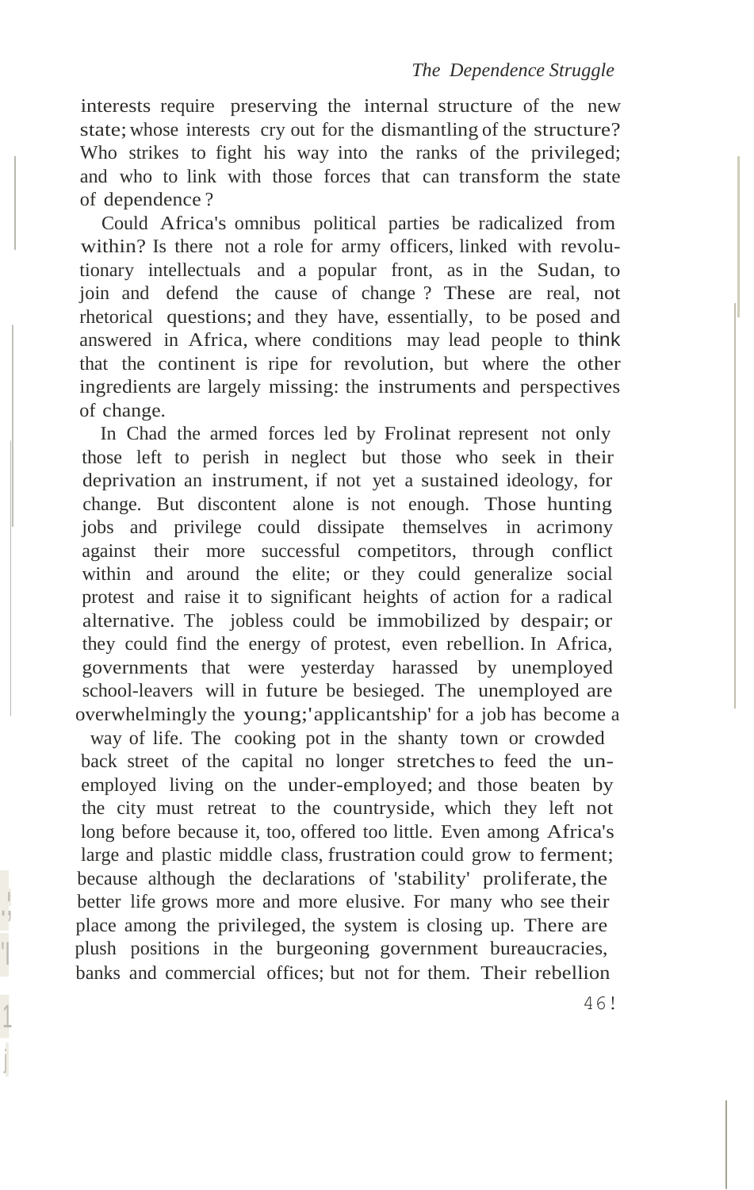interests require preserving the internal structure of the new state; whose interests cry out for the dismantling of the structure? Who strikes to fight his way into the ranks of the privileged; and who to link with those forces that can transform the state of dependence?

Could Africa's omnibus political parties be radicalized from within? Is there not a role for army officers, linked with revolutionary intellectuals and a popular front, as in the Sudan, to join and defend the cause of change? These are real, not rhetorical questions; and they have, essentially, to be posed and answered in Africa, where conditions may lead people to think that the continent is ripe for revolution, but where the other ingredients are largely missing: the instruments and perspectives of change.

In Chad the armed forces led by Frolinat represent not only those left to perish in neglect but those who seek in their deprivation an instrument, if not yet a sustained ideology, for change. But discontent alone is not enough. Those hunting jobs and privilege could dissipate themselves in acrimony against their more successful competitors, through conflict within and around the elite; or they could generalize social protest and raise it to significant heights of action for a radical alternative. The jobless could be immobilized by despair; or they could find the energy of protest, even rebellion. In Africa, governments that were yesterday harassed by unemployed school-leavers will in future be besieged. The unemployed are overwhelmingly the young; 'applicantship' for a job has become a way of life. The cooking pot in the shanty town or crowded back street of the capital no longer stretches to feed the unemployed living on the under-employed; and those beaten by the city must retreat to the countryside, which they left not long before because it, too, offered too little. Even among Africa's large and plastic middle class, frustration could grow to ferment; because although the declarations of 'stability' proliferate, the better life grows more and more elusive. For many who see their place among the privileged, the system is closing up. There are plush positions in the burgeoning government bureaucracies, banks and commercial offices; but not for them. Their rebellion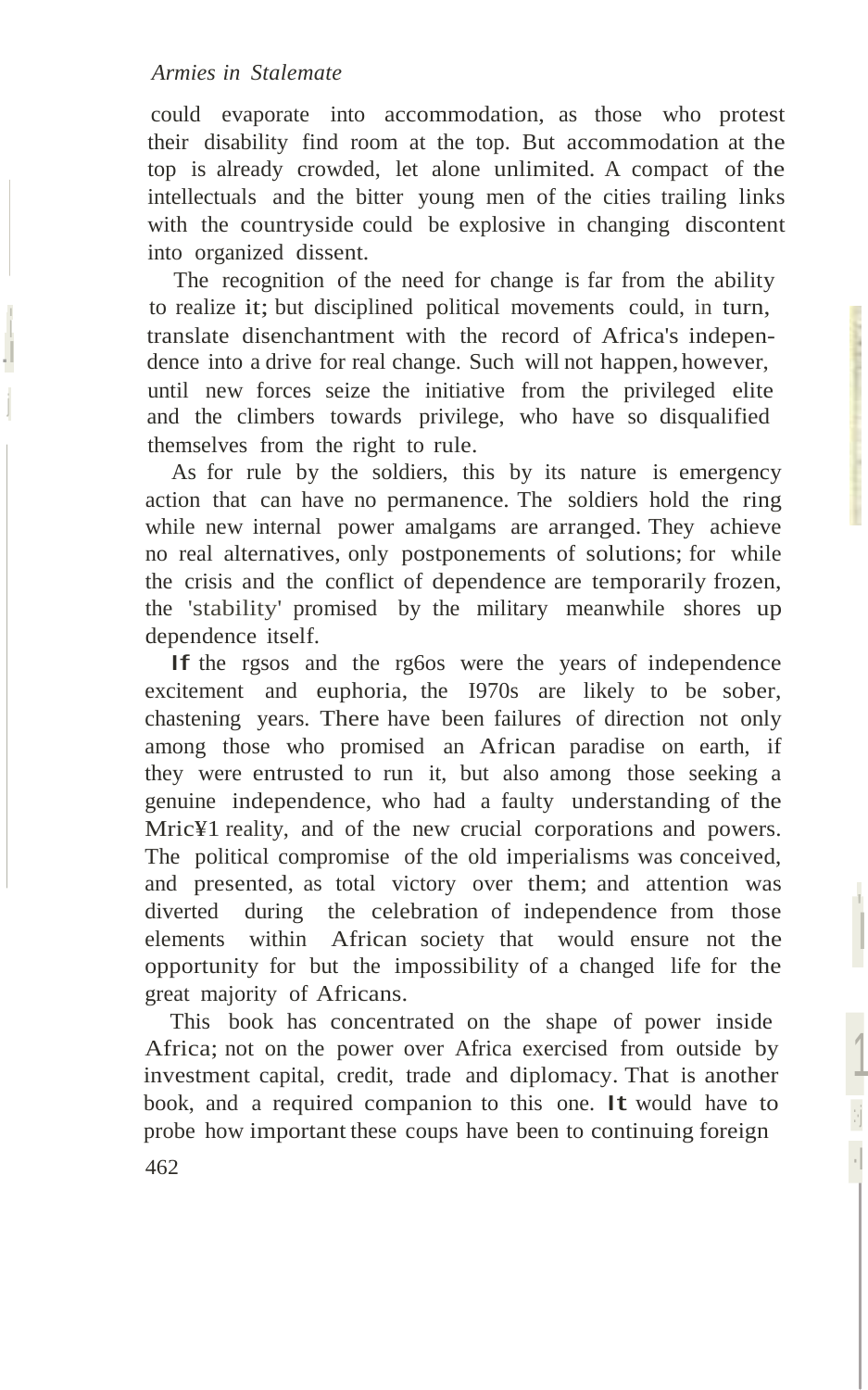could evaporate into accommodation, as those who protest their disability find room at the top. But accommodation at the top is already crowded, let alone unlimited. A compact of the intellectuals and the bitter young men of the cities trailing links with the countryside could be explosive in changing discontent into organized dissent.

The recognition of the need for change is far from the ability to realize it; but disciplined political movements could, in turn, translate disenchantment with the record of Africa's independence into a drive for real change. Such will not happen, however, until new forces seize the initiative from the privileged elite and the climbers towards privilege, who have so disqualified themselves from the right to rule.

As for rule by the soldiers, this by its nature is emergency action that can have no permanence. The soldiers hold the ring while new internal power amalgams are arranged. They achieve no real alternatives, only postponements of solutions; for while the crisis and the conflict of dependence are temporarily frozen, the 'stability' promised by the military meanwhile shores up dependence itself.

If the 1950s and the 1960s were the years of independence excitement and euphoria, the 1970s are likely to be sober, chastening years. There have been failures of direction not only among those who promised an African paradise on earth, if they were entrusted to run it, but also among those seeking a genuine independence, who had a faulty understanding of the African reality, and of the new crucial corporations and powers. The political compromise of the old imperialisms was conceived, and presented, as total victory over them; and attention was diverted during the celebration of independence from those elements within African society that would ensure not the opportunity for but the impossibility of a changed life for the great majority of Africans.

This book has concentrated on the shape of power inside Africa; not on the power over Africa exercised from outside by investment capital, credit, trade and diplomacy. That is another book, and a required companion to this one. It would have to probe how important these coups have been to continuing foreign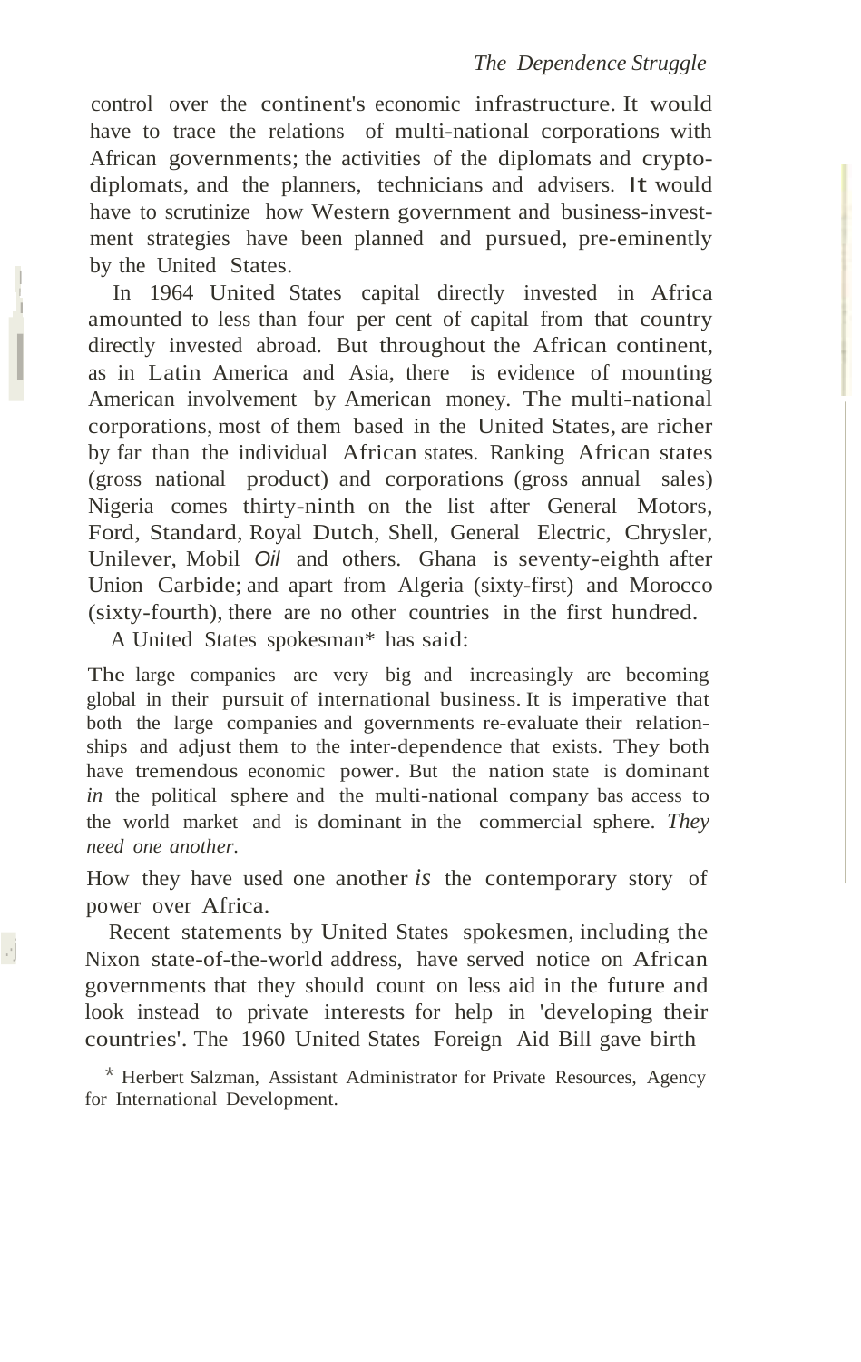control over the continent's economic infrastructure. It would have to trace the relations of multi-national corporations with African governments; the activities of the diplomats and crypto-diplomats, and the planners, technicians and advisers. It would have to scrutinize how Western government and business-investment strategies have been planned and pursued, pre-eminently by the United States.

In 1964 United States capital directly invested in Africa amounted to less than four per cent of capital from that country directly invested abroad. But throughout the African continent, as in Latin America and Asia, there is evidence of mounting American involvement by American money. The multi-national corporations, most of them based in the United States, are richer by far than the individual African states. Ranking African states (gross national product) and corporations (gross annual sales) Nigeria comes thirty-ninth on the list after General Motors, Ford, Standard, Royal Dutch, Shell, General Electric, Chrysler, Unilever, Mobil Oil and others. Ghana is seventy-eighth after Union Carbide; and apart from Algeria (sixty-first) and Morocco (sixty-fourth), there are no other countries in the first hundred.

A United States spokesman* has said:

> The large companies are very big and increasingly are becoming global in their pursuit of international business. It is imperative that both the large companies and governments re-evaluate their relationships and adjust them to the inter-dependence that exists. They both have tremendous economic power. But the nation state is dominant *in* the political sphere and the multi-national company bas access to the world market and is dominant in the commercial sphere. *They need one another.*

How they have used one another *is* the contemporary story of power over Africa.

Recent statements by United States spokesmen, including the Nixon state-of-the-world address, have served notice on African governments that they should count on less aid in the future and look instead to private interests for help in 'developing their countries'. The 1960 United States Foreign Aid Bill gave birth

\* Herbert Salzman, Assistant Administrator for Private Resources, Agency for International Development.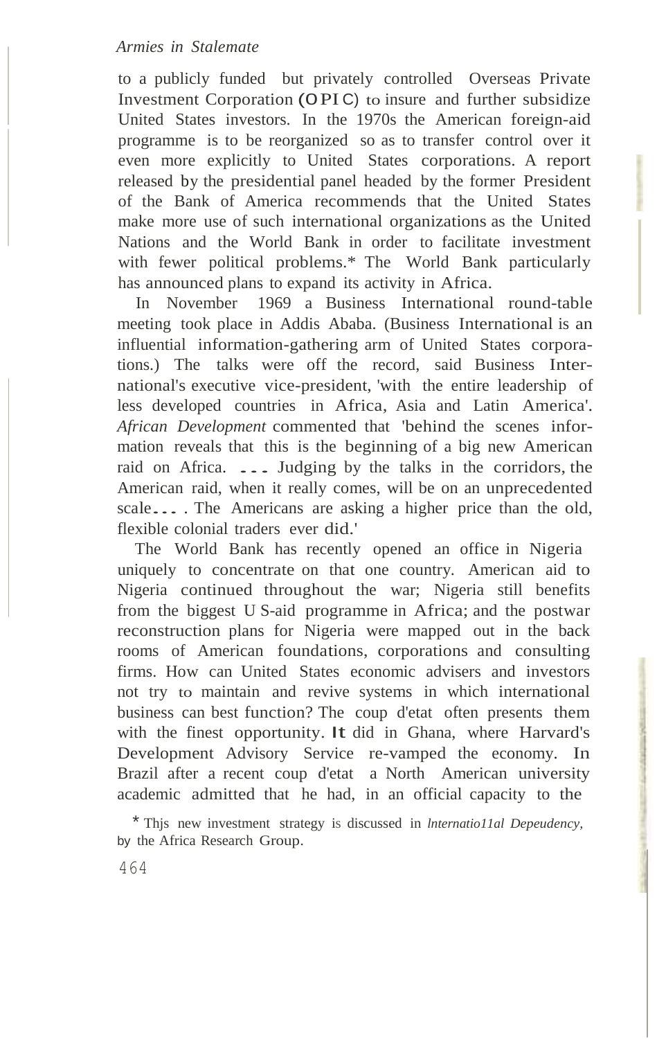to a publicly funded but privately controlled Overseas Private Investment Corporation (OPIC) to insure and further subsidize United States investors. In the 1970s the American foreign-aid programme is to be reorganized so as to transfer control over it even more explicitly to United States corporations. A report released by the presidential panel headed by the former President of the Bank of America recommends that the United States make more use of such international organizations as the United Nations and the World Bank in order to facilitate investment with fewer political problems.* The World Bank particularly has announced plans to expand its activity in Africa.

In November 1969 a Business International round-table meeting took place in Addis Ababa. (Business International is an influential information-gathering arm of United States corporations.) The talks were off the record, said Business International's executive vice-president, 'with the entire leadership of less developed countries in Africa, Asia and Latin America'. *African Development* commented that 'behind the scenes information reveals that this is the beginning of a big new American raid on Africa. ... Judging by the talks in the corridors, the American raid, when it really comes, will be on an unprecedented scale.... The Americans are asking a higher price than the old, flexible colonial traders ever did.'

The World Bank has recently opened an office in Nigeria uniquely to concentrate on that one country. American aid to Nigeria continued throughout the war; Nigeria still benefits from the biggest US-aid programme in Africa; and the postwar reconstruction plans for Nigeria were mapped out in the back rooms of American foundations, corporations and consulting firms. How can United States economic advisers and investors not try to maintain and revive systems in which international business can best function? The coup d'etat often presents them with the finest opportunity. It did in Ghana, where Harvard's Development Advisory Service re-vamped the economy. In Brazil after a recent coup d'etat a North American university academic admitted that he had, in an official capacity to the

* This new investment strategy is discussed in *International Dependency*, by the Africa Research Group.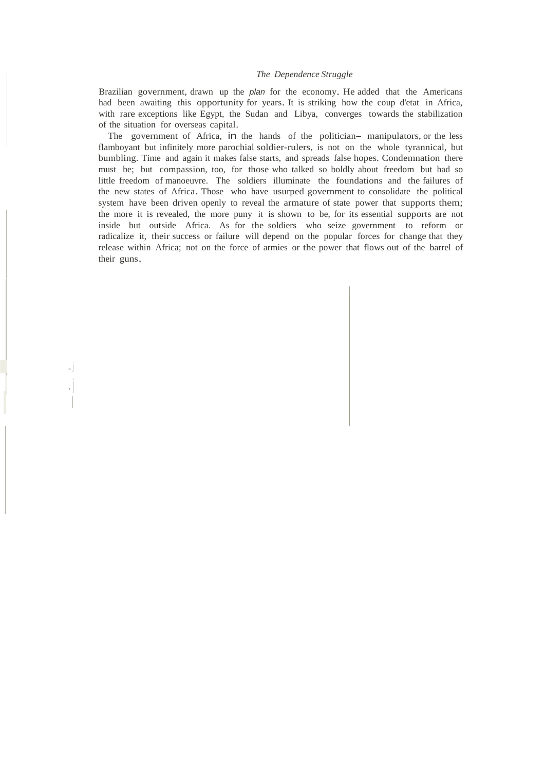Brazilian government, drawn up the *plan* for the economy. He added that the Americans had been awaiting this opportunity for years. It is striking how the coup d'etat in Africa, with rare exceptions like Egypt, the Sudan and Libya, converges towards the stabilization of the situation for overseas capital.

The government of Africa, in the hands of the politician– manipulators, or the less flamboyant but infinitely more parochial soldier-rulers, is not on the whole tyrannical, but bumbling. Time and again it makes false starts, and spreads false hopes. Condemnation there must be; but compassion, too, for those who talked so boldly about freedom but had so little freedom of manoeuvre. The soldiers illuminate the foundations and the failures of the new states of Africa. Those who have usurped government to consolidate the political system have been driven openly to reveal the armature of state power that supports them; the more it is revealed, the more puny it is shown to be, for its essential supports are not inside but outside Africa. As for the soldiers who seize government to reform or radicalize it, their success or failure will depend on the popular forces for change that they release within Africa; not on the force of armies or the power that flows out of the barrel of their guns.